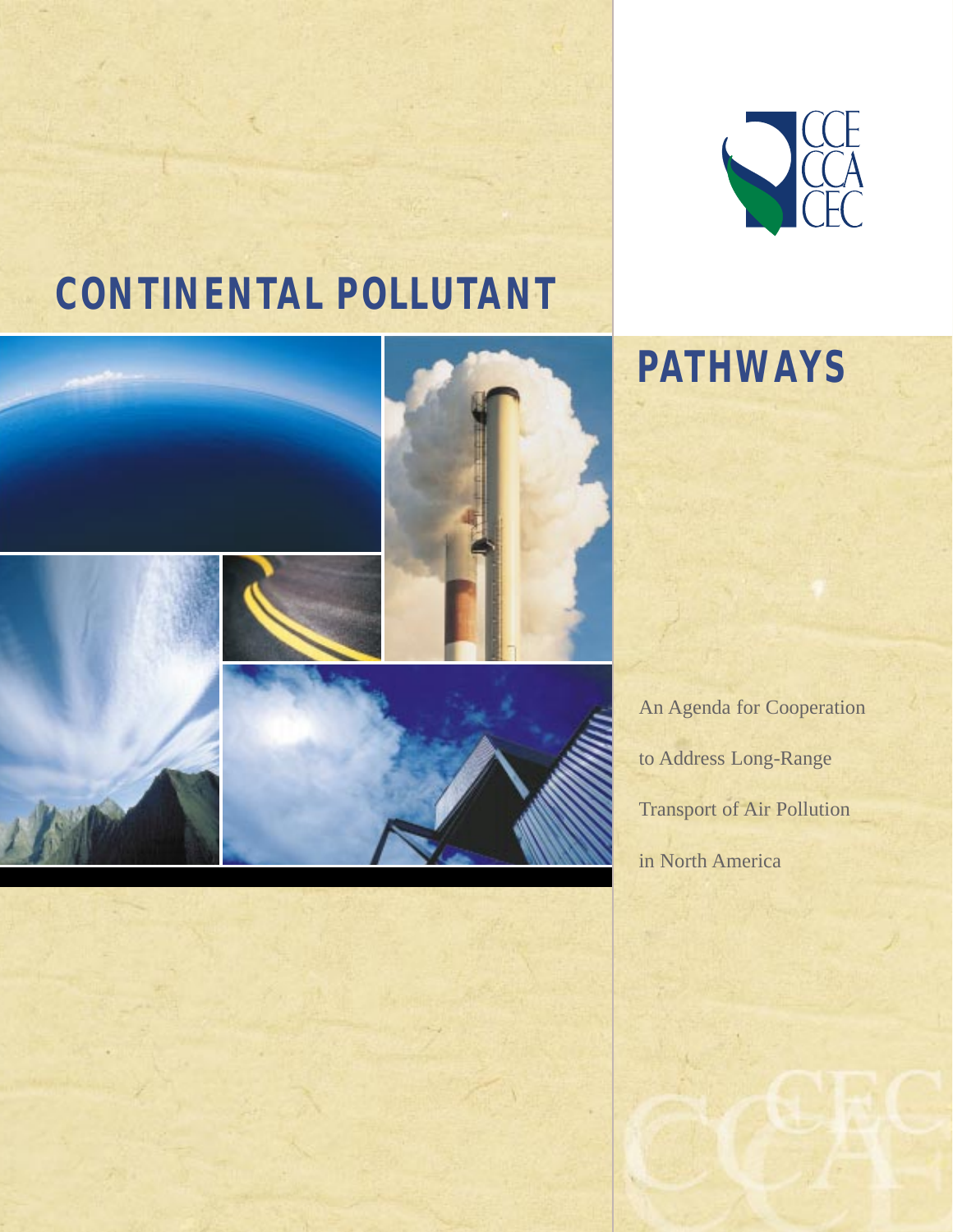CCE
CCA
CEC

# CONTINENTAL POLLUTANT PATHWAYS

An Agenda for Cooperation to Address Long-Range Transport of Air Pollution in North America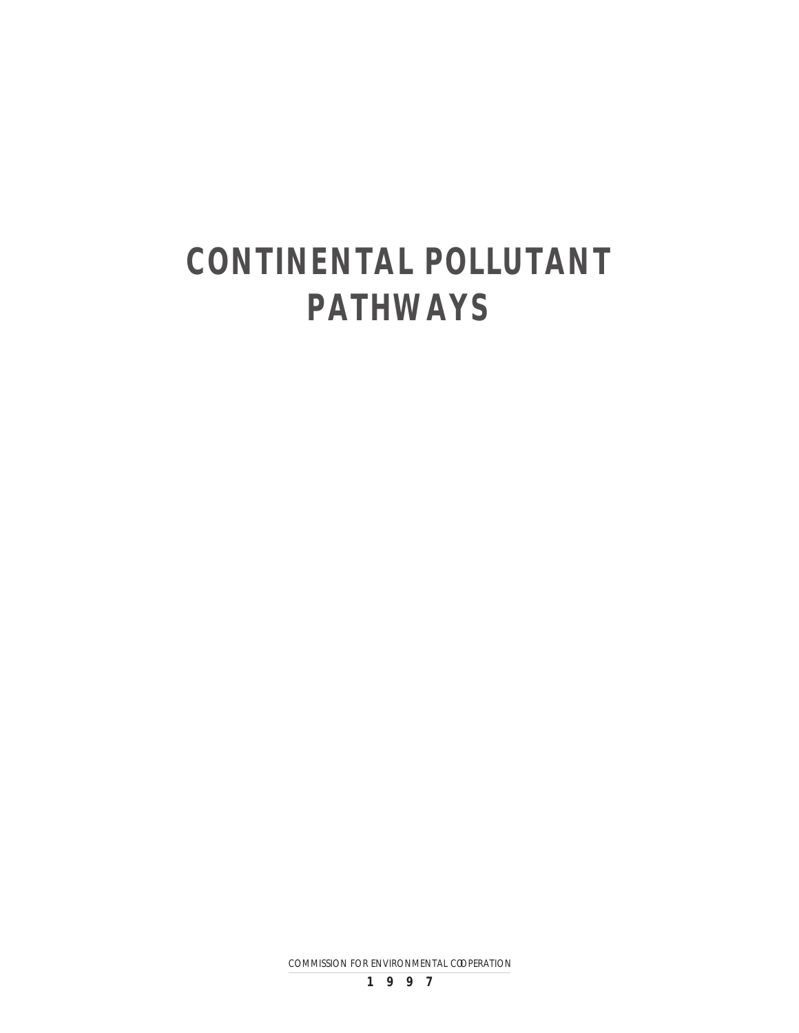# CONTINENTAL POLLUTANT PATHWAYS

COMMISSION FOR ENVIRONMENTAL COOPERATION

**1 9 9 7**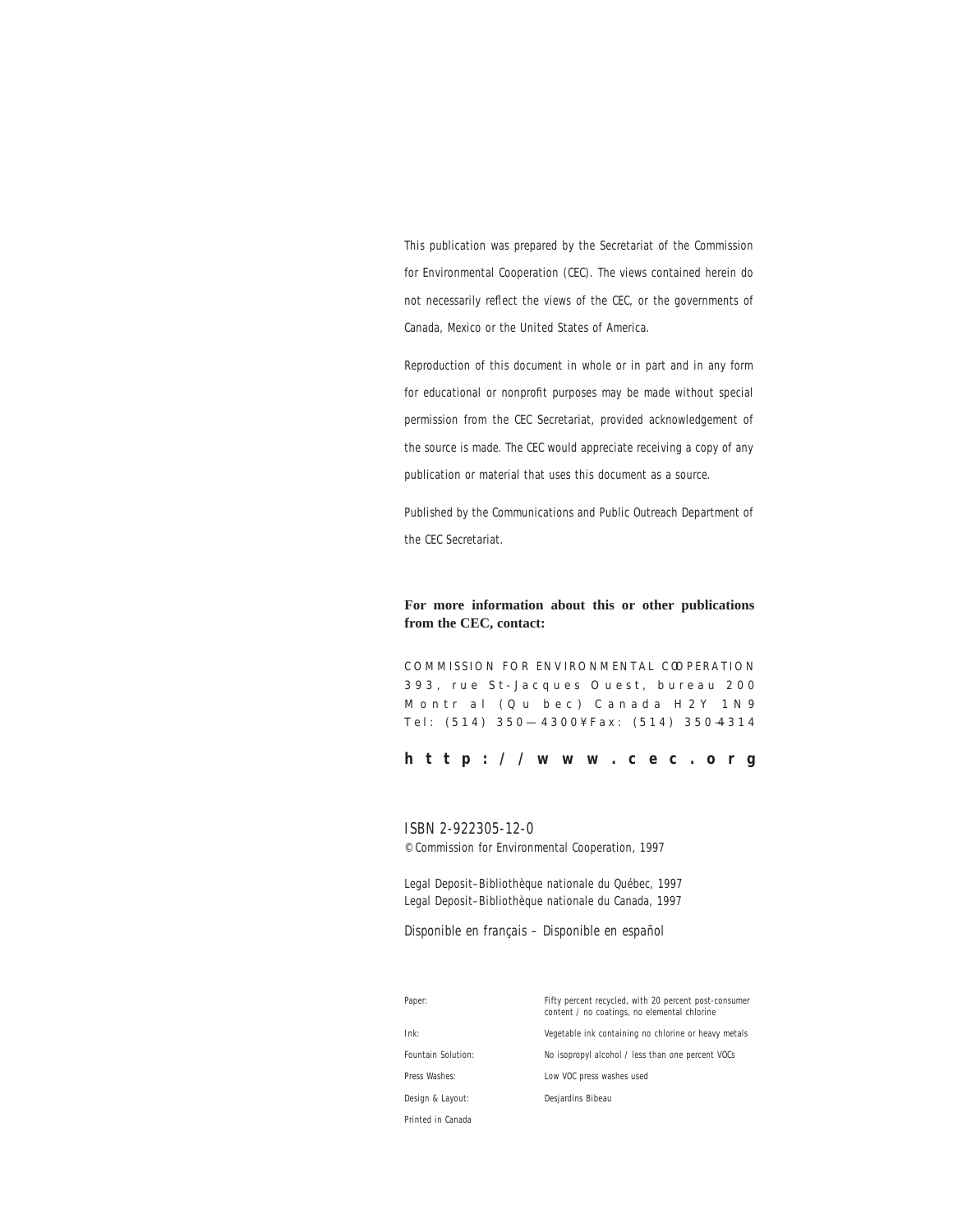This publication was prepared by the Secretariat of the Commission for Environmental Cooperation (CEC). The views contained herein do not necessarily reflect the views of the CEC, or the governments of Canada, Mexico or the United States of America.

Reproduction of this document in whole or in part and in any form for educational or nonprofit purposes may be made without special permission from the CEC Secretariat, provided acknowledgement of the source is made. The CEC would appreciate receiving a copy of any publication or material that uses this document as a source.

Published by the Communications and Public Outreach Department of the CEC Secretariat.

**For more information about this or other publications from the CEC, contact:**

COMMISSION FOR ENVIRONMENTAL COOPERATION
393, rue St-Jacques Ouest, bureau 200
Montréal (Québec) Canada H2Y 1N9
Tel: (514) 350–4300 • Fax: (514) 350–4314

**http://www.cec.org**

ISBN 2-922305-12-0
© Commission for Environmental Cooperation, 1997

Legal Deposit–Bibliothèque nationale du Québec, 1997
Legal Deposit–Bibliothèque nationale du Canada, 1997

Disponible en français – Disponible en español

| | |
|---|---|
| Paper: | Fifty percent recycled, with 20 percent post-consumer content / no coatings, no elemental chlorine |
| Ink: | Vegetable ink containing no chlorine or heavy metals |
| Fountain Solution: | No isopropyl alcohol / less than one percent VOCs |
| Press Washes: | Low VOC press washes used |
| Design & Layout: | Desjardins Bibeau |

Printed in Canada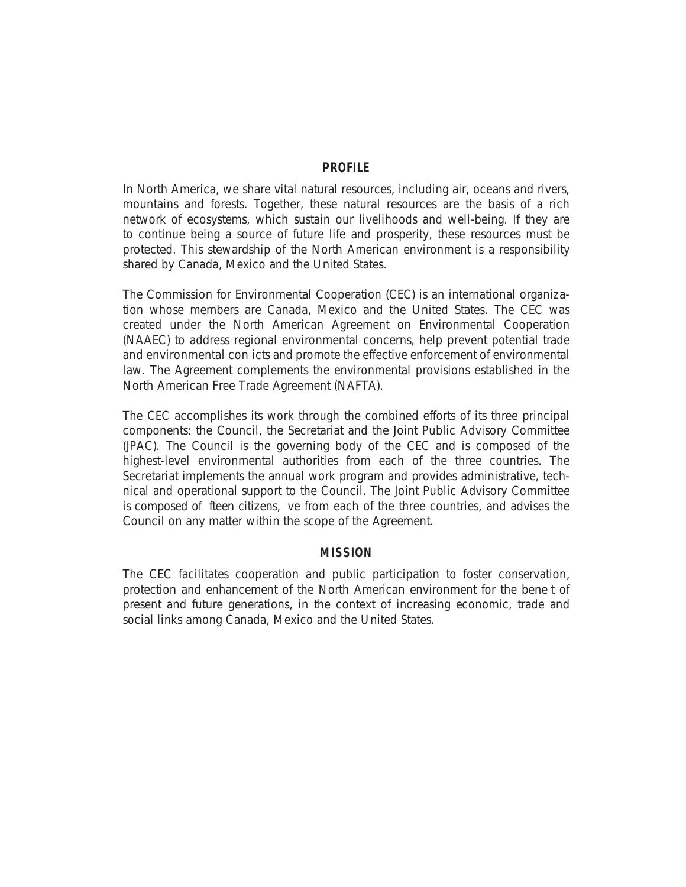## PROFILE

In North America, we share vital natural resources, including air, oceans and rivers, mountains and forests. Together, these natural resources are the basis of a rich network of ecosystems, which sustain our livelihoods and well-being. If they are to continue being a source of future life and prosperity, these resources must be protected. This stewardship of the North American environment is a responsibility shared by Canada, Mexico and the United States.

The Commission for Environmental Cooperation (CEC) is an international organization whose members are Canada, Mexico and the United States. The CEC was created under the North American Agreement on Environmental Cooperation (NAAEC) to address regional environmental concerns, help prevent potential trade and environmental con icts and promote the effective enforcement of environmental law. The Agreement complements the environmental provisions established in the North American Free Trade Agreement (NAFTA).

The CEC accomplishes its work through the combined efforts of its three principal components: the Council, the Secretariat and the Joint Public Advisory Committee (JPAC). The Council is the governing body of the CEC and is composed of the highest-level environmental authorities from each of the three countries. The Secretariat implements the annual work program and provides administrative, technical and operational support to the Council. The Joint Public Advisory Committee is composed of fteen citizens, ve from each of the three countries, and advises the Council on any matter within the scope of the Agreement.

## MISSION

The CEC facilitates cooperation and public participation to foster conservation, protection and enhancement of the North American environment for the bene t of present and future generations, in the context of increasing economic, trade and social links among Canada, Mexico and the United States.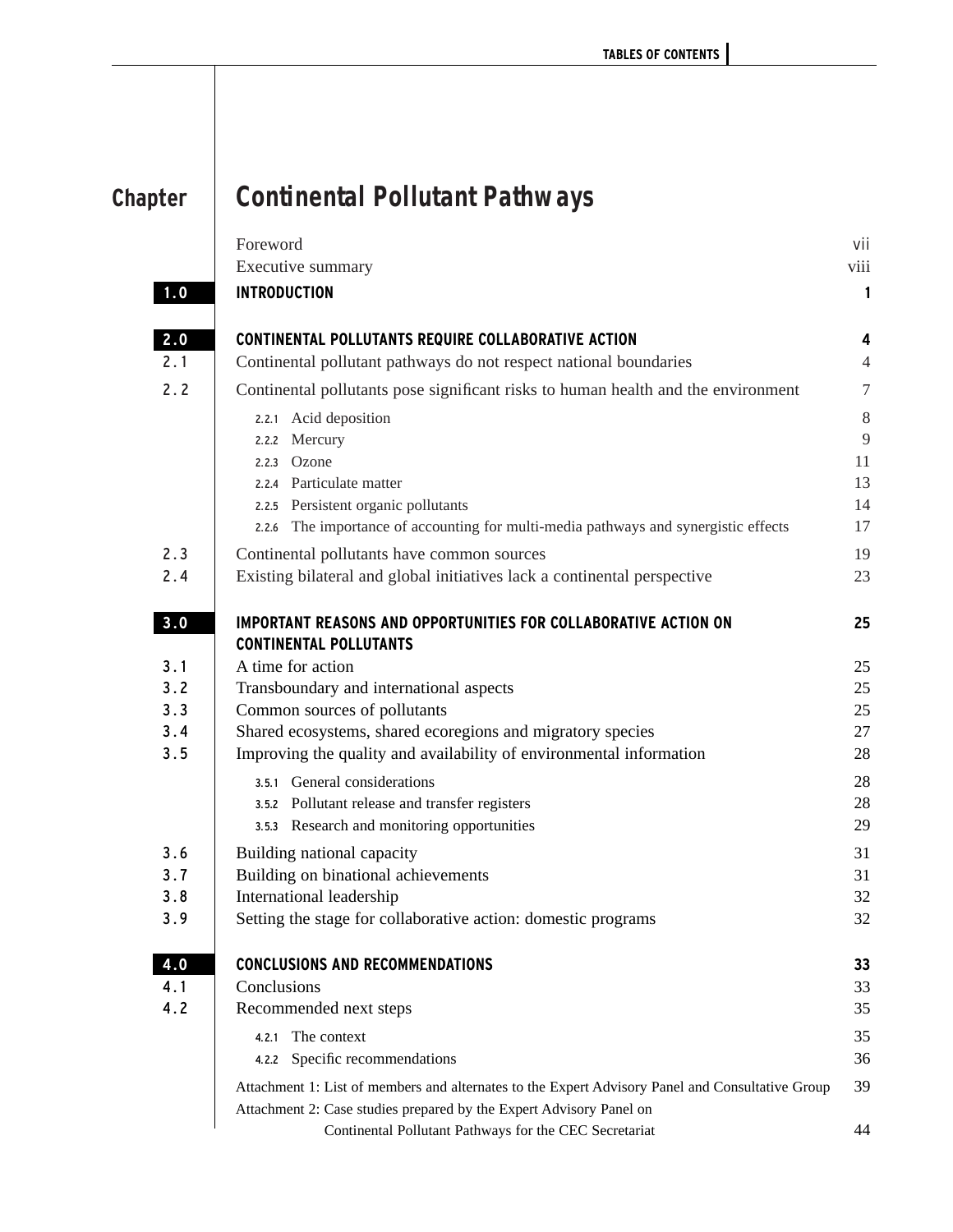# Continental Pollutant Pathways

| Chapter | | |
|---|---|---|
| | Foreword | vii |
| | Executive summary | viii |
| **1.0** | **INTRODUCTION** | **1** |
| **2.0** | **CONTINENTAL POLLUTANTS REQUIRE COLLABORATIVE ACTION** | **4** |
| 2.1 | Continental pollutant pathways do not respect national boundaries | 4 |
| 2.2 | Continental pollutants pose significant risks to human health and the environment | 7 |
| | 2.2.1 Acid deposition | 8 |
| | 2.2.2 Mercury | 9 |
| | 2.2.3 Ozone | 11 |
| | 2.2.4 Particulate matter | 13 |
| | 2.2.5 Persistent organic pollutants | 14 |
| | 2.2.6 The importance of accounting for multi-media pathways and synergistic effects | 17 |
| 2.3 | Continental pollutants have common sources | 19 |
| 2.4 | Existing bilateral and global initiatives lack a continental perspective | 23 |
| **3.0** | **IMPORTANT REASONS AND OPPORTUNITIES FOR COLLABORATIVE ACTION ON CONTINENTAL POLLUTANTS** | **25** |
| 3.1 | A time for action | 25 |
| 3.2 | Transboundary and international aspects | 25 |
| 3.3 | Common sources of pollutants | 25 |
| 3.4 | Shared ecosystems, shared ecoregions and migratory species | 27 |
| 3.5 | Improving the quality and availability of environmental information | 28 |
| | 3.5.1 General considerations | 28 |
| | 3.5.2 Pollutant release and transfer registers | 28 |
| | 3.5.3 Research and monitoring opportunities | 29 |
| 3.6 | Building national capacity | 31 |
| 3.7 | Building on binational achievements | 31 |
| 3.8 | International leadership | 32 |
| 3.9 | Setting the stage for collaborative action: domestic programs | 32 |
| **4.0** | **CONCLUSIONS AND RECOMMENDATIONS** | **33** |
| 4.1 | Conclusions | 33 |
| 4.2 | Recommended next steps | 35 |
| | 4.2.1 The context | 35 |
| | 4.2.2 Specific recommendations | 36 |
| | Attachment 1: List of members and alternates to the Expert Advisory Panel and Consultative Group | 39 |
| | Attachment 2: Case studies prepared by the Expert Advisory Panel on Continental Pollutant Pathways for the CEC Secretariat | 44 |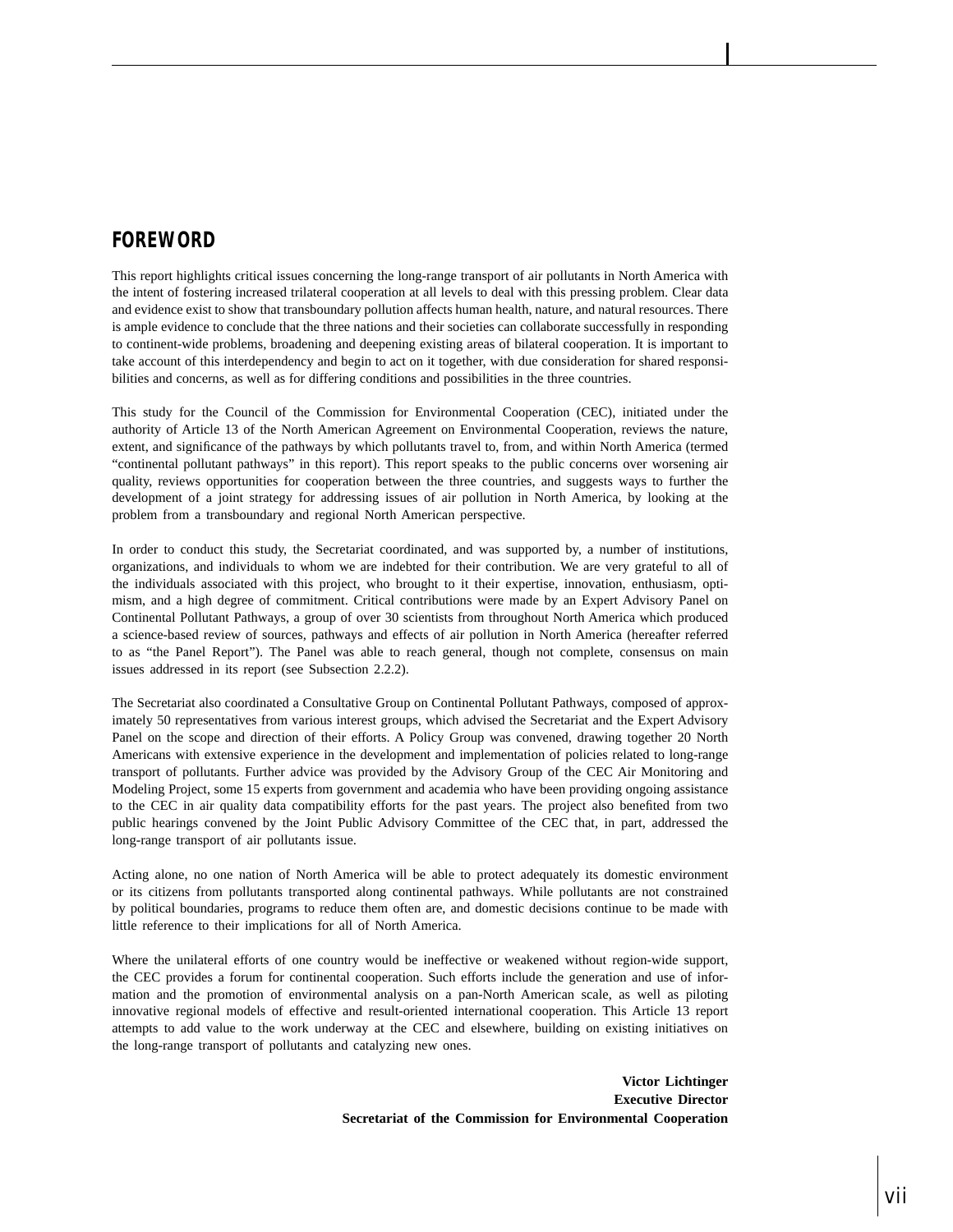# FOREWORD

This report highlights critical issues concerning the long-range transport of air pollutants in North America with the intent of fostering increased trilateral cooperation at all levels to deal with this pressing problem. Clear data and evidence exist to show that transboundary pollution affects human health, nature, and natural resources. There is ample evidence to conclude that the three nations and their societies can collaborate successfully in responding to continent-wide problems, broadening and deepening existing areas of bilateral cooperation. It is important to take account of this interdependency and begin to act on it together, with due consideration for shared responsibilities and concerns, as well as for differing conditions and possibilities in the three countries.

This study for the Council of the Commission for Environmental Cooperation (CEC), initiated under the authority of Article 13 of the North American Agreement on Environmental Cooperation, reviews the nature, extent, and significance of the pathways by which pollutants travel to, from, and within North America (termed "continental pollutant pathways" in this report). This report speaks to the public concerns over worsening air quality, reviews opportunities for cooperation between the three countries, and suggests ways to further the development of a joint strategy for addressing issues of air pollution in North America, by looking at the problem from a transboundary and regional North American perspective.

In order to conduct this study, the Secretariat coordinated, and was supported by, a number of institutions, organizations, and individuals to whom we are indebted for their contribution. We are very grateful to all of the individuals associated with this project, who brought to it their expertise, innovation, enthusiasm, optimism, and a high degree of commitment. Critical contributions were made by an Expert Advisory Panel on Continental Pollutant Pathways, a group of over 30 scientists from throughout North America which produced a science-based review of sources, pathways and effects of air pollution in North America (hereafter referred to as "the Panel Report"). The Panel was able to reach general, though not complete, consensus on main issues addressed in its report (see Subsection 2.2.2).

The Secretariat also coordinated a Consultative Group on Continental Pollutant Pathways, composed of approximately 50 representatives from various interest groups, which advised the Secretariat and the Expert Advisory Panel on the scope and direction of their efforts. A Policy Group was convened, drawing together 20 North Americans with extensive experience in the development and implementation of policies related to long-range transport of pollutants. Further advice was provided by the Advisory Group of the CEC Air Monitoring and Modeling Project, some 15 experts from government and academia who have been providing ongoing assistance to the CEC in air quality data compatibility efforts for the past years. The project also benefited from two public hearings convened by the Joint Public Advisory Committee of the CEC that, in part, addressed the long-range transport of air pollutants issue.

Acting alone, no one nation of North America will be able to protect adequately its domestic environment or its citizens from pollutants transported along continental pathways. While pollutants are not constrained by political boundaries, programs to reduce them often are, and domestic decisions continue to be made with little reference to their implications for all of North America.

Where the unilateral efforts of one country would be ineffective or weakened without region-wide support, the CEC provides a forum for continental cooperation. Such efforts include the generation and use of information and the promotion of environmental analysis on a pan-North American scale, as well as piloting innovative regional models of effective and result-oriented international cooperation. This Article 13 report attempts to add value to the work underway at the CEC and elsewhere, building on existing initiatives on the long-range transport of pollutants and catalyzing new ones.

**Victor Lichtinger**
**Executive Director**
**Secretariat of the Commission for Environmental Cooperation**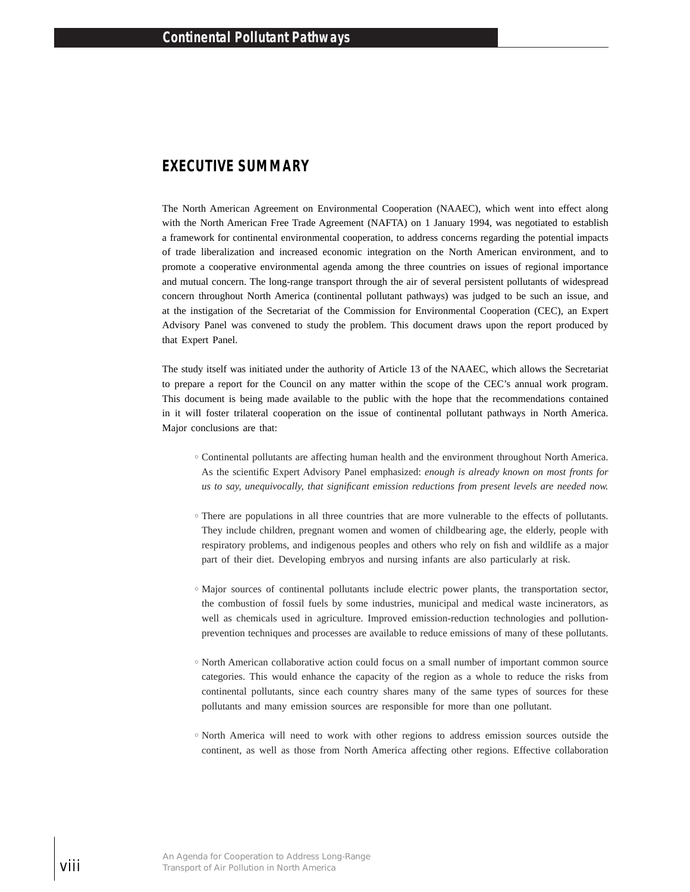## EXECUTIVE SUMMARY

The North American Agreement on Environmental Cooperation (NAAEC), which went into effect along with the North American Free Trade Agreement (NAFTA) on 1 January 1994, was negotiated to establish a framework for continental environmental cooperation, to address concerns regarding the potential impacts of trade liberalization and increased economic integration on the North American environment, and to promote a cooperative environmental agenda among the three countries on issues of regional importance and mutual concern. The long-range transport through the air of several persistent pollutants of widespread concern throughout North America (continental pollutant pathways) was judged to be such an issue, and at the instigation of the Secretariat of the Commission for Environmental Cooperation (CEC), an Expert Advisory Panel was convened to study the problem. This document draws upon the report produced by that Expert Panel.

The study itself was initiated under the authority of Article 13 of the NAAEC, which allows the Secretariat to prepare a report for the Council on any matter within the scope of the CEC's annual work program. This document is being made available to the public with the hope that the recommendations contained in it will foster trilateral cooperation on the issue of continental pollutant pathways in North America. Major conclusions are that:

- Continental pollutants are affecting human health and the environment throughout North America. As the scientific Expert Advisory Panel emphasized: *enough is already known on most fronts for us to say, unequivocally, that significant emission reductions from present levels are needed now.*

- There are populations in all three countries that are more vulnerable to the effects of pollutants. They include children, pregnant women and women of childbearing age, the elderly, people with respiratory problems, and indigenous peoples and others who rely on fish and wildlife as a major part of their diet. Developing embryos and nursing infants are also particularly at risk.

- Major sources of continental pollutants include electric power plants, the transportation sector, the combustion of fossil fuels by some industries, municipal and medical waste incinerators, as well as chemicals used in agriculture. Improved emission-reduction technologies and pollution-prevention techniques and processes are available to reduce emissions of many of these pollutants.

- North American collaborative action could focus on a small number of important common source categories. This would enhance the capacity of the region as a whole to reduce the risks from continental pollutants, since each country shares many of the same types of sources for these pollutants and many emission sources are responsible for more than one pollutant.

- North America will need to work with other regions to address emission sources outside the continent, as well as those from North America affecting other regions. Effective collaboration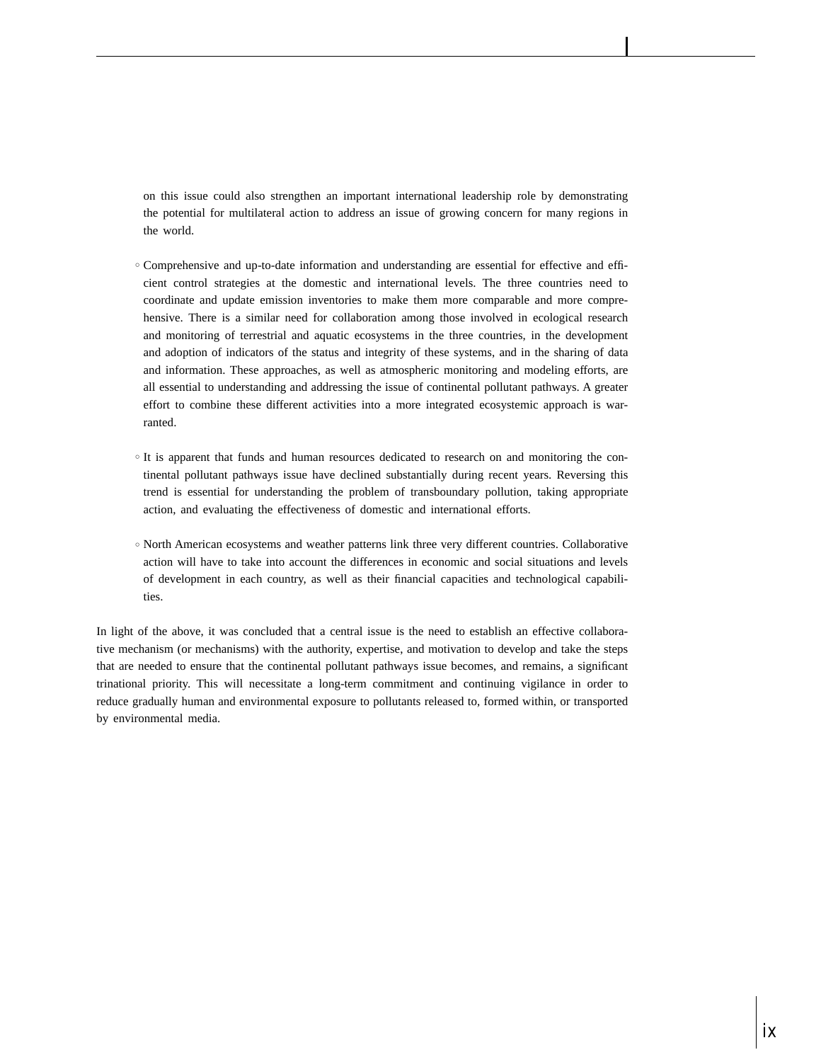on this issue could also strengthen an important international leadership role by demonstrating the potential for multilateral action to address an issue of growing concern for many regions in the world.

- Comprehensive and up-to-date information and understanding are essential for effective and efficient control strategies at the domestic and international levels. The three countries need to coordinate and update emission inventories to make them more comparable and more comprehensive. There is a similar need for collaboration among those involved in ecological research and monitoring of terrestrial and aquatic ecosystems in the three countries, in the development and adoption of indicators of the status and integrity of these systems, and in the sharing of data and information. These approaches, as well as atmospheric monitoring and modeling efforts, are all essential to understanding and addressing the issue of continental pollutant pathways. A greater effort to combine these different activities into a more integrated ecosystemic approach is warranted.

- It is apparent that funds and human resources dedicated to research on and monitoring the continental pollutant pathways issue have declined substantially during recent years. Reversing this trend is essential for understanding the problem of transboundary pollution, taking appropriate action, and evaluating the effectiveness of domestic and international efforts.

- North American ecosystems and weather patterns link three very different countries. Collaborative action will have to take into account the differences in economic and social situations and levels of development in each country, as well as their financial capacities and technological capabilities.

In light of the above, it was concluded that a central issue is the need to establish an effective collaborative mechanism (or mechanisms) with the authority, expertise, and motivation to develop and take the steps that are needed to ensure that the continental pollutant pathways issue becomes, and remains, a significant trinational priority. This will necessitate a long-term commitment and continuing vigilance in order to reduce gradually human and environmental exposure to pollutants released to, formed within, or transported by environmental media.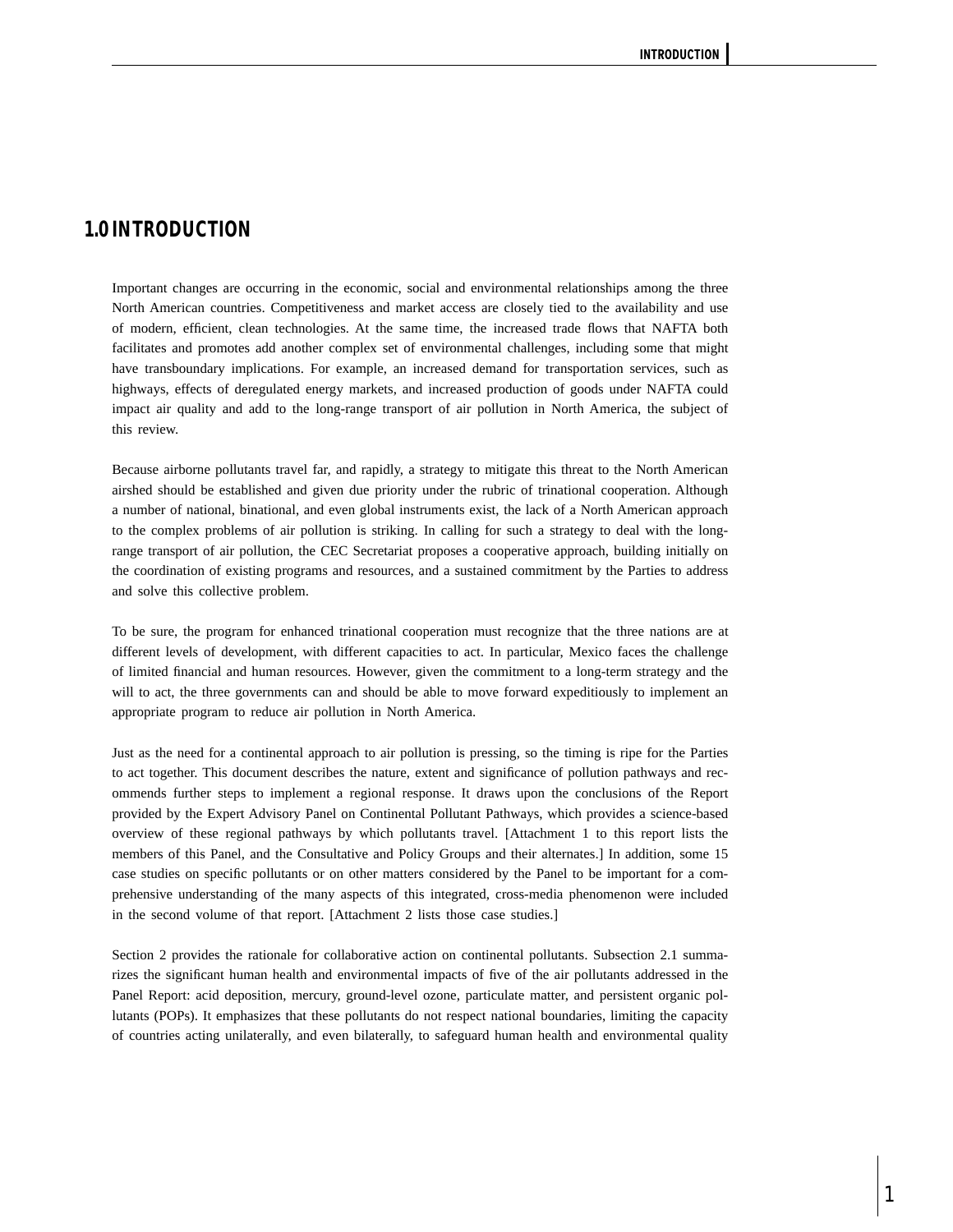# 1.0 INTRODUCTION

Important changes are occurring in the economic, social and environmental relationships among the three North American countries. Competitiveness and market access are closely tied to the availability and use of modern, efficient, clean technologies. At the same time, the increased trade flows that NAFTA both facilitates and promotes add another complex set of environmental challenges, including some that might have transboundary implications. For example, an increased demand for transportation services, such as highways, effects of deregulated energy markets, and increased production of goods under NAFTA could impact air quality and add to the long-range transport of air pollution in North America, the subject of this review.

Because airborne pollutants travel far, and rapidly, a strategy to mitigate this threat to the North American airshed should be established and given due priority under the rubric of trinational cooperation. Although a number of national, binational, and even global instruments exist, the lack of a North American approach to the complex problems of air pollution is striking. In calling for such a strategy to deal with the long-range transport of air pollution, the CEC Secretariat proposes a cooperative approach, building initially on the coordination of existing programs and resources, and a sustained commitment by the Parties to address and solve this collective problem.

To be sure, the program for enhanced trinational cooperation must recognize that the three nations are at different levels of development, with different capacities to act. In particular, Mexico faces the challenge of limited financial and human resources. However, given the commitment to a long-term strategy and the will to act, the three governments can and should be able to move forward expeditiously to implement an appropriate program to reduce air pollution in North America.

Just as the need for a continental approach to air pollution is pressing, so the timing is ripe for the Parties to act together. This document describes the nature, extent and significance of pollution pathways and recommends further steps to implement a regional response. It draws upon the conclusions of the Report provided by the Expert Advisory Panel on Continental Pollutant Pathways, which provides a science-based overview of these regional pathways by which pollutants travel. [Attachment 1 to this report lists the members of this Panel, and the Consultative and Policy Groups and their alternates.] In addition, some 15 case studies on specific pollutants or on other matters considered by the Panel to be important for a comprehensive understanding of the many aspects of this integrated, cross-media phenomenon were included in the second volume of that report. [Attachment 2 lists those case studies.]

Section 2 provides the rationale for collaborative action on continental pollutants. Subsection 2.1 summarizes the significant human health and environmental impacts of five of the air pollutants addressed in the Panel Report: acid deposition, mercury, ground-level ozone, particulate matter, and persistent organic pollutants (POPs). It emphasizes that these pollutants do not respect national boundaries, limiting the capacity of countries acting unilaterally, and even bilaterally, to safeguard human health and environmental quality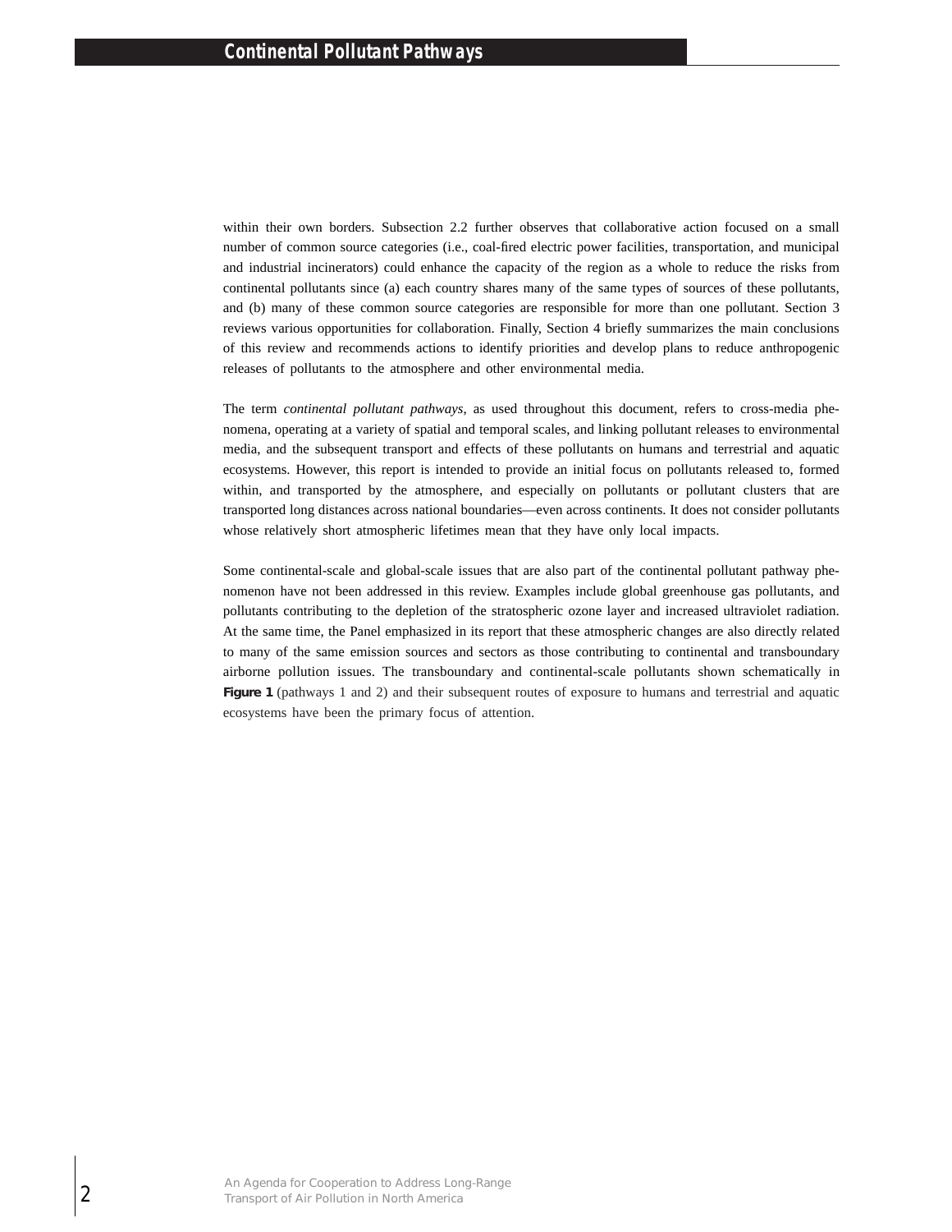within their own borders. Subsection 2.2 further observes that collaborative action focused on a small number of common source categories (i.e., coal-fired electric power facilities, transportation, and municipal and industrial incinerators) could enhance the capacity of the region as a whole to reduce the risks from continental pollutants since (a) each country shares many of the same types of sources of these pollutants, and (b) many of these common source categories are responsible for more than one pollutant. Section 3 reviews various opportunities for collaboration. Finally, Section 4 briefly summarizes the main conclusions of this review and recommends actions to identify priorities and develop plans to reduce anthropogenic releases of pollutants to the atmosphere and other environmental media.

The term *continental pollutant pathways*, as used throughout this document, refers to cross-media phenomena, operating at a variety of spatial and temporal scales, and linking pollutant releases to environmental media, and the subsequent transport and effects of these pollutants on humans and terrestrial and aquatic ecosystems. However, this report is intended to provide an initial focus on pollutants released to, formed within, and transported by the atmosphere, and especially on pollutants or pollutant clusters that are transported long distances across national boundaries—even across continents. It does not consider pollutants whose relatively short atmospheric lifetimes mean that they have only local impacts.

Some continental-scale and global-scale issues that are also part of the continental pollutant pathway phenomenon have not been addressed in this review. Examples include global greenhouse gas pollutants, and pollutants contributing to the depletion of the stratospheric ozone layer and increased ultraviolet radiation. At the same time, the Panel emphasized in its report that these atmospheric changes are also directly related to many of the same emission sources and sectors as those contributing to continental and transboundary airborne pollution issues. The transboundary and continental-scale pollutants shown schematically in **Figure 1** (pathways 1 and 2) and their subsequent routes of exposure to humans and terrestrial and aquatic ecosystems have been the primary focus of attention.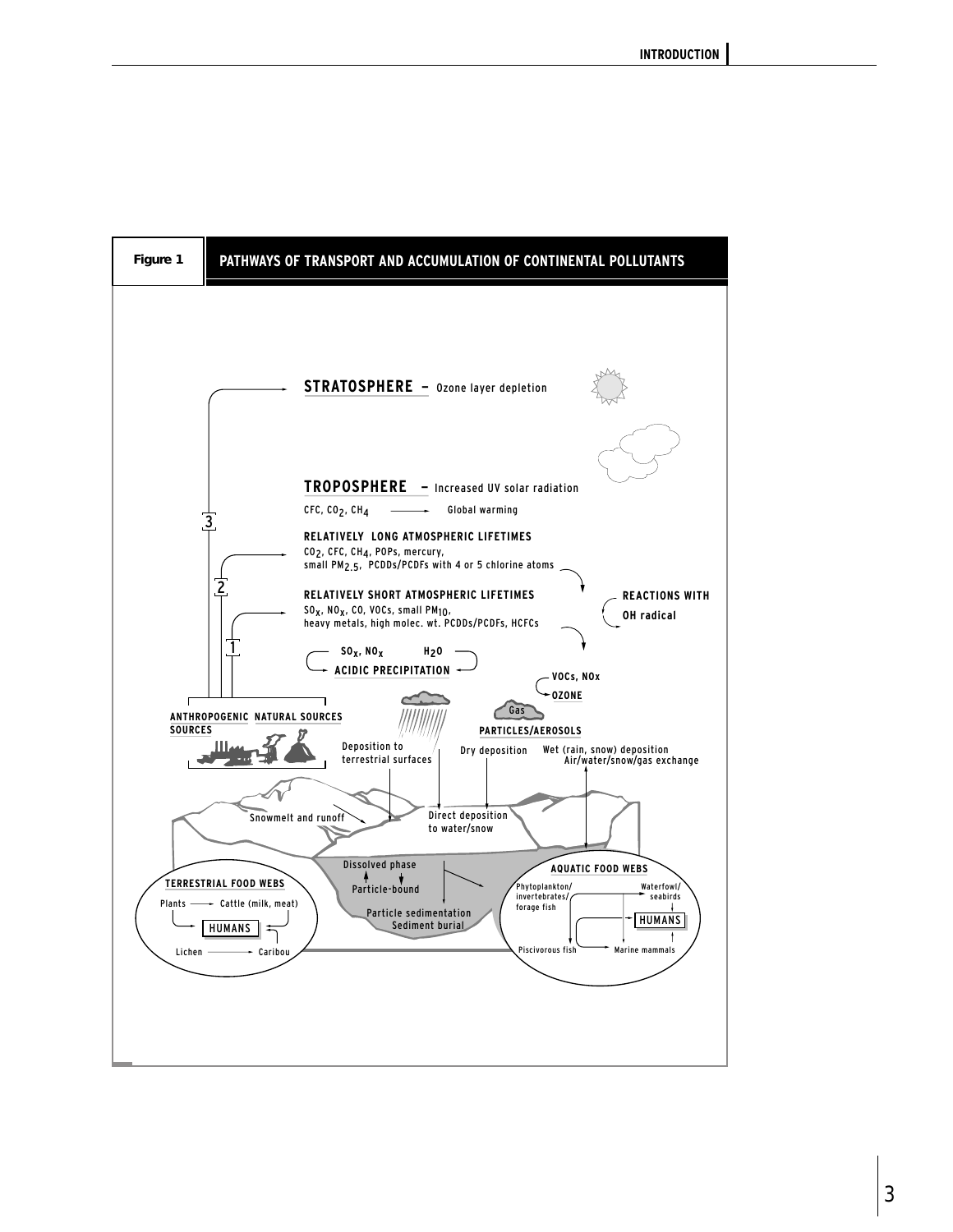**Figure 1** PATHWAYS OF TRANSPORT AND ACCUMULATION OF CONTINENTAL POLLUTANTS

**STRATOSPHERE** – Ozone layer depletion

**TROPOSPHERE** – Increased UV solar radiation

CFC, $CO_2$, $CH_4$ → Global warming

3

**RELATIVELY LONG ATMOSPHERIC LIFETIMES**
$CO_2$, CFC, $CH_4$, POPs, mercury, small $PM_{2.5}$, PCDDs/PCDFs with 4 or 5 chlorine atoms

2

**RELATIVELY SHORT ATMOSPHERIC LIFETIMES**
$SO_x$, $NO_x$, CO, VOCs, small $PM_{10}$, heavy metals, high molec. wt. PCDDs/PCDFs, HCFCs

**REACTIONS WITH OH radical**

1

$SO_x$, $NO_x$ — $H_2O$
**ACIDIC PRECIPITATION**

VOCs, NOx → **OZONE**

**ANTHROPOGENIC SOURCES** **NATURAL SOURCES**

Gas

**PARTICLES/AEROSOLS**

Deposition to terrestrial surfaces

Dry deposition

Wet (rain, snow) deposition
Air/water/snow/gas exchange

Snowmelt and runoff

Direct deposition to water/snow

Dissolved phase
Particle-bound
Particle sedimentation
Sediment burial

**TERRESTRIAL FOOD WEBS**
Plants → Cattle (milk, meat)
HUMANS
Lichen → Caribou

**AQUATIC FOOD WEBS**
Phytoplankton/invertebrates/forage fish → Waterfowl/seabirds
HUMANS
Piscivorous fish → Marine mammals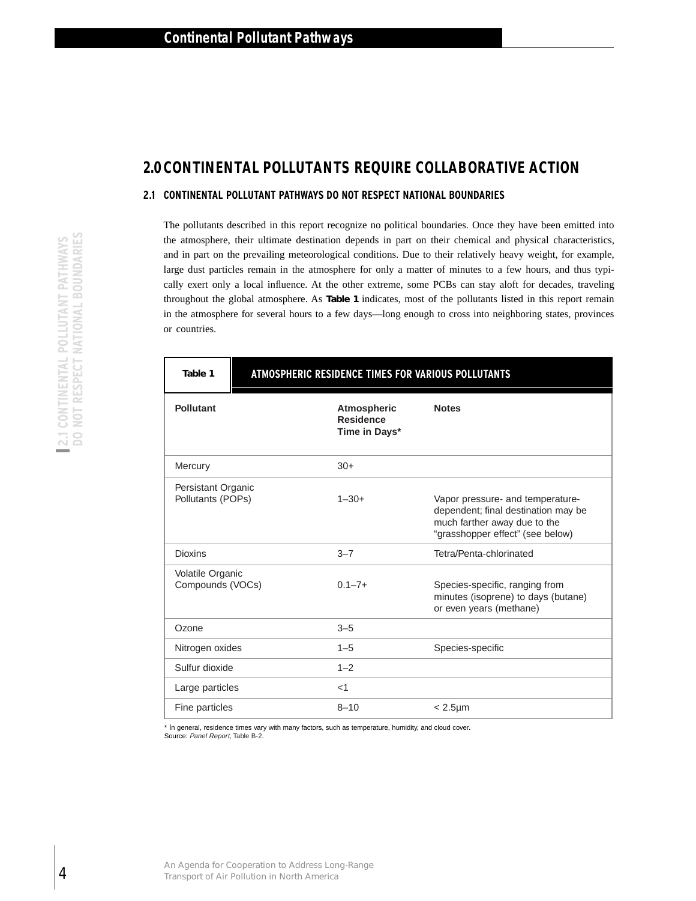## 2.0 CONTINENTAL POLLUTANTS REQUIRE COLLABORATIVE ACTION

### 2.1 CONTINENTAL POLLUTANT PATHWAYS DO NOT RESPECT NATIONAL BOUNDARIES

The pollutants described in this report recognize no political boundaries. Once they have been emitted into the atmosphere, their ultimate destination depends in part on their chemical and physical characteristics, and in part on the prevailing meteorological conditions. Due to their relatively heavy weight, for example, large dust particles remain in the atmosphere for only a matter of minutes to a few hours, and thus typically exert only a local influence. At the other extreme, some PCBs can stay aloft for decades, traveling throughout the global atmosphere. As **Table 1** indicates, most of the pollutants listed in this report remain in the atmosphere for several hours to a few days—long enough to cross into neighboring states, provinces or countries.

**Table 1 ATMOSPHERIC RESIDENCE TIMES FOR VARIOUS POLLUTANTS**

| Pollutant | Atmospheric Residence Time in Days* | Notes |
|---|---|---|
| Mercury | 30+ | |
| Persistant Organic Pollutants (POPs) | 1–30+ | Vapor pressure- and temperature-dependent; final destination may be much farther away due to the “grasshopper effect” (see below) |
| Dioxins | 3–7 | Tetra/Penta-chlorinated |
| Volatile Organic Compounds (VOCs) | 0.1–7+ | Species-specific, ranging from minutes (isoprene) to days (butane) or even years (methane) |
| Ozone | 3–5 | |
| Nitrogen oxides | 1–5 | Species-specific |
| Sulfur dioxide | 1–2 | |
| Large particles | <1 | |
| Fine particles | 8–10 | < 2.5µm |

* In general, residence times vary with many factors, such as temperature, humidity, and cloud cover.
Source: *Panel Report*, Table B-2.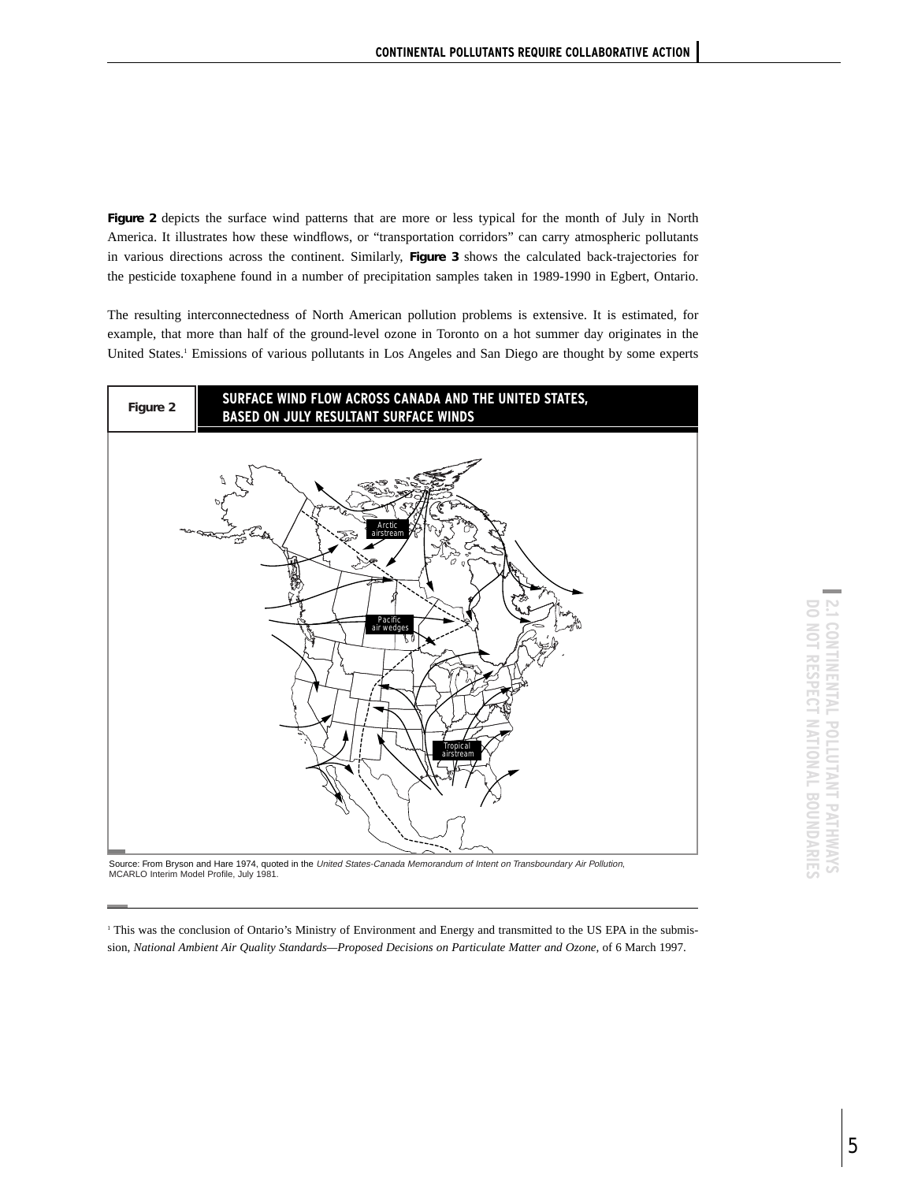**Figure 2** depicts the surface wind patterns that are more or less typical for the month of July in North America. It illustrates how these windflows, or "transportation corridors" can carry atmospheric pollutants in various directions across the continent. Similarly, **Figure 3** shows the calculated back-trajectories for the pesticide toxaphene found in a number of precipitation samples taken in 1989-1990 in Egbert, Ontario.

The resulting interconnectedness of North American pollution problems is extensive. It is estimated, for example, that more than half of the ground-level ozone in Toronto on a hot summer day originates in the United States.[1] Emissions of various pollutants in Los Angeles and San Diego are thought by some experts

**Figure 2** **SURFACE WIND FLOW ACROSS CANADA AND THE UNITED STATES, BASED ON JULY RESULTANT SURFACE WINDS**

Source: From Bryson and Hare 1974, quoted in the *United States-Canada Memorandum of Intent on Transboundary Air Pollution*, MCARLO Interim Model Profile, July 1981.

[1] This was the conclusion of Ontario's Ministry of Environment and Energy and transmitted to the US EPA in the submission, *National Ambient Air Quality Standards—Proposed Decisions on Particulate Matter and Ozone*, of 6 March 1997.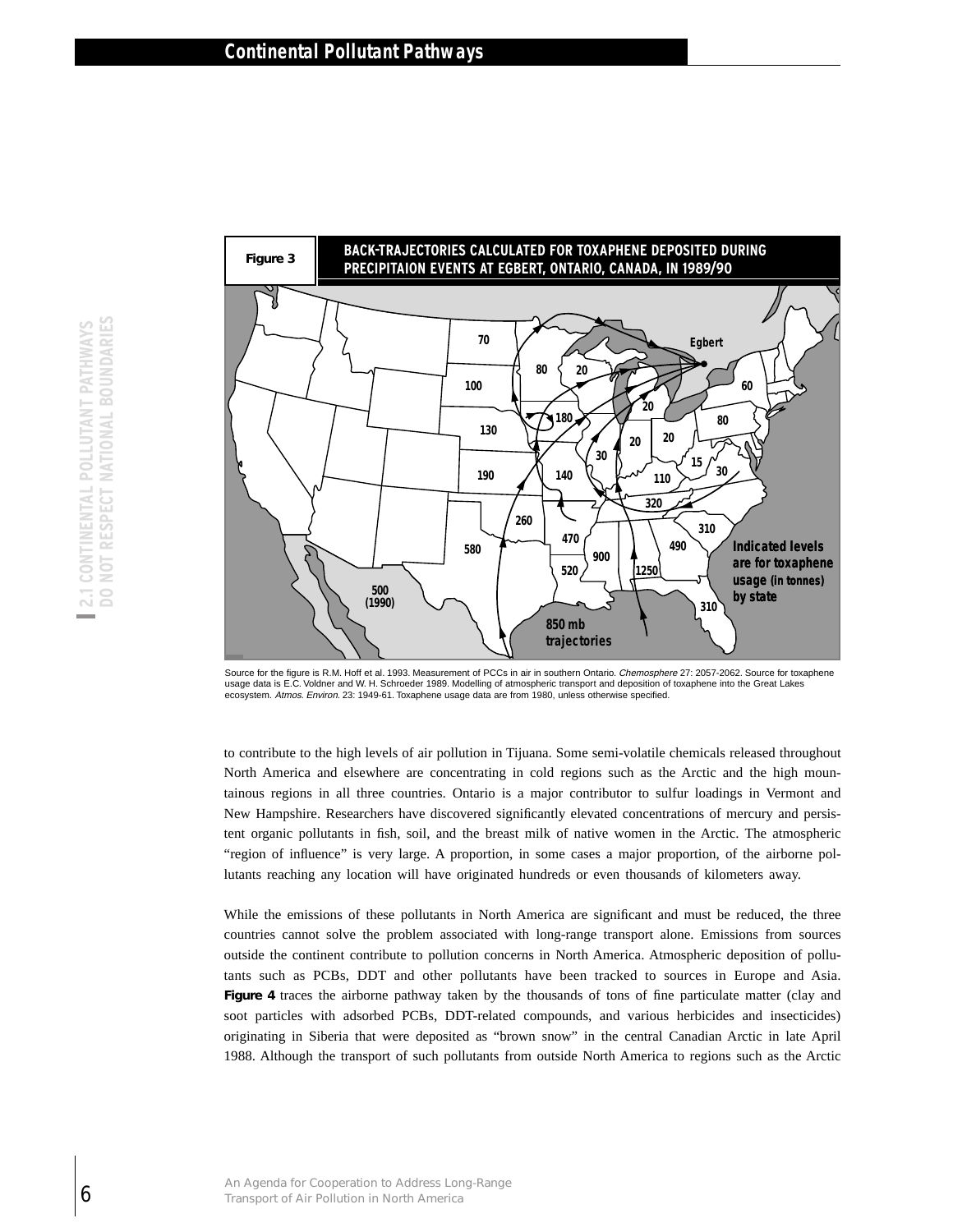**Figure 3** BACK-TRAJECTORIES CALCULATED FOR TOXAPHENE DEPOSITED DURING PRECIPITAION EVENTS AT EGBERT, ONTARIO, CANADA, IN 1989/90

Source for the figure is R.M. Hoff et al. 1993. Measurement of PCCs in air in southern Ontario. *Chemosphere* 27: 2057-2062. Source for toxaphene usage data is E.C. Voldner and W. H. Schroeder 1989. Modelling of atmospheric transport and deposition of toxaphene into the Great Lakes ecosystem. *Atmos. Environ.* 23: 1949-61. Toxaphene usage data are from 1980, unless otherwise specified.

to contribute to the high levels of air pollution in Tijuana. Some semi-volatile chemicals released throughout North America and elsewhere are concentrating in cold regions such as the Arctic and the high mountainous regions in all three countries. Ontario is a major contributor to sulfur loadings in Vermont and New Hampshire. Researchers have discovered significantly elevated concentrations of mercury and persistent organic pollutants in fish, soil, and the breast milk of native women in the Arctic. The atmospheric "region of influence" is very large. A proportion, in some cases a major proportion, of the airborne pollutants reaching any location will have originated hundreds or even thousands of kilometers away.

While the emissions of these pollutants in North America are significant and must be reduced, the three countries cannot solve the problem associated with long-range transport alone. Emissions from sources outside the continent contribute to pollution concerns in North America. Atmospheric deposition of pollutants such as PCBs, DDT and other pollutants have been tracked to sources in Europe and Asia. **Figure 4** traces the airborne pathway taken by the thousands of tons of fine particulate matter (clay and soot particles with adsorbed PCBs, DDT-related compounds, and various herbicides and insecticides) originating in Siberia that were deposited as "brown snow" in the central Canadian Arctic in late April 1988. Although the transport of such pollutants from outside North America to regions such as the Arctic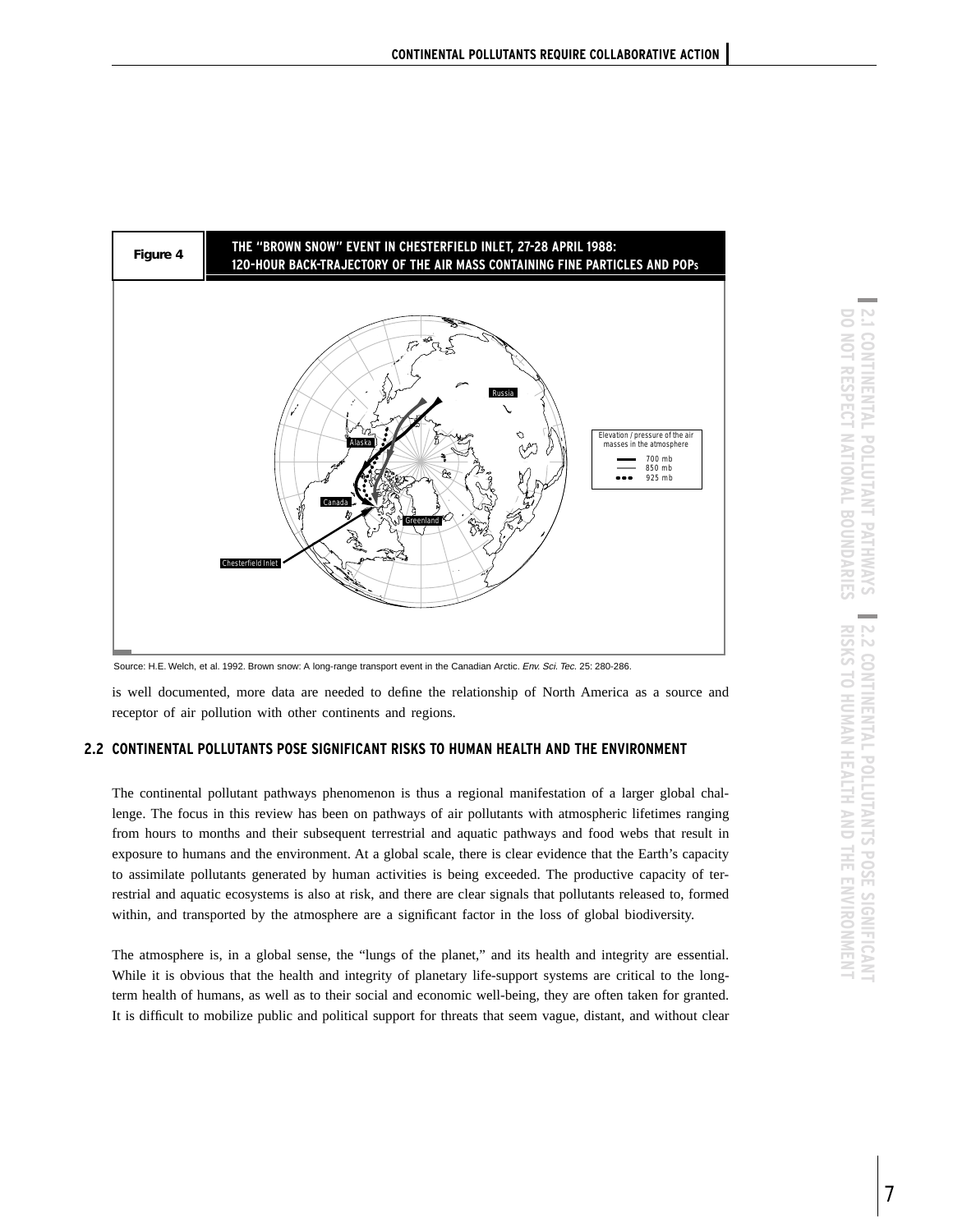**Figure 4** THE "BROWN SNOW" EVENT IN CHESTERFIELD INLET, 27-28 APRIL 1988: 120-HOUR BACK-TRAJECTORY OF THE AIR MASS CONTAINING FINE PARTICLES AND POPs

Source: H.E. Welch, et al. 1992. Brown snow: A long-range transport event in the Canadian Arctic. *Env. Sci. Tec.* 25: 280-286.

is well documented, more data are needed to define the relationship of North America as a source and receptor of air pollution with other continents and regions.

## 2.2 CONTINENTAL POLLUTANTS POSE SIGNIFICANT RISKS TO HUMAN HEALTH AND THE ENVIRONMENT

The continental pollutant pathways phenomenon is thus a regional manifestation of a larger global challenge. The focus in this review has been on pathways of air pollutants with atmospheric lifetimes ranging from hours to months and their subsequent terrestrial and aquatic pathways and food webs that result in exposure to humans and the environment. At a global scale, there is clear evidence that the Earth's capacity to assimilate pollutants generated by human activities is being exceeded. The productive capacity of terrestrial and aquatic ecosystems is also at risk, and there are clear signals that pollutants released to, formed within, and transported by the atmosphere are a significant factor in the loss of global biodiversity.

The atmosphere is, in a global sense, the "lungs of the planet," and its health and integrity are essential. While it is obvious that the health and integrity of planetary life-support systems are critical to the long-term health of humans, as well as to their social and economic well-being, they are often taken for granted. It is difficult to mobilize public and political support for threats that seem vague, distant, and without clear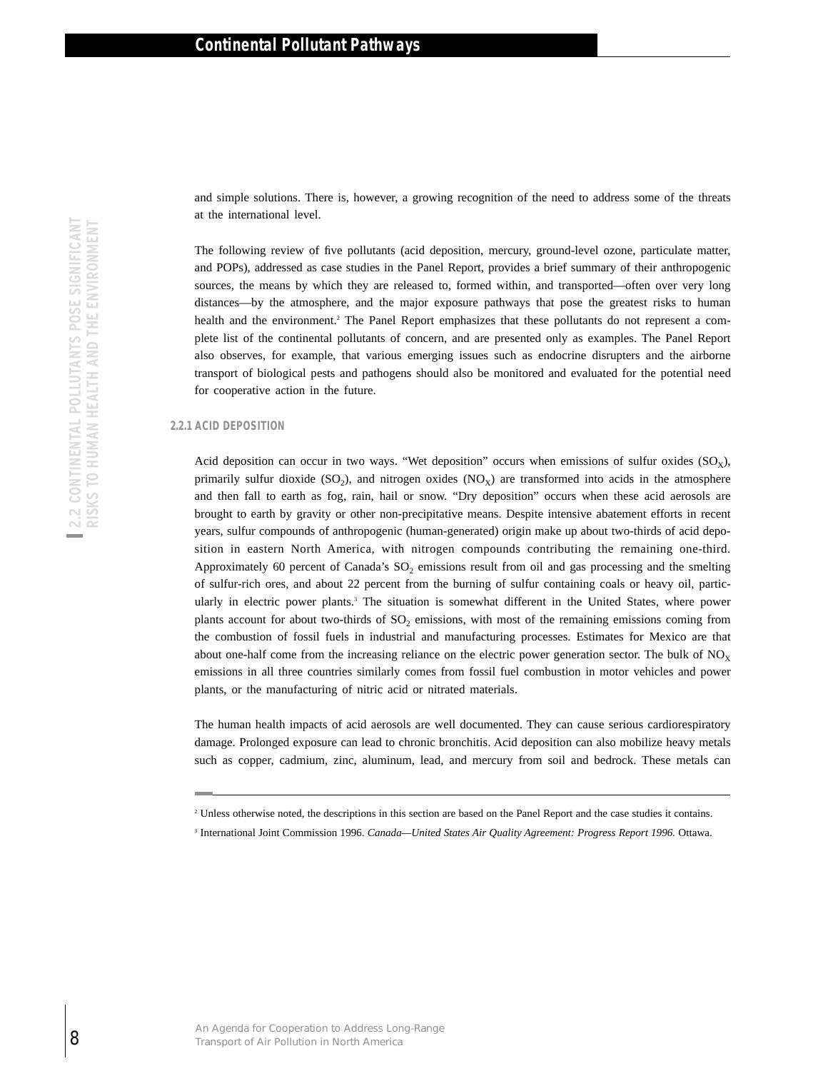and simple solutions. There is, however, a growing recognition of the need to address some of the threats at the international level.

The following review of five pollutants (acid deposition, mercury, ground-level ozone, particulate matter, and POPs), addressed as case studies in the Panel Report, provides a brief summary of their anthropogenic sources, the means by which they are released to, formed within, and transported—often over very long distances—by the atmosphere, and the major exposure pathways that pose the greatest risks to human health and the environment.[2] The Panel Report emphasizes that these pollutants do not represent a complete list of the continental pollutants of concern, and are presented only as examples. The Panel Report also observes, for example, that various emerging issues such as endocrine disrupters and the airborne transport of biological pests and pathogens should also be monitored and evaluated for the potential need for cooperative action in the future.

### 2.2.1 ACID DEPOSITION

Acid deposition can occur in two ways. "Wet deposition" occurs when emissions of sulfur oxides ($SO_X$), primarily sulfur dioxide ($SO_2$), and nitrogen oxides ($NO_X$) are transformed into acids in the atmosphere and then fall to earth as fog, rain, hail or snow. "Dry deposition" occurs when these acid aerosols are brought to earth by gravity or other non-precipitative means. Despite intensive abatement efforts in recent years, sulfur compounds of anthropogenic (human-generated) origin make up about two-thirds of acid deposition in eastern North America, with nitrogen compounds contributing the remaining one-third. Approximately 60 percent of Canada's $SO_2$ emissions result from oil and gas processing and the smelting of sulfur-rich ores, and about 22 percent from the burning of sulfur containing coals or heavy oil, particularly in electric power plants.[3] The situation is somewhat different in the United States, where power plants account for about two-thirds of $SO_2$ emissions, with most of the remaining emissions coming from the combustion of fossil fuels in industrial and manufacturing processes. Estimates for Mexico are that about one-half come from the increasing reliance on the electric power generation sector. The bulk of $NO_X$ emissions in all three countries similarly comes from fossil fuel combustion in motor vehicles and power plants, or the manufacturing of nitric acid or nitrated materials.

The human health impacts of acid aerosols are well documented. They can cause serious cardiorespiratory damage. Prolonged exposure can lead to chronic bronchitis. Acid deposition can also mobilize heavy metals such as copper, cadmium, zinc, aluminum, lead, and mercury from soil and bedrock. These metals can

---

[2] Unless otherwise noted, the descriptions in this section are based on the Panel Report and the case studies it contains.

[3] International Joint Commission 1996. *Canada—United States Air Quality Agreement: Progress Report 1996.* Ottawa.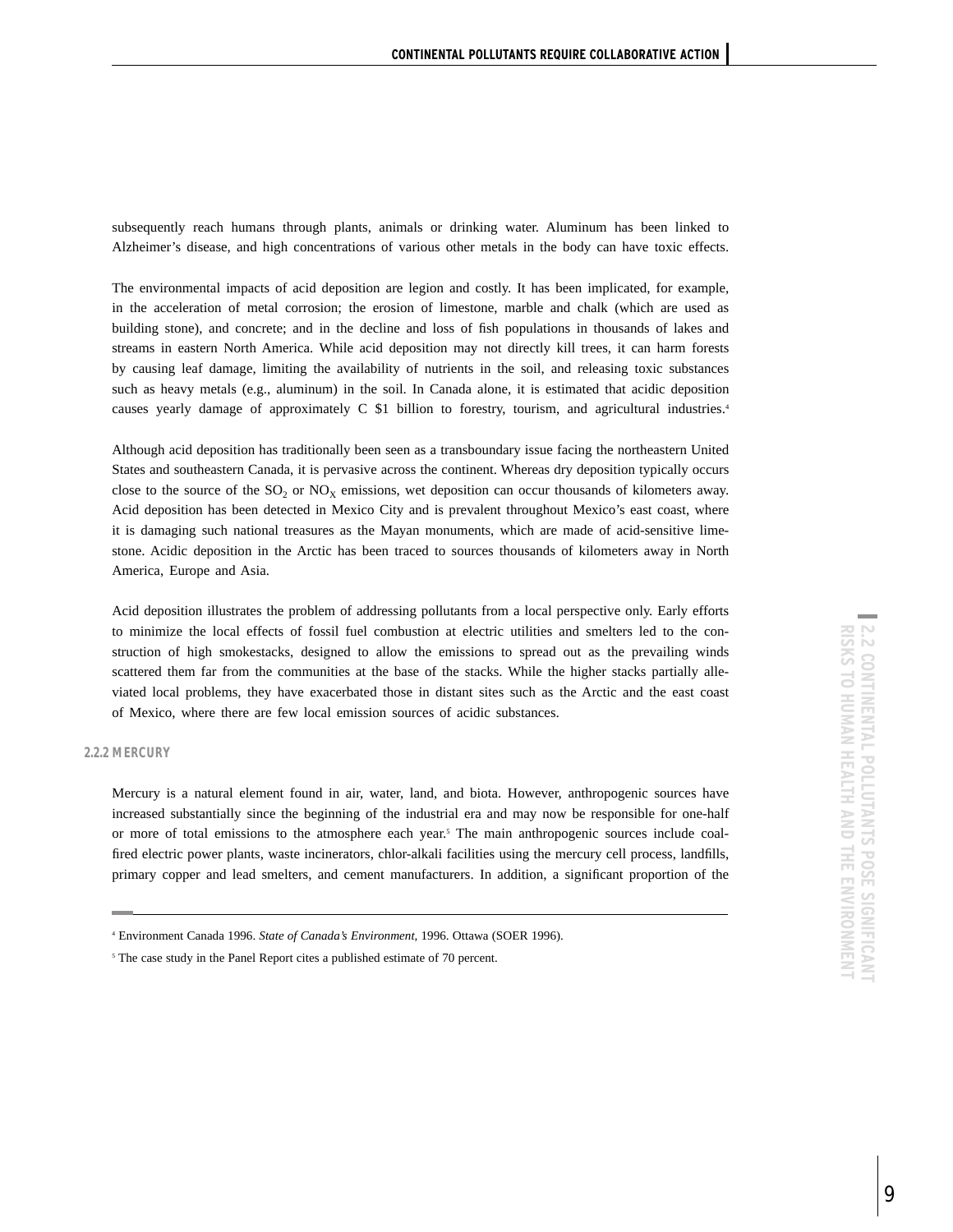subsequently reach humans through plants, animals or drinking water. Aluminum has been linked to Alzheimer's disease, and high concentrations of various other metals in the body can have toxic effects.

The environmental impacts of acid deposition are legion and costly. It has been implicated, for example, in the acceleration of metal corrosion; the erosion of limestone, marble and chalk (which are used as building stone), and concrete; and in the decline and loss of fish populations in thousands of lakes and streams in eastern North America. While acid deposition may not directly kill trees, it can harm forests by causing leaf damage, limiting the availability of nutrients in the soil, and releasing toxic substances such as heavy metals (e.g., aluminum) in the soil. In Canada alone, it is estimated that acidic deposition causes yearly damage of approximately C $1 billion to forestry, tourism, and agricultural industries.[4]

Although acid deposition has traditionally been seen as a transboundary issue facing the northeastern United States and southeastern Canada, it is pervasive across the continent. Whereas dry deposition typically occurs close to the source of the $SO_2$ or $NO_X$ emissions, wet deposition can occur thousands of kilometers away. Acid deposition has been detected in Mexico City and is prevalent throughout Mexico's east coast, where it is damaging such national treasures as the Mayan monuments, which are made of acid-sensitive limestone. Acidic deposition in the Arctic has been traced to sources thousands of kilometers away in North America, Europe and Asia.

Acid deposition illustrates the problem of addressing pollutants from a local perspective only. Early efforts to minimize the local effects of fossil fuel combustion at electric utilities and smelters led to the construction of high smokestacks, designed to allow the emissions to spread out as the prevailing winds scattered them far from the communities at the base of the stacks. While the higher stacks partially alleviated local problems, they have exacerbated those in distant sites such as the Arctic and the east coast of Mexico, where there are few local emission sources of acidic substances.

### 2.2.2 MERCURY

Mercury is a natural element found in air, water, land, and biota. However, anthropogenic sources have increased substantially since the beginning of the industrial era and may now be responsible for one-half or more of total emissions to the atmosphere each year.[5] The main anthropogenic sources include coal-fired electric power plants, waste incinerators, chlor-alkali facilities using the mercury cell process, landfills, primary copper and lead smelters, and cement manufacturers. In addition, a significant proportion of the

---

[4] Environment Canada 1996. *State of Canada's Environment,* 1996. Ottawa (SOER 1996).

[5] The case study in the Panel Report cites a published estimate of 70 percent.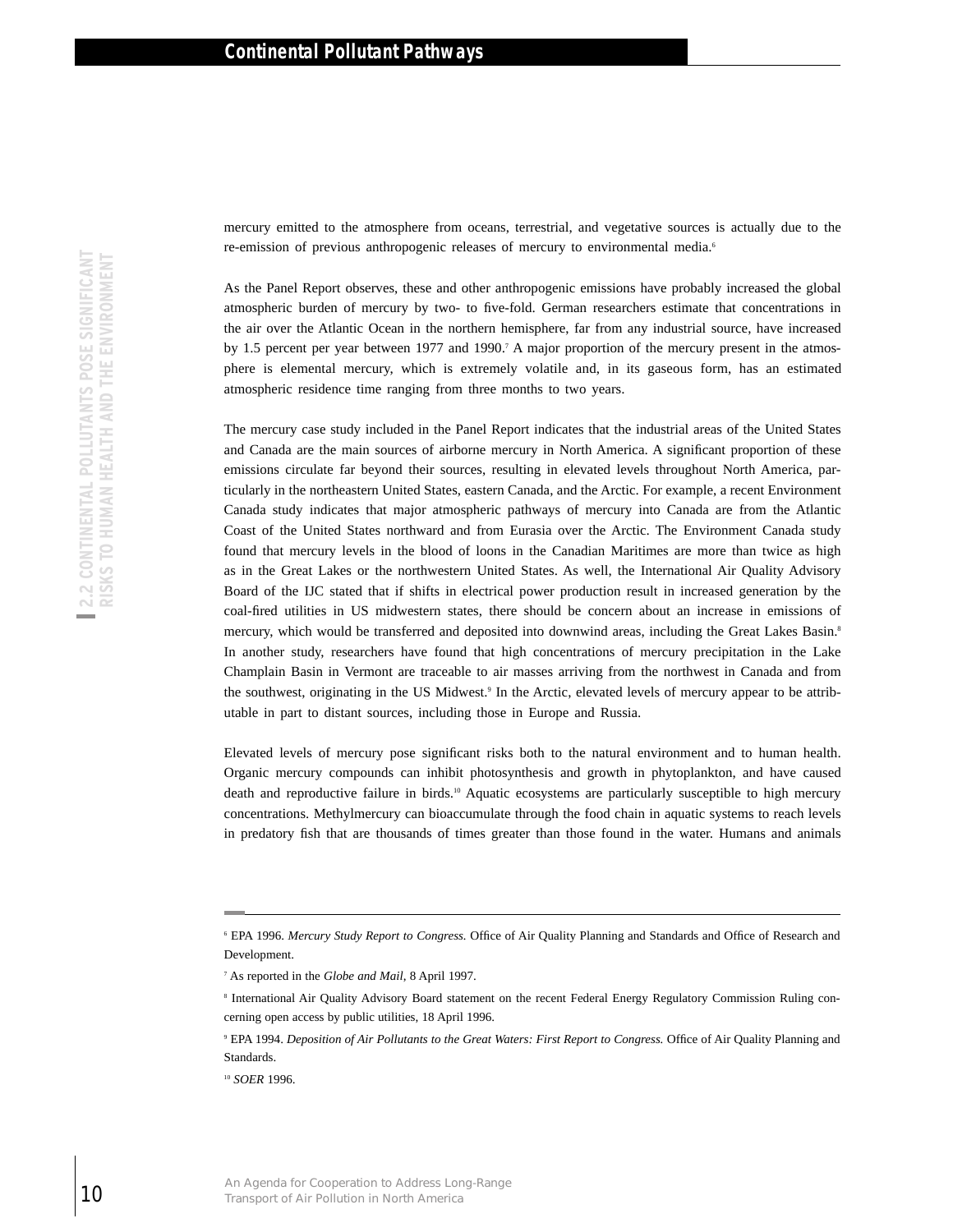mercury emitted to the atmosphere from oceans, terrestrial, and vegetative sources is actually due to the re-emission of previous anthropogenic releases of mercury to environmental media.[6]

As the Panel Report observes, these and other anthropogenic emissions have probably increased the global atmospheric burden of mercury by two- to five-fold. German researchers estimate that concentrations in the air over the Atlantic Ocean in the northern hemisphere, far from any industrial source, have increased by 1.5 percent per year between 1977 and 1990.[7] A major proportion of the mercury present in the atmosphere is elemental mercury, which is extremely volatile and, in its gaseous form, has an estimated atmospheric residence time ranging from three months to two years.

The mercury case study included in the Panel Report indicates that the industrial areas of the United States and Canada are the main sources of airborne mercury in North America. A significant proportion of these emissions circulate far beyond their sources, resulting in elevated levels throughout North America, particularly in the northeastern United States, eastern Canada, and the Arctic. For example, a recent Environment Canada study indicates that major atmospheric pathways of mercury into Canada are from the Atlantic Coast of the United States northward and from Eurasia over the Arctic. The Environment Canada study found that mercury levels in the blood of loons in the Canadian Maritimes are more than twice as high as in the Great Lakes or the northwestern United States. As well, the International Air Quality Advisory Board of the IJC stated that if shifts in electrical power production result in increased generation by the coal-fired utilities in US midwestern states, there should be concern about an increase in emissions of mercury, which would be transferred and deposited into downwind areas, including the Great Lakes Basin.[8] In another study, researchers have found that high concentrations of mercury precipitation in the Lake Champlain Basin in Vermont are traceable to air masses arriving from the northwest in Canada and from the southwest, originating in the US Midwest.[9] In the Arctic, elevated levels of mercury appear to be attributable in part to distant sources, including those in Europe and Russia.

Elevated levels of mercury pose significant risks both to the natural environment and to human health. Organic mercury compounds can inhibit photosynthesis and growth in phytoplankton, and have caused death and reproductive failure in birds.[10] Aquatic ecosystems are particularly susceptible to high mercury concentrations. Methylmercury can bioaccumulate through the food chain in aquatic systems to reach levels in predatory fish that are thousands of times greater than those found in the water. Humans and animals

---

[6] EPA 1996. *Mercury Study Report to Congress.* Office of Air Quality Planning and Standards and Office of Research and Development.

[7] As reported in the *Globe and Mail,* 8 April 1997.

[8] International Air Quality Advisory Board statement on the recent Federal Energy Regulatory Commission Ruling concerning open access by public utilities, 18 April 1996.

[9] EPA 1994. *Deposition of Air Pollutants to the Great Waters: First Report to Congress.* Office of Air Quality Planning and Standards.

[10] *SOER* 1996.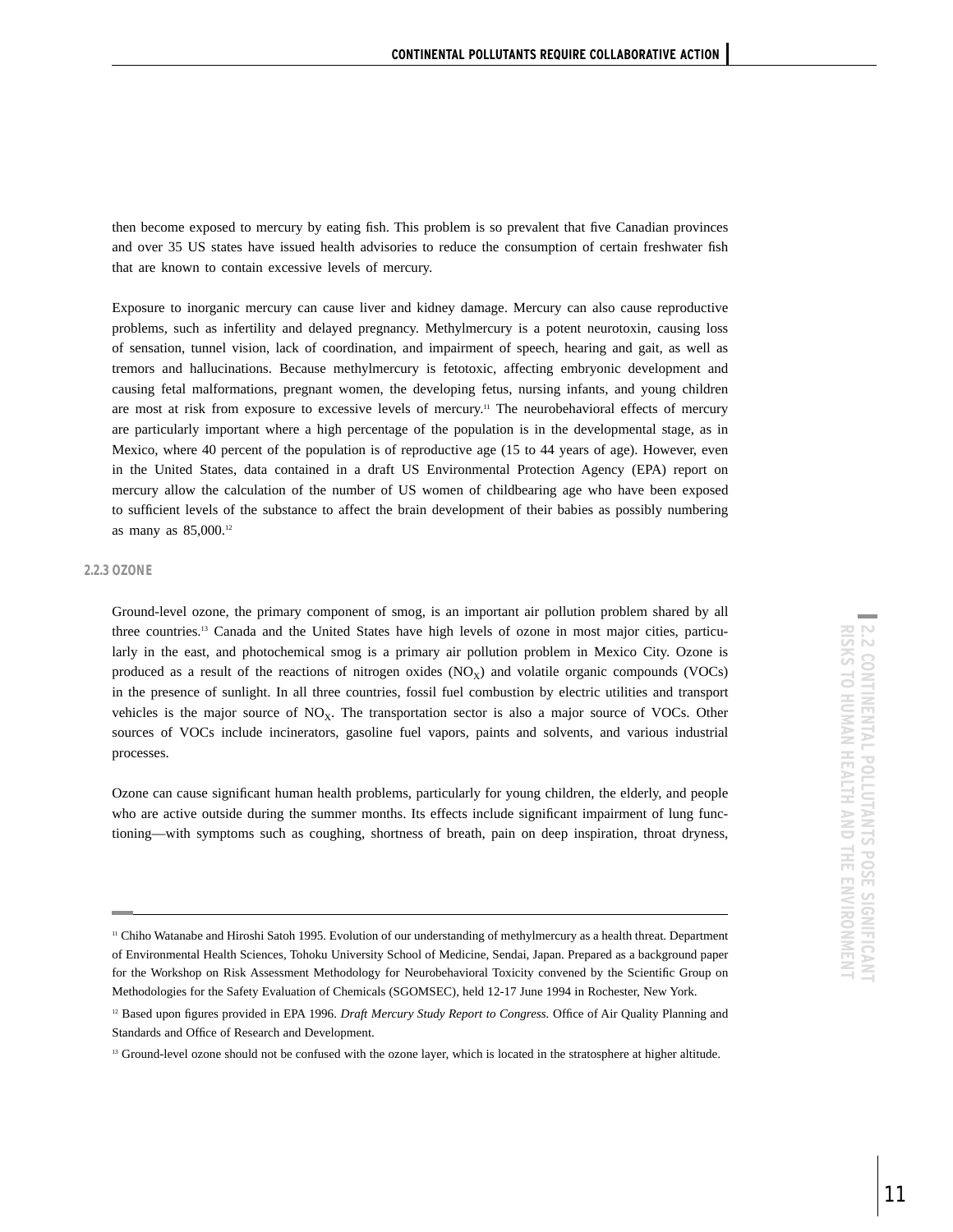then become exposed to mercury by eating fish. This problem is so prevalent that five Canadian provinces and over 35 US states have issued health advisories to reduce the consumption of certain freshwater fish that are known to contain excessive levels of mercury.

Exposure to inorganic mercury can cause liver and kidney damage. Mercury can also cause reproductive problems, such as infertility and delayed pregnancy. Methylmercury is a potent neurotoxin, causing loss of sensation, tunnel vision, lack of coordination, and impairment of speech, hearing and gait, as well as tremors and hallucinations. Because methylmercury is fetotoxic, affecting embryonic development and causing fetal malformations, pregnant women, the developing fetus, nursing infants, and young children are most at risk from exposure to excessive levels of mercury.[11] The neurobehavioral effects of mercury are particularly important where a high percentage of the population is in the developmental stage, as in Mexico, where 40 percent of the population is of reproductive age (15 to 44 years of age). However, even in the United States, data contained in a draft US Environmental Protection Agency (EPA) report on mercury allow the calculation of the number of US women of childbearing age who have been exposed to sufficient levels of the substance to affect the brain development of their babies as possibly numbering as many as 85,000.[12]

### 2.2.3 OZONE

Ground-level ozone, the primary component of smog, is an important air pollution problem shared by all three countries.[13] Canada and the United States have high levels of ozone in most major cities, particularly in the east, and photochemical smog is a primary air pollution problem in Mexico City. Ozone is produced as a result of the reactions of nitrogen oxides ($NO_X$) and volatile organic compounds (VOCs) in the presence of sunlight. In all three countries, fossil fuel combustion by electric utilities and transport vehicles is the major source of $NO_X$. The transportation sector is also a major source of VOCs. Other sources of VOCs include incinerators, gasoline fuel vapors, paints and solvents, and various industrial processes.

Ozone can cause significant human health problems, particularly for young children, the elderly, and people who are active outside during the summer months. Its effects include significant impairment of lung functioning—with symptoms such as coughing, shortness of breath, pain on deep inspiration, throat dryness,

---

[11] Chiho Watanabe and Hiroshi Satoh 1995. Evolution of our understanding of methylmercury as a health threat. Department of Environmental Health Sciences, Tohoku University School of Medicine, Sendai, Japan. Prepared as a background paper for the Workshop on Risk Assessment Methodology for Neurobehavioral Toxicity convened by the Scientific Group on Methodologies for the Safety Evaluation of Chemicals (SGOMSEC), held 12-17 June 1994 in Rochester, New York.

[12] Based upon figures provided in EPA 1996. *Draft Mercury Study Report to Congress.* Office of Air Quality Planning and Standards and Office of Research and Development.

[13] Ground-level ozone should not be confused with the ozone layer, which is located in the stratosphere at higher altitude.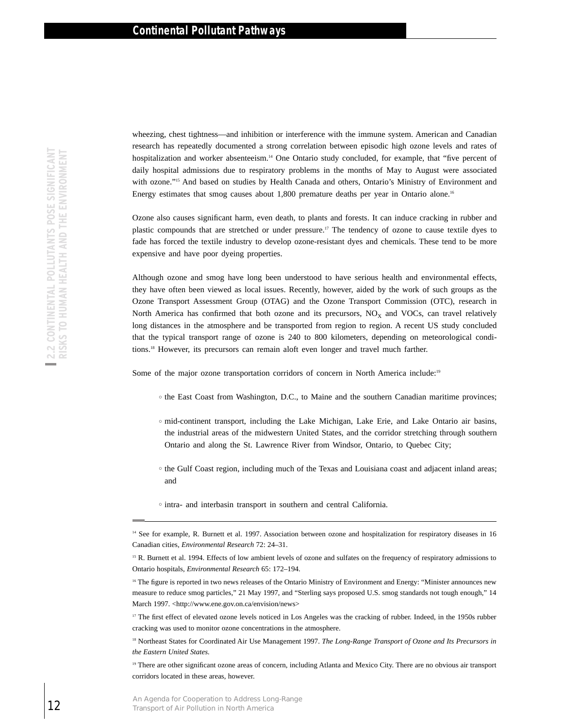wheezing, chest tightness—and inhibition or interference with the immune system. American and Canadian research has repeatedly documented a strong correlation between episodic high ozone levels and rates of hospitalization and worker absenteeism.[14] One Ontario study concluded, for example, that "five percent of daily hospital admissions due to respiratory problems in the months of May to August were associated with ozone."[15] And based on studies by Health Canada and others, Ontario's Ministry of Environment and Energy estimates that smog causes about 1,800 premature deaths per year in Ontario alone.[16]

Ozone also causes significant harm, even death, to plants and forests. It can induce cracking in rubber and plastic compounds that are stretched or under pressure.[17] The tendency of ozone to cause textile dyes to fade has forced the textile industry to develop ozone-resistant dyes and chemicals. These tend to be more expensive and have poor dyeing properties.

Although ozone and smog have long been understood to have serious health and environmental effects, they have often been viewed as local issues. Recently, however, aided by the work of such groups as the Ozone Transport Assessment Group (OTAG) and the Ozone Transport Commission (OTC), research in North America has confirmed that both ozone and its precursors, $NO_X$ and VOCs, can travel relatively long distances in the atmosphere and be transported from region to region. A recent US study concluded that the typical transport range of ozone is 240 to 800 kilometers, depending on meteorological conditions.[18] However, its precursors can remain aloft even longer and travel much farther.

Some of the major ozone transportation corridors of concern in North America include:[19]

- the East Coast from Washington, D.C., to Maine and the southern Canadian maritime provinces;
- mid-continent transport, including the Lake Michigan, Lake Erie, and Lake Ontario air basins, the industrial areas of the midwestern United States, and the corridor stretching through southern Ontario and along the St. Lawrence River from Windsor, Ontario, to Quebec City;
- the Gulf Coast region, including much of the Texas and Louisiana coast and adjacent inland areas; and
- intra- and interbasin transport in southern and central California.

---

[14] See for example, R. Burnett et al. 1997. Association between ozone and hospitalization for respiratory diseases in 16 Canadian cities, *Environmental Research* 72: 24–31.

[15] R. Burnett et al. 1994. Effects of low ambient levels of ozone and sulfates on the frequency of respiratory admissions to Ontario hospitals, *Environmental Research* 65: 172–194.

[16] The figure is reported in two news releases of the Ontario Ministry of Environment and Energy: "Minister announces new measure to reduce smog particles," 21 May 1997, and "Sterling says proposed U.S. smog standards not tough enough," 14 March 1997. <http://www.ene.gov.on.ca/envision/news>

[17] The first effect of elevated ozone levels noticed in Los Angeles was the cracking of rubber. Indeed, in the 1950s rubber cracking was used to monitor ozone concentrations in the atmosphere.

[18] Northeast States for Coordinated Air Use Management 1997. *The Long-Range Transport of Ozone and Its Precursors in the Eastern United States.*

[19] There are other significant ozone areas of concern, including Atlanta and Mexico City. There are no obvious air transport corridors located in these areas, however.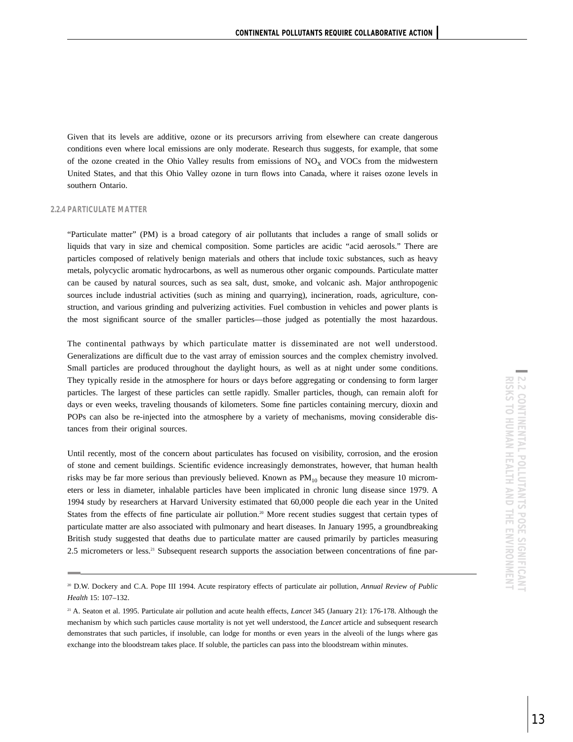Given that its levels are additive, ozone or its precursors arriving from elsewhere can create dangerous conditions even where local emissions are only moderate. Research thus suggests, for example, that some of the ozone created in the Ohio Valley results from emissions of $NO_X$ and VOCs from the midwestern United States, and that this Ohio Valley ozone in turn flows into Canada, where it raises ozone levels in southern Ontario.

### 2.2.4 PARTICULATE MATTER

"Particulate matter" (PM) is a broad category of air pollutants that includes a range of small solids or liquids that vary in size and chemical composition. Some particles are acidic "acid aerosols." There are particles composed of relatively benign materials and others that include toxic substances, such as heavy metals, polycyclic aromatic hydrocarbons, as well as numerous other organic compounds. Particulate matter can be caused by natural sources, such as sea salt, dust, smoke, and volcanic ash. Major anthropogenic sources include industrial activities (such as mining and quarrying), incineration, roads, agriculture, construction, and various grinding and pulverizing activities. Fuel combustion in vehicles and power plants is the most significant source of the smaller particles—those judged as potentially the most hazardous.

The continental pathways by which particulate matter is disseminated are not well understood. Generalizations are difficult due to the vast array of emission sources and the complex chemistry involved. Small particles are produced throughout the daylight hours, as well as at night under some conditions. They typically reside in the atmosphere for hours or days before aggregating or condensing to form larger particles. The largest of these particles can settle rapidly. Smaller particles, though, can remain aloft for days or even weeks, traveling thousands of kilometers. Some fine particles containing mercury, dioxin and POPs can also be re-injected into the atmosphere by a variety of mechanisms, moving considerable distances from their original sources.

Until recently, most of the concern about particulates has focused on visibility, corrosion, and the erosion of stone and cement buildings. Scientific evidence increasingly demonstrates, however, that human health risks may be far more serious than previously believed. Known as $PM_{10}$ because they measure 10 micrometers or less in diameter, inhalable particles have been implicated in chronic lung disease since 1979. A 1994 study by researchers at Harvard University estimated that 60,000 people die each year in the United States from the effects of fine particulate air pollution.[20] More recent studies suggest that certain types of particulate matter are also associated with pulmonary and heart diseases. In January 1995, a groundbreaking British study suggested that deaths due to particulate matter are caused primarily by particles measuring 2.5 micrometers or less.[21] Subsequent research supports the association between concentrations of fine par-

---

[20] D.W. Dockery and C.A. Pope III 1994. Acute respiratory effects of particulate air pollution, *Annual Review of Public Health* 15: 107–132.

[21] A. Seaton et al. 1995. Particulate air pollution and acute health effects, *Lancet* 345 (January 21): 176-178. Although the mechanism by which such particles cause mortality is not yet well understood, the *Lancet* article and subsequent research demonstrates that such particles, if insoluble, can lodge for months or even years in the alveoli of the lungs where gas exchange into the bloodstream takes place. If soluble, the particles can pass into the bloodstream within minutes.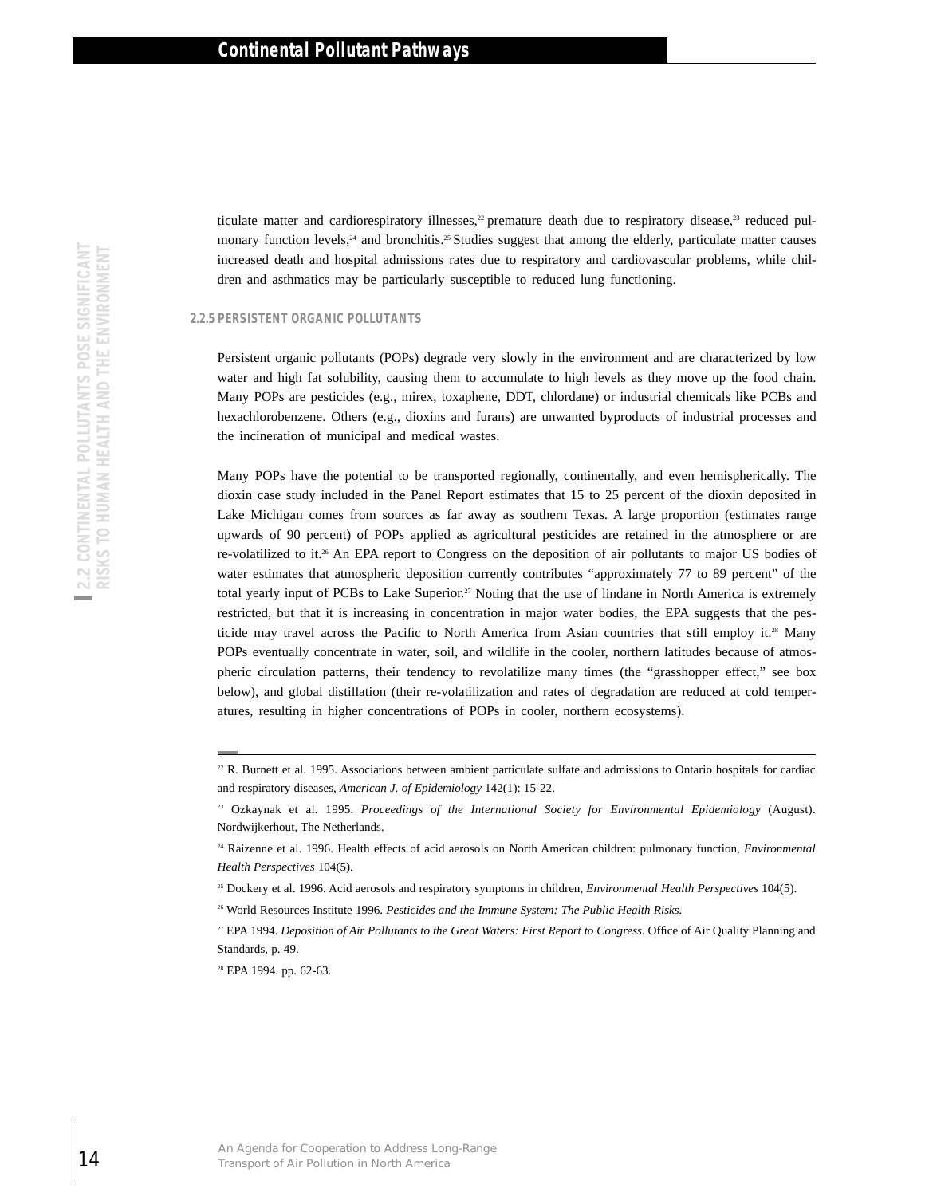ticulate matter and cardiorespiratory illnesses,[22] premature death due to respiratory disease,[23] reduced pulmonary function levels,[24] and bronchitis.[25] Studies suggest that among the elderly, particulate matter causes increased death and hospital admissions rates due to respiratory and cardiovascular problems, while children and asthmatics may be particularly susceptible to reduced lung functioning.

### 2.2.5 PERSISTENT ORGANIC POLLUTANTS

Persistent organic pollutants (POPs) degrade very slowly in the environment and are characterized by low water and high fat solubility, causing them to accumulate to high levels as they move up the food chain. Many POPs are pesticides (e.g., mirex, toxaphene, DDT, chlordane) or industrial chemicals like PCBs and hexachlorobenzene. Others (e.g., dioxins and furans) are unwanted byproducts of industrial processes and the incineration of municipal and medical wastes.

Many POPs have the potential to be transported regionally, continentally, and even hemispherically. The dioxin case study included in the Panel Report estimates that 15 to 25 percent of the dioxin deposited in Lake Michigan comes from sources as far away as southern Texas. A large proportion (estimates range upwards of 90 percent) of POPs applied as agricultural pesticides are retained in the atmosphere or are re-volatilized to it.[26] An EPA report to Congress on the deposition of air pollutants to major US bodies of water estimates that atmospheric deposition currently contributes "approximately 77 to 89 percent" of the total yearly input of PCBs to Lake Superior.[27] Noting that the use of lindane in North America is extremely restricted, but that it is increasing in concentration in major water bodies, the EPA suggests that the pesticide may travel across the Pacific to North America from Asian countries that still employ it.[28] Many POPs eventually concentrate in water, soil, and wildlife in the cooler, northern latitudes because of atmospheric circulation patterns, their tendency to revolatilize many times (the "grasshopper effect," see box below), and global distillation (their re-volatilization and rates of degradation are reduced at cold temperatures, resulting in higher concentrations of POPs in cooler, northern ecosystems).

---

[22] R. Burnett et al. 1995. Associations between ambient particulate sulfate and admissions to Ontario hospitals for cardiac and respiratory diseases, *American J. of Epidemiology* 142(1): 15-22.

[23] Ozkaynak et al. 1995. *Proceedings of the International Society for Environmental Epidemiology* (August). Nordwijkerhout, The Netherlands.

[24] Raizenne et al. 1996. Health effects of acid aerosols on North American children: pulmonary function, *Environmental Health Perspectives* 104(5).

[25] Dockery et al. 1996. Acid aerosols and respiratory symptoms in children, *Environmental Health Perspectives* 104(5).

[26] World Resources Institute 1996. *Pesticides and the Immune System: The Public Health Risks.*

[27] EPA 1994. *Deposition of Air Pollutants to the Great Waters: First Report to Congress.* Office of Air Quality Planning and Standards, p. 49.

[28] EPA 1994. pp. 62-63.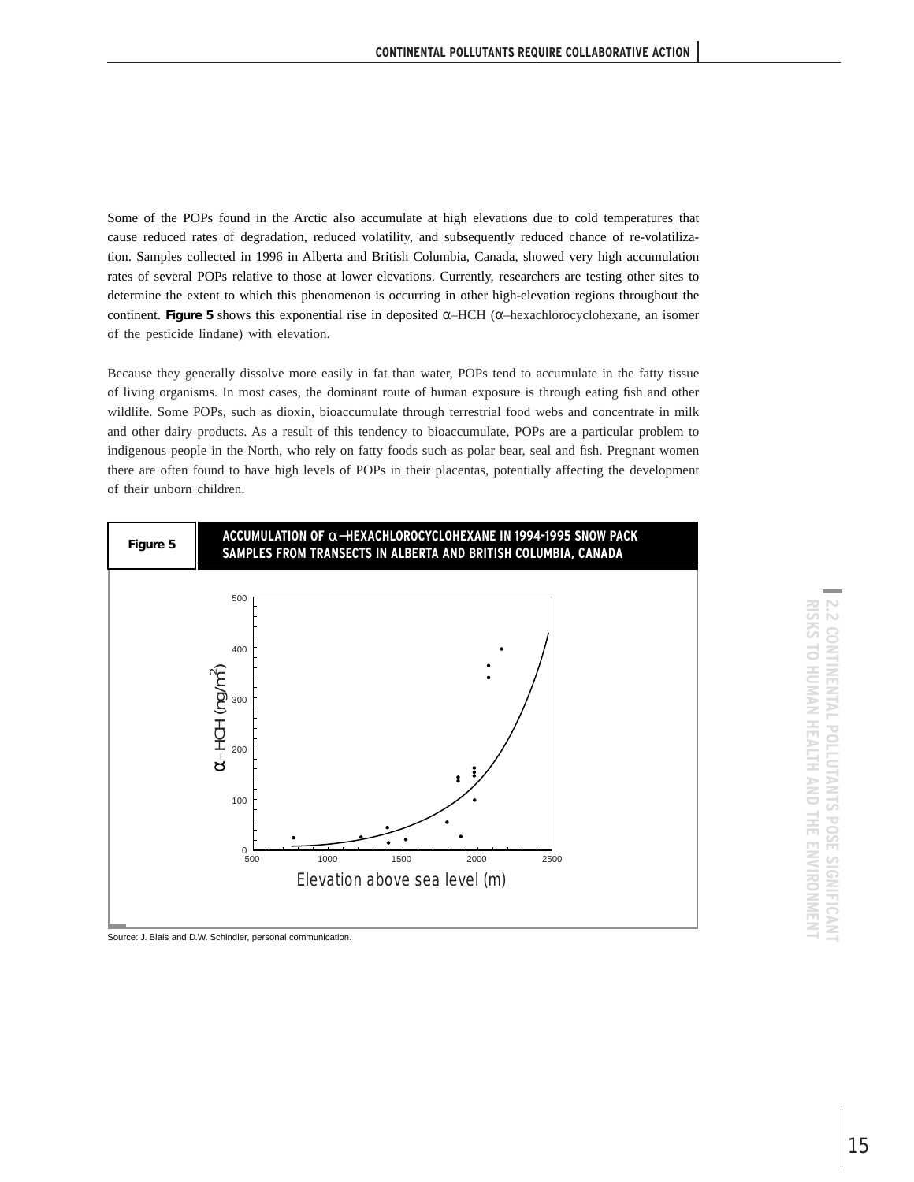Some of the POPs found in the Arctic also accumulate at high elevations due to cold temperatures that cause reduced rates of degradation, reduced volatility, and subsequently reduced chance of re-volatilization. Samples collected in 1996 in Alberta and British Columbia, Canada, showed very high accumulation rates of several POPs relative to those at lower elevations. Currently, researchers are testing other sites to determine the extent to which this phenomenon is occurring in other high-elevation regions throughout the continent. **Figure 5** shows this exponential rise in deposited α–HCH (α–hexachlorocyclohexane, an isomer of the pesticide lindane) with elevation.

Because they generally dissolve more easily in fat than water, POPs tend to accumulate in the fatty tissue of living organisms. In most cases, the dominant route of human exposure is through eating fish and other wildlife. Some POPs, such as dioxin, bioaccumulate through terrestrial food webs and concentrate in milk and other dairy products. As a result of this tendency to bioaccumulate, POPs are a particular problem to indigenous people in the North, who rely on fatty foods such as polar bear, seal and fish. Pregnant women there are often found to have high levels of POPs in their placentas, potentially affecting the development of their unborn children.

**Figure 5** ACCUMULATION OF α–HEXACHLOROCYCLOHEXANE IN 1994-1995 SNOW PACK SAMPLES FROM TRANSECTS IN ALBERTA AND BRITISH COLUMBIA, CANADA

Source: J. Blais and D.W. Schindler, personal communication.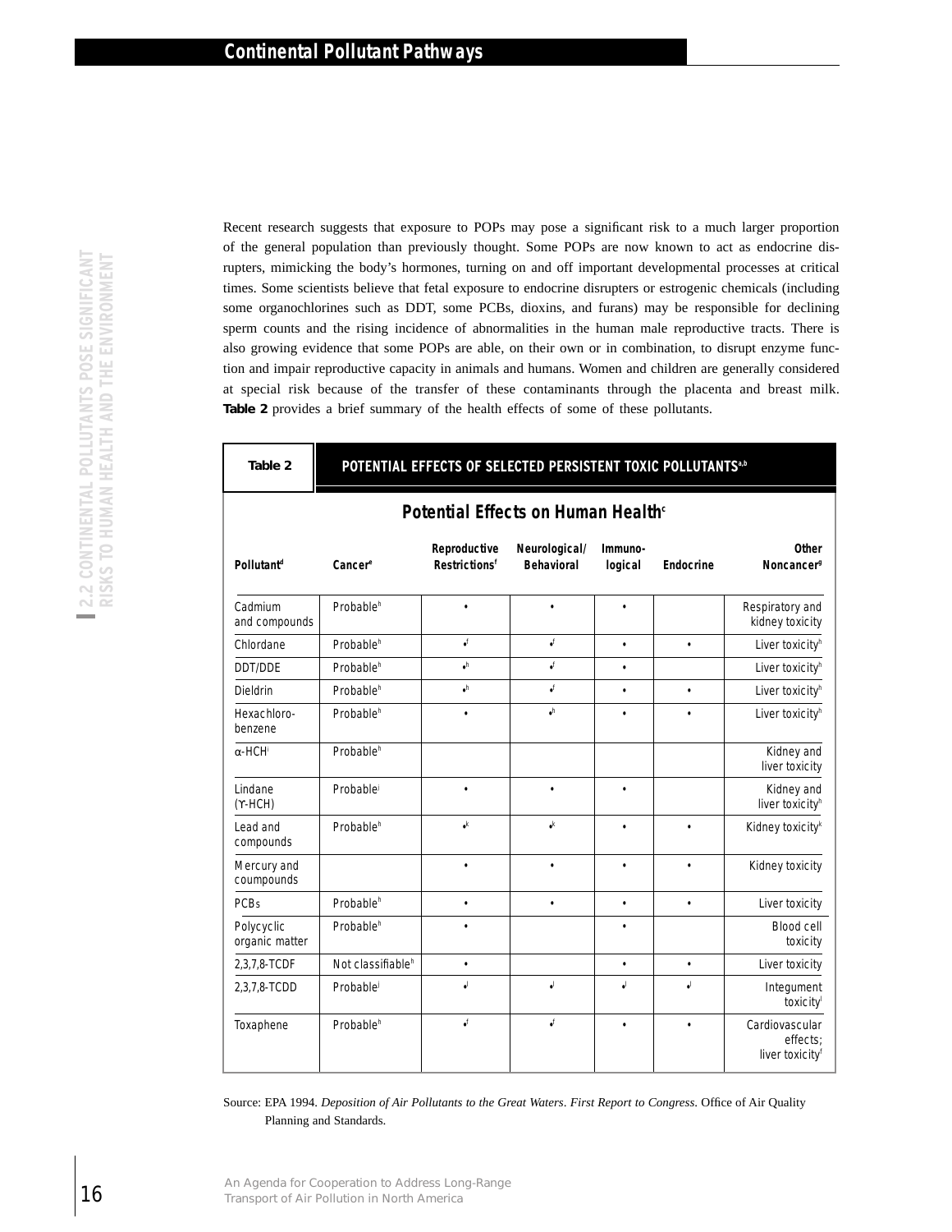Recent research suggests that exposure to POPs may pose a significant risk to a much larger proportion of the general population than previously thought. Some POPs are now known to act as endocrine disrupters, mimicking the body's hormones, turning on and off important developmental processes at critical times. Some scientists believe that fetal exposure to endocrine disrupters or estrogenic chemicals (including some organochlorines such as DDT, some PCBs, dioxins, and furans) may be responsible for declining sperm counts and the rising incidence of abnormalities in the human male reproductive tracts. There is also growing evidence that some POPs are able, on their own or in combination, to disrupt enzyme function and impair reproductive capacity in animals and humans. Women and children are generally considered at special risk because of the transfer of these contaminants through the placenta and breast milk. **Table 2** provides a brief summary of the health effects of some of these pollutants.

**Table 2 — POTENTIAL EFFECTS OF SELECTED PERSISTENT TOXIC POLLUTANTS[a,b]**

| Potential Effects on Human Health[c] | | | | | | |
|---|---|---|---|---|---|---|
| Pollutant[d] | Cancer[e] | Reproductive Restrictions[f] | Neurological/ Behavioral | Immuno-logical | Endocrine | Other Noncancer[g] |
| Cadmium and compounds | Probable[h] | • | • | • | | Respiratory and kidney toxicity |
| Chlordane | Probable[h] | •[f] | •[f] | • | • | Liver toxicity[h] |
| DDT/DDE | Probable[h] | •[h] | •[f] | • | | Liver toxicity[h] |
| Dieldrin | Probable[h] | •[h] | •[f] | • | • | Liver toxicity[h] |
| Hexachloro-benzene | Probable[h] | • | •[h] | • | • | Liver toxicity[h] |
| α-HCH[i] | Probable[h] | | | | | Kidney and liver toxicity |
| Lindane (ϒ-HCH) | Probable[j] | • | • | • | | Kidney and liver toxicity[h] |
| Lead and compounds | Probable[h] | •[k] | •[k] | • | • | Kidney toxicity[k] |
| Mercury and coumpounds | | • | • | • | • | Kidney toxicity |
| PCBs | Probable[h] | • | • | • | • | Liver toxicity |
| Polycyclic organic matter | Probable[h] | • | | • | | Blood cell toxicity |
| 2,3,7,8-TCDF | Not classifiable[h] | • | | • | • | Liver toxicity |
| 2,3,7,8-TCDD | Probable[l] | •[l] | •[l] | •[l] | •[l] | Integument toxicity[l] |
| Toxaphene | Probable[h] | •[f] | •[f] | • | • | Cardiovascular effects; liver toxicity[f] |

Source: EPA 1994. *Deposition of Air Pollutants to the Great Waters. First Report to Congress.* Office of Air Quality Planning and Standards.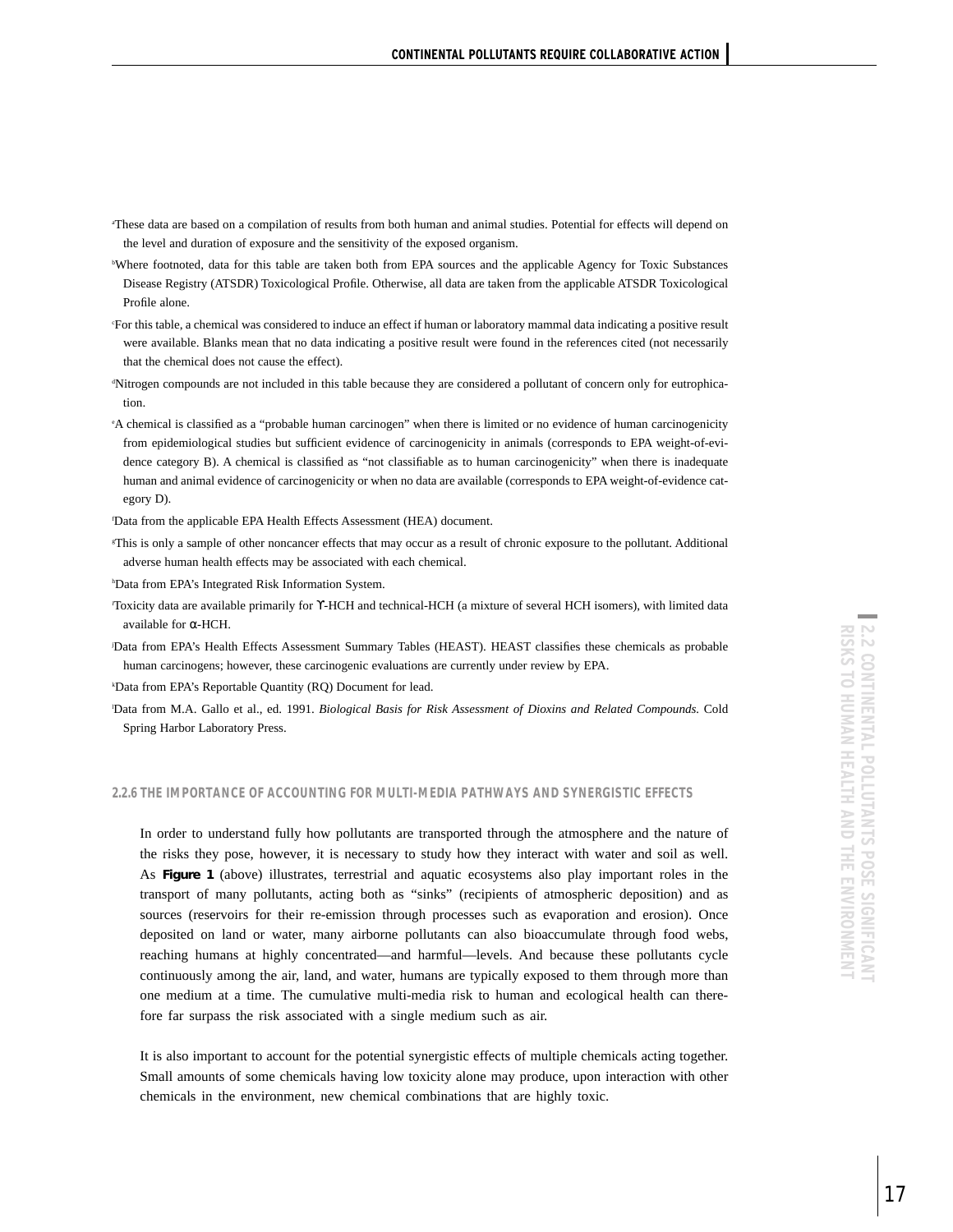[a]These data are based on a compilation of results from both human and animal studies. Potential for effects will depend on the level and duration of exposure and the sensitivity of the exposed organism.

[b]Where footnoted, data for this table are taken both from EPA sources and the applicable Agency for Toxic Substances Disease Registry (ATSDR) Toxicological Profile. Otherwise, all data are taken from the applicable ATSDR Toxicological Profile alone.

[c]For this table, a chemical was considered to induce an effect if human or laboratory mammal data indicating a positive result were available. Blanks mean that no data indicating a positive result were found in the references cited (not necessarily that the chemical does not cause the effect).

[d]Nitrogen compounds are not included in this table because they are considered a pollutant of concern only for eutrophication.

[e]A chemical is classified as a "probable human carcinogen" when there is limited or no evidence of human carcinogenicity from epidemiological studies but sufficient evidence of carcinogenicity in animals (corresponds to EPA weight-of-evidence category B). A chemical is classified as "not classifiable as to human carcinogenicity" when there is inadequate human and animal evidence of carcinogenicity or when no data are available (corresponds to EPA weight-of-evidence category D).

[f]Data from the applicable EPA Health Effects Assessment (HEA) document.

[g]This is only a sample of other noncancer effects that may occur as a result of chronic exposure to the pollutant. Additional adverse human health effects may be associated with each chemical.

[h]Data from EPA's Integrated Risk Information System.

[i]Toxicity data are available primarily for γ-HCH and technical-HCH (a mixture of several HCH isomers), with limited data available for α-HCH.

[j]Data from EPA's Health Effects Assessment Summary Tables (HEAST). HEAST classifies these chemicals as probable human carcinogens; however, these carcinogenic evaluations are currently under review by EPA.

[k]Data from EPA's Reportable Quantity (RQ) Document for lead.

[l]Data from M.A. Gallo et al., ed. 1991. *Biological Basis for Risk Assessment of Dioxins and Related Compounds.* Cold Spring Harbor Laboratory Press.

### 2.2.6 THE IMPORTANCE OF ACCOUNTING FOR MULTI-MEDIA PATHWAYS AND SYNERGISTIC EFFECTS

In order to understand fully how pollutants are transported through the atmosphere and the nature of the risks they pose, however, it is necessary to study how they interact with water and soil as well. As **Figure 1** (above) illustrates, terrestrial and aquatic ecosystems also play important roles in the transport of many pollutants, acting both as "sinks" (recipients of atmospheric deposition) and as sources (reservoirs for their re-emission through processes such as evaporation and erosion). Once deposited on land or water, many airborne pollutants can also bioaccumulate through food webs, reaching humans at highly concentrated—and harmful—levels. And because these pollutants cycle continuously among the air, land, and water, humans are typically exposed to them through more than one medium at a time. The cumulative multi-media risk to human and ecological health can therefore far surpass the risk associated with a single medium such as air.

It is also important to account for the potential synergistic effects of multiple chemicals acting together. Small amounts of some chemicals having low toxicity alone may produce, upon interaction with other chemicals in the environment, new chemical combinations that are highly toxic.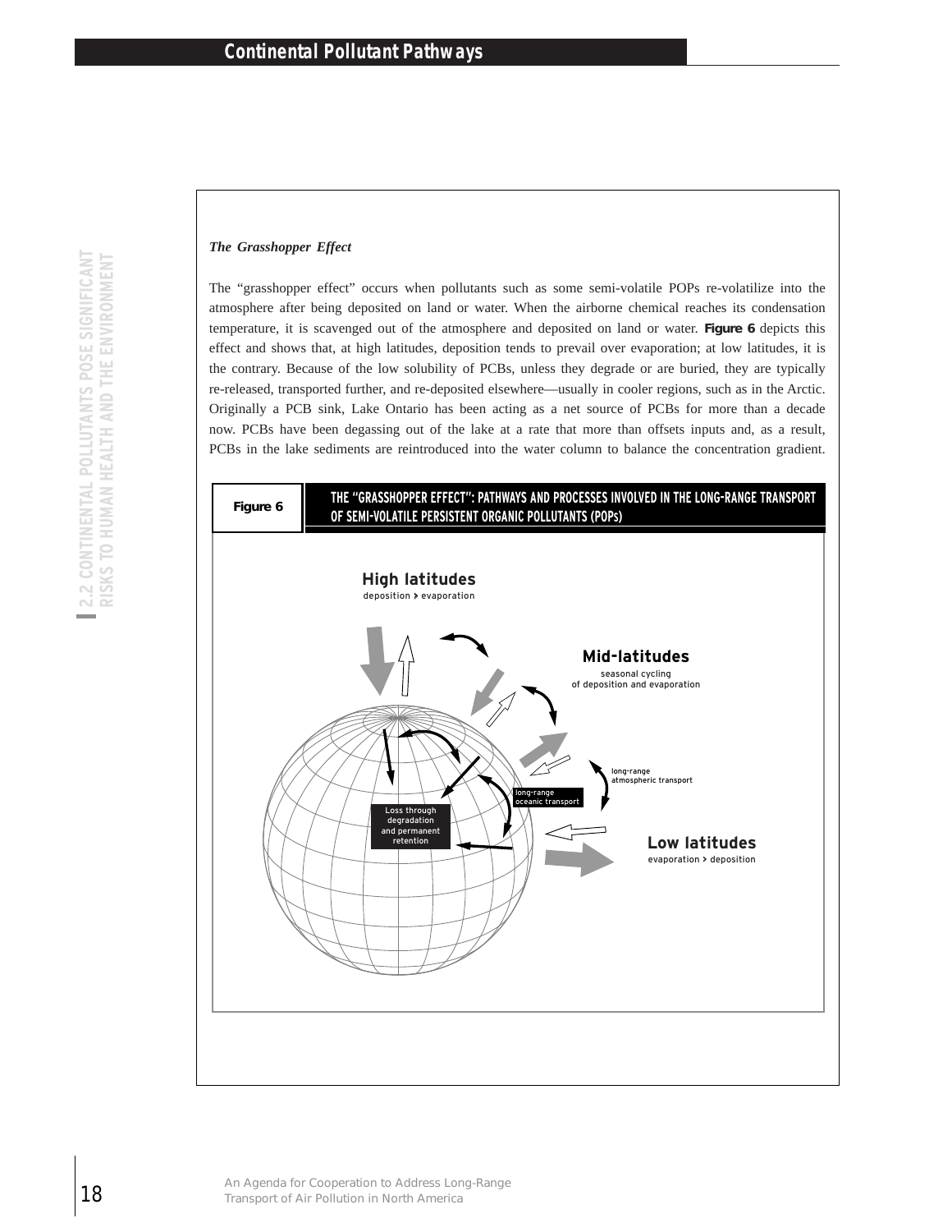### *The Grasshopper Effect*

The "grasshopper effect" occurs when pollutants such as some semi-volatile POPs re-volatilize into the atmosphere after being deposited on land or water. When the airborne chemical reaches its condensation temperature, it is scavenged out of the atmosphere and deposited on land or water. **Figure 6** depicts this effect and shows that, at high latitudes, deposition tends to prevail over evaporation; at low latitudes, it is the contrary. Because of the low solubility of PCBs, unless they degrade or are buried, they are typically re-released, transported further, and re-deposited elsewhere—usually in cooler regions, such as in the Arctic. Originally a PCB sink, Lake Ontario has been acting as a net source of PCBs for more than a decade now. PCBs have been degassing out of the lake at a rate that more than offsets inputs and, as a result, PCBs in the lake sediments are reintroduced into the water column to balance the concentration gradient.

**Figure 6** THE "GRASSHOPPER EFFECT": PATHWAYS AND PROCESSES INVOLVED IN THE LONG-RANGE TRANSPORT OF SEMI-VOLATILE PERSISTENT ORGANIC POLLUTANTS (POPs)

**High latitudes**
deposition > evaporation

**Mid-latitudes**
seasonal cycling of deposition and evaporation

long-range atmospheric transport

long-range oceanic transport

Loss through degradation and permanent retention

**Low latitudes**
evaporation > deposition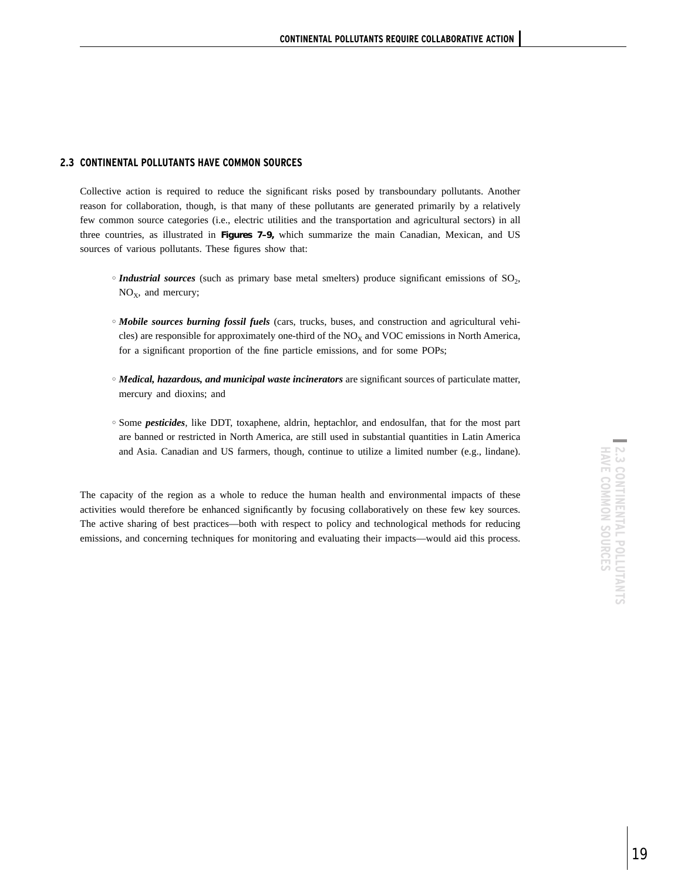## 2.3 CONTINENTAL POLLUTANTS HAVE COMMON SOURCES

Collective action is required to reduce the significant risks posed by transboundary pollutants. Another reason for collaboration, though, is that many of these pollutants are generated primarily by a relatively few common source categories (i.e., electric utilities and the transportation and agricultural sectors) in all three countries, as illustrated in **Figures 7–9,** which summarize the main Canadian, Mexican, and US sources of various pollutants. These figures show that:

- ***Industrial sources*** (such as primary base metal smelters) produce significant emissions of $SO_2$, $NO_X$, and mercury;
- ***Mobile sources burning fossil fuels*** (cars, trucks, buses, and construction and agricultural vehicles) are responsible for approximately one-third of the $NO_X$ and VOC emissions in North America, for a significant proportion of the fine particle emissions, and for some POPs;
- ***Medical, hazardous, and municipal waste incinerators*** are significant sources of particulate matter, mercury and dioxins; and
- Some ***pesticides***, like DDT, toxaphene, aldrin, heptachlor, and endosulfan, that for the most part are banned or restricted in North America, are still used in substantial quantities in Latin America and Asia. Canadian and US farmers, though, continue to utilize a limited number (e.g., lindane).

The capacity of the region as a whole to reduce the human health and environmental impacts of these activities would therefore be enhanced significantly by focusing collaboratively on these few key sources. The active sharing of best practices—both with respect to policy and technological methods for reducing emissions, and concerning techniques for monitoring and evaluating their impacts—would aid this process.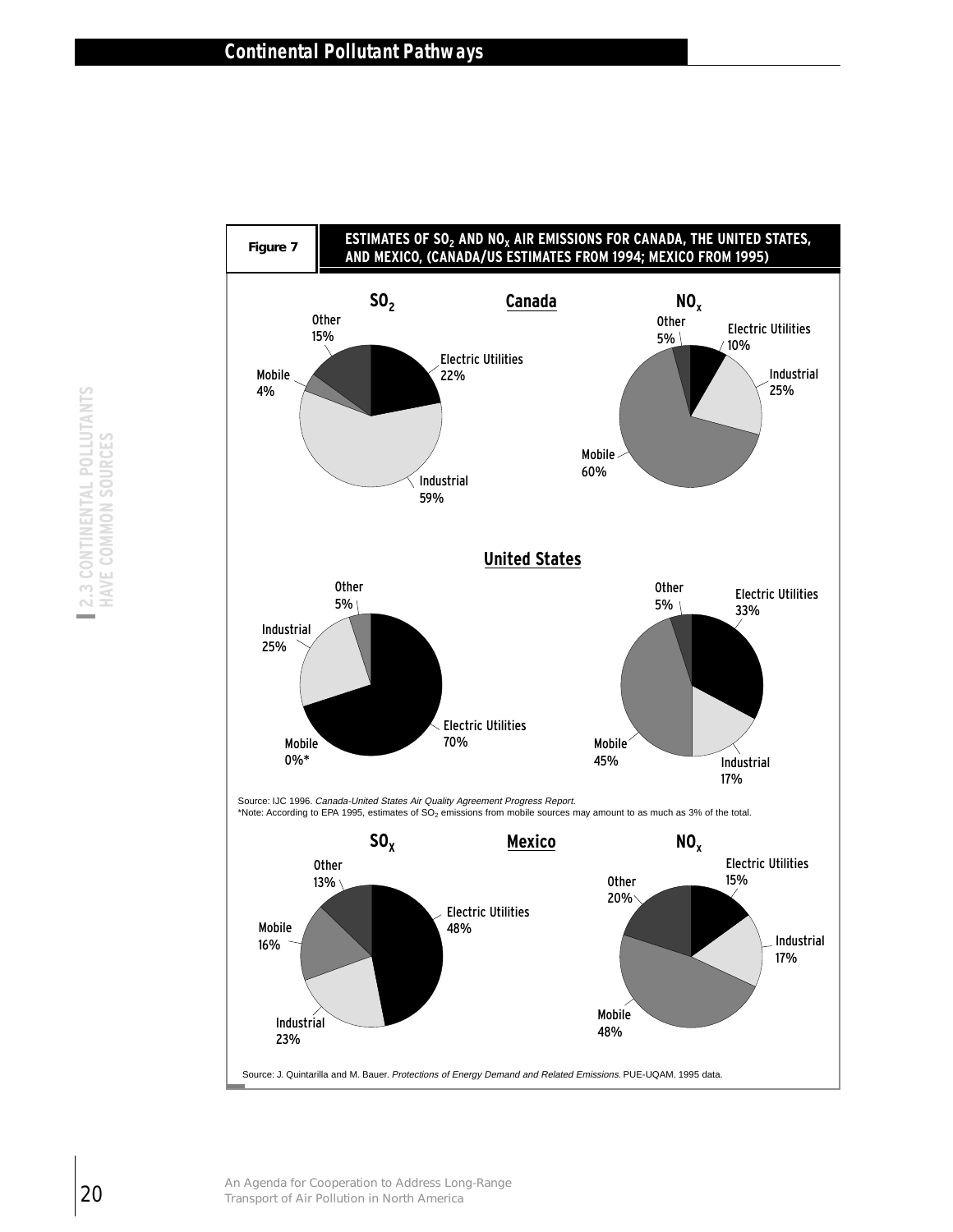## Continental Pollutant Pathways

**Figure 7** ESTIMATES OF $SO_2$ AND $NO_X$ AIR EMISSIONS FOR CANADA, THE UNITED STATES, AND MEXICO, (CANADA/US ESTIMATES FROM 1994; MEXICO FROM 1995)

**Canada**

| Source | $SO_2$ | $NO_x$ |
|---|---|---|
| Electric Utilities | 22% | 10% |
| Industrial | 59% | 25% |
| Mobile | 4% | 60% |
| Other | 15% | 5% |

**United States**

| Source | $SO_2$ | $NO_x$ |
|---|---|---|
| Electric Utilities | 70% | 33% |
| Industrial | 25% | 17% |
| Mobile | 0%* | 45% |
| Other | 5% | 5% |

Source: IJC 1996. *Canada-United States Air Quality Agreement Progress Report.*
*Note: According to EPA 1995, estimates of $SO_2$ emissions from mobile sources may amount to as much as 3% of the total.

**Mexico**

| Source | $SO_X$ | $NO_x$ |
|---|---|---|
| Electric Utilities | 48% | 15% |
| Industrial | 23% | 17% |
| Mobile | 16% | 48% |
| Other | 13% | 20% |

Source: J. Quintarilla and M. Bauer. *Protections of Energy Demand and Related Emissions.* PUE-UQAM. 1995 data.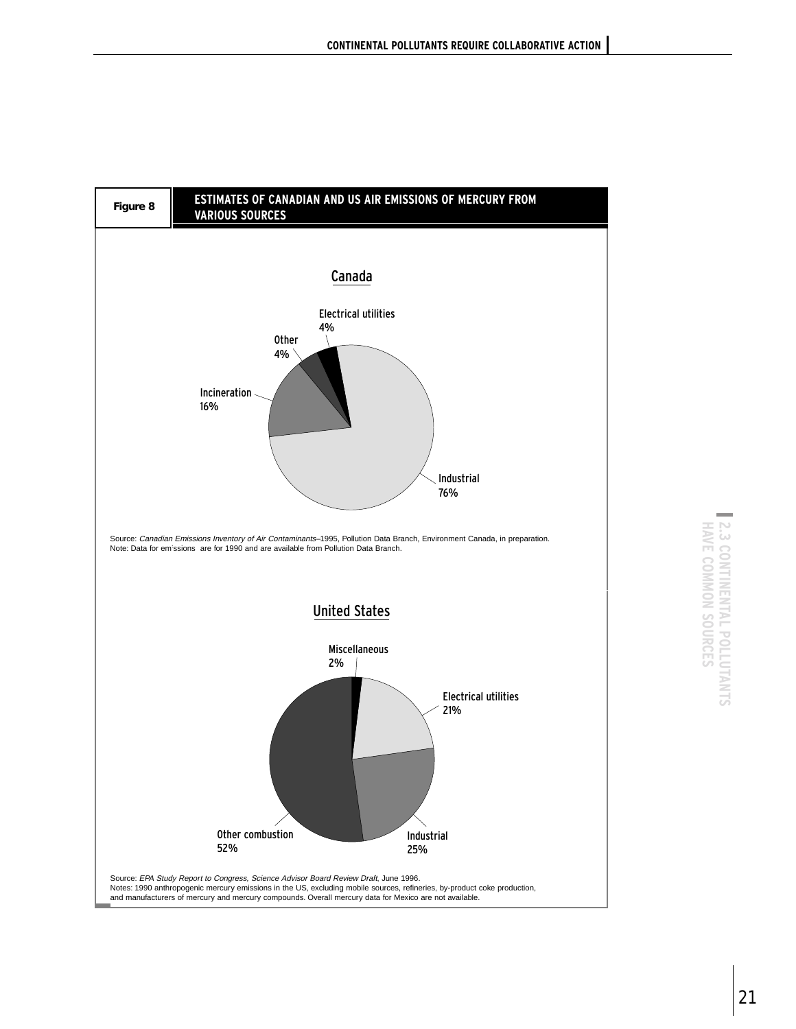**Figure 8** ESTIMATES OF CANADIAN AND US AIR EMISSIONS OF MERCURY FROM VARIOUS SOURCES

### Canada

| Source | Share |
|---|---|
| Industrial | 76% |
| Incineration | 16% |
| Other | 4% |
| Electrical utilities | 4% |

Source: *Canadian Emissions Inventory of Air Contaminants*–1995, Pollution Data Branch, Environment Canada, in preparation.
Note: Data for em'ssions are for 1990 and are available from Pollution Data Branch.

### United States

| Source | Share |
|---|---|
| Other combustion | 52% |
| Industrial | 25% |
| Electrical utilities | 21% |
| Miscellaneous | 2% |

Source: *EPA Study Report to Congress, Science Advisor Board Review Draft*, June 1996.
Notes: 1990 anthropogenic mercury emissions in the US, excluding mobile sources, refineries, by-product coke production, and manufacturers of mercury and mercury compounds. Overall mercury data for Mexico are not available.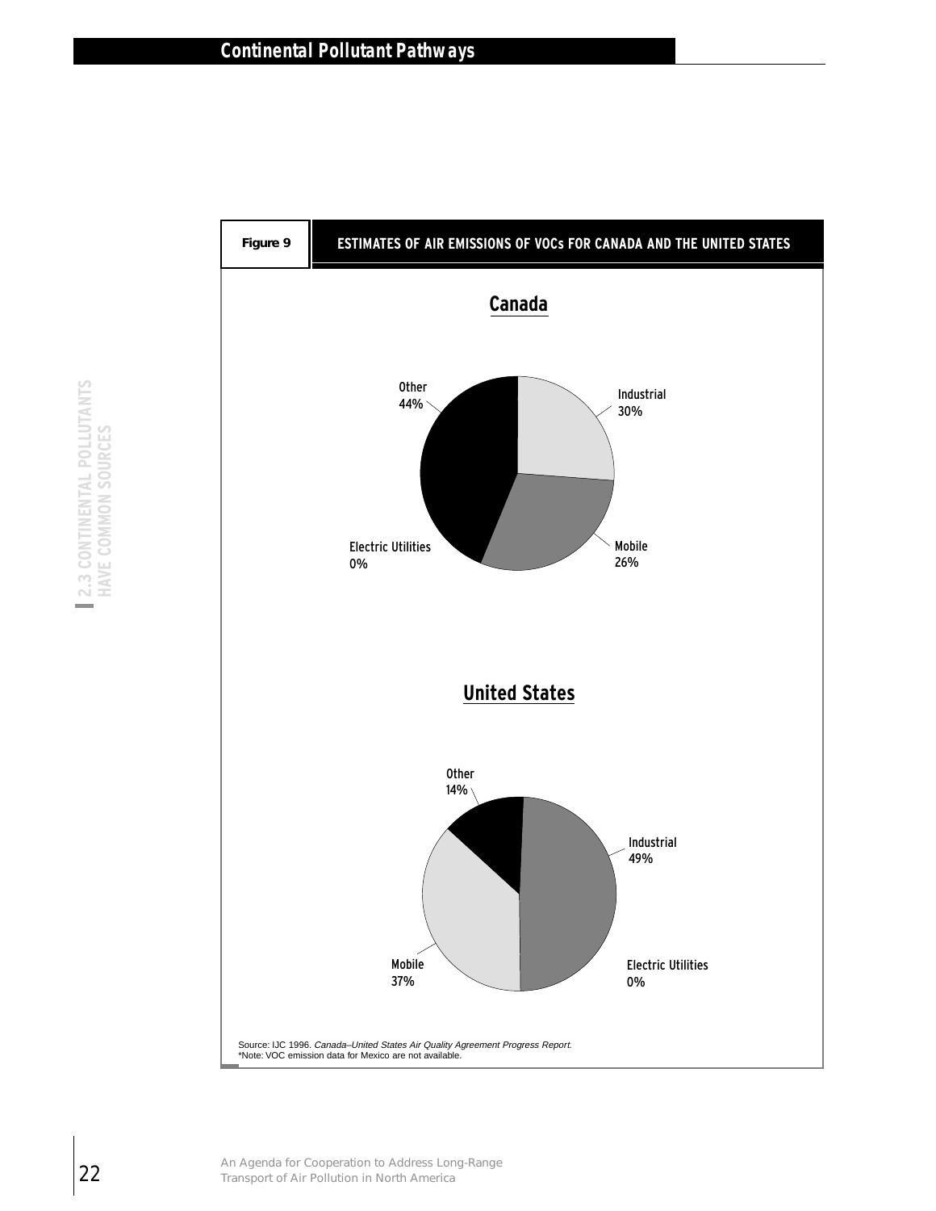**Figure 9** ESTIMATES OF AIR EMISSIONS OF VOCs FOR CANADA AND THE UNITED STATES

**Canada**

| Source | Share |
| --- | --- |
| Other | 44% |
| Industrial | 30% |
| Mobile | 26% |
| Electric Utilities | 0% |

**United States**

| Source | Share |
| --- | --- |
| Other | 14% |
| Industrial | 49% |
| Mobile | 37% |
| Electric Utilities | 0% |

Source: IJC 1996. *Canada–United States Air Quality Agreement Progress Report.*
*Note: VOC emission data for Mexico are not available.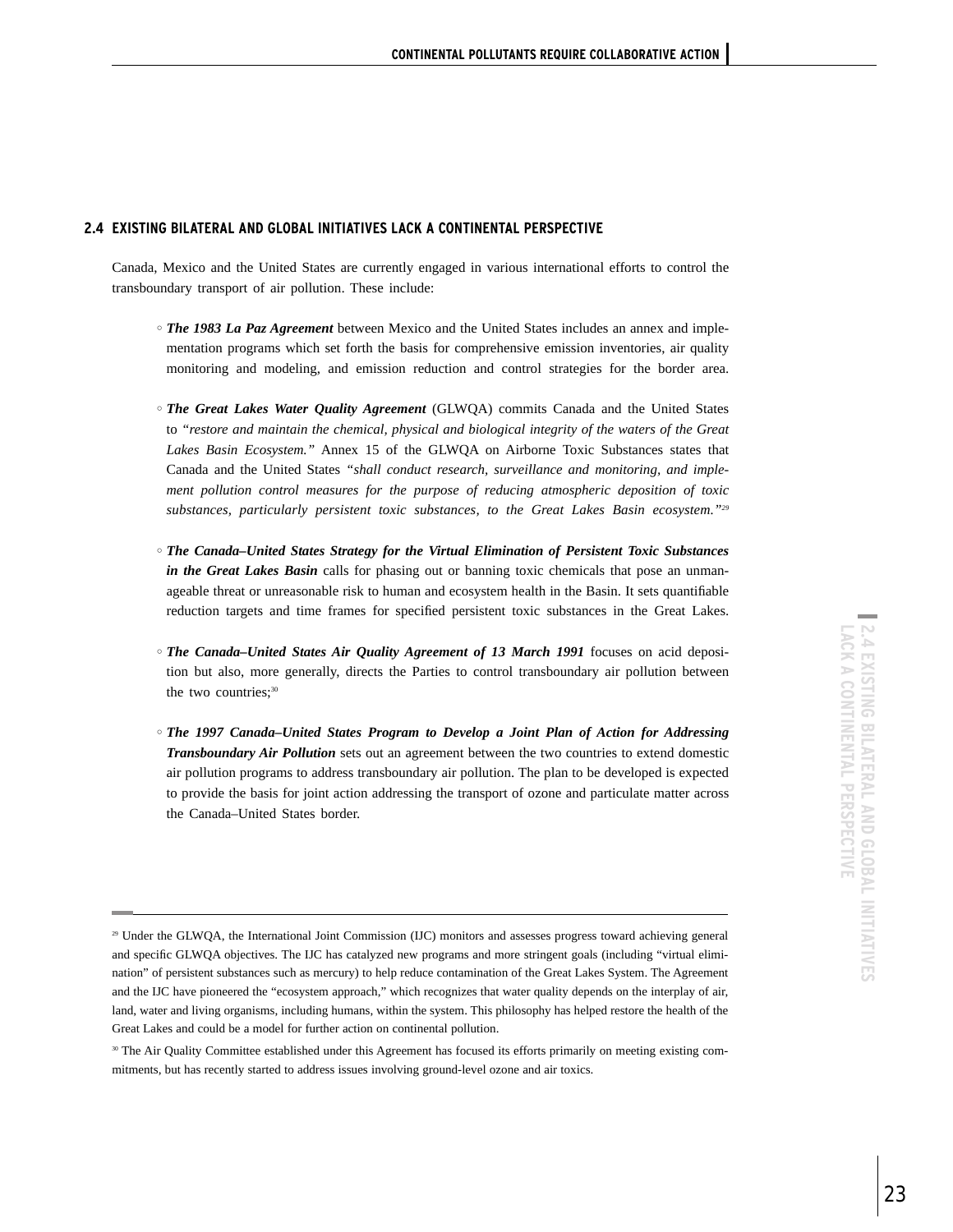## 2.4 EXISTING BILATERAL AND GLOBAL INITIATIVES LACK A CONTINENTAL PERSPECTIVE

Canada, Mexico and the United States are currently engaged in various international efforts to control the transboundary transport of air pollution. These include:

- ***The 1983 La Paz Agreement*** between Mexico and the United States includes an annex and implementation programs which set forth the basis for comprehensive emission inventories, air quality monitoring and modeling, and emission reduction and control strategies for the border area.

- ***The Great Lakes Water Quality Agreement*** (GLWQA) commits Canada and the United States to *"restore and maintain the chemical, physical and biological integrity of the waters of the Great Lakes Basin Ecosystem."* Annex 15 of the GLWQA on Airborne Toxic Substances states that Canada and the United States *"shall conduct research, surveillance and monitoring, and implement pollution control measures for the purpose of reducing atmospheric deposition of toxic substances, particularly persistent toxic substances, to the Great Lakes Basin ecosystem."*[29]

- ***The Canada–United States Strategy for the Virtual Elimination of Persistent Toxic Substances in the Great Lakes Basin*** calls for phasing out or banning toxic chemicals that pose an unmanageable threat or unreasonable risk to human and ecosystem health in the Basin. It sets quantifiable reduction targets and time frames for specified persistent toxic substances in the Great Lakes.

- ***The Canada–United States Air Quality Agreement of 13 March 1991*** focuses on acid deposition but also, more generally, directs the Parties to control transboundary air pollution between the two countries;[30]

- ***The 1997 Canada–United States Program to Develop a Joint Plan of Action for Addressing Transboundary Air Pollution*** sets out an agreement between the two countries to extend domestic air pollution programs to address transboundary air pollution. The plan to be developed is expected to provide the basis for joint action addressing the transport of ozone and particulate matter across the Canada–United States border.

---

[29] Under the GLWQA, the International Joint Commission (IJC) monitors and assesses progress toward achieving general and specific GLWQA objectives. The IJC has catalyzed new programs and more stringent goals (including "virtual elimination" of persistent substances such as mercury) to help reduce contamination of the Great Lakes System. The Agreement and the IJC have pioneered the "ecosystem approach," which recognizes that water quality depends on the interplay of air, land, water and living organisms, including humans, within the system. This philosophy has helped restore the health of the Great Lakes and could be a model for further action on continental pollution.

[30] The Air Quality Committee established under this Agreement has focused its efforts primarily on meeting existing commitments, but has recently started to address issues involving ground-level ozone and air toxics.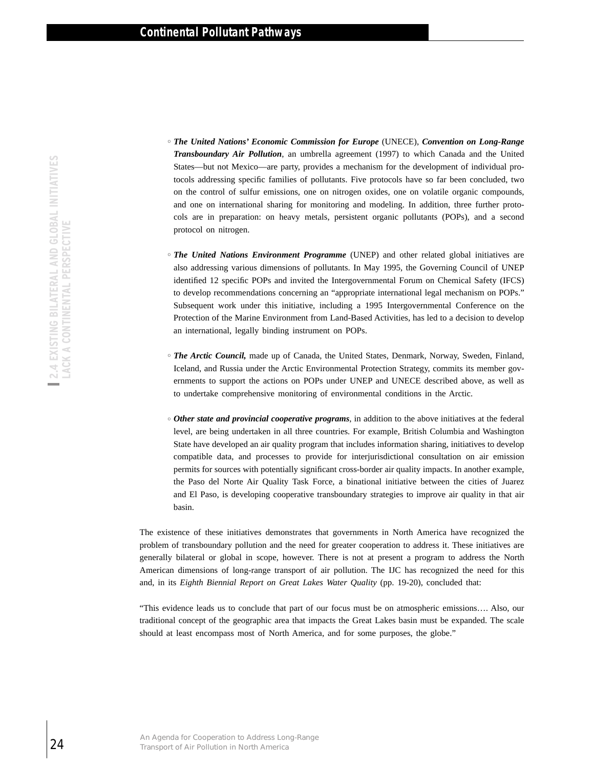- ***The United Nations' Economic Commission for Europe*** (UNECE), ***Convention on Long-Range Transboundary Air Pollution***, an umbrella agreement (1997) to which Canada and the United States—but not Mexico—are party, provides a mechanism for the development of individual protocols addressing specific families of pollutants. Five protocols have so far been concluded, two on the control of sulfur emissions, one on nitrogen oxides, one on volatile organic compounds, and one on international sharing for monitoring and modeling. In addition, three further protocols are in preparation: on heavy metals, persistent organic pollutants (POPs), and a second protocol on nitrogen.

- ***The United Nations Environment Programme*** (UNEP) and other related global initiatives are also addressing various dimensions of pollutants. In May 1995, the Governing Council of UNEP identified 12 specific POPs and invited the Intergovernmental Forum on Chemical Safety (IFCS) to develop recommendations concerning an "appropriate international legal mechanism on POPs." Subsequent work under this initiative, including a 1995 Intergovernmental Conference on the Protection of the Marine Environment from Land-Based Activities, has led to a decision to develop an international, legally binding instrument on POPs.

- ***The Arctic Council,*** made up of Canada, the United States, Denmark, Norway, Sweden, Finland, Iceland, and Russia under the Arctic Environmental Protection Strategy, commits its member governments to support the actions on POPs under UNEP and UNECE described above, as well as to undertake comprehensive monitoring of environmental conditions in the Arctic.

- ***Other state and provincial cooperative programs***, in addition to the above initiatives at the federal level, are being undertaken in all three countries. For example, British Columbia and Washington State have developed an air quality program that includes information sharing, initiatives to develop compatible data, and processes to provide for interjurisdictional consultation on air emission permits for sources with potentially significant cross-border air quality impacts. In another example, the Paso del Norte Air Quality Task Force, a binational initiative between the cities of Juarez and El Paso, is developing cooperative transboundary strategies to improve air quality in that air basin.

The existence of these initiatives demonstrates that governments in North America have recognized the problem of transboundary pollution and the need for greater cooperation to address it. These initiatives are generally bilateral or global in scope, however. There is not at present a program to address the North American dimensions of long-range transport of air pollution. The IJC has recognized the need for this and, in its *Eighth Biennial Report on Great Lakes Water Quality* (pp. 19-20), concluded that:

"This evidence leads us to conclude that part of our focus must be on atmospheric emissions…. Also, our traditional concept of the geographic area that impacts the Great Lakes basin must be expanded. The scale should at least encompass most of North America, and for some purposes, the globe."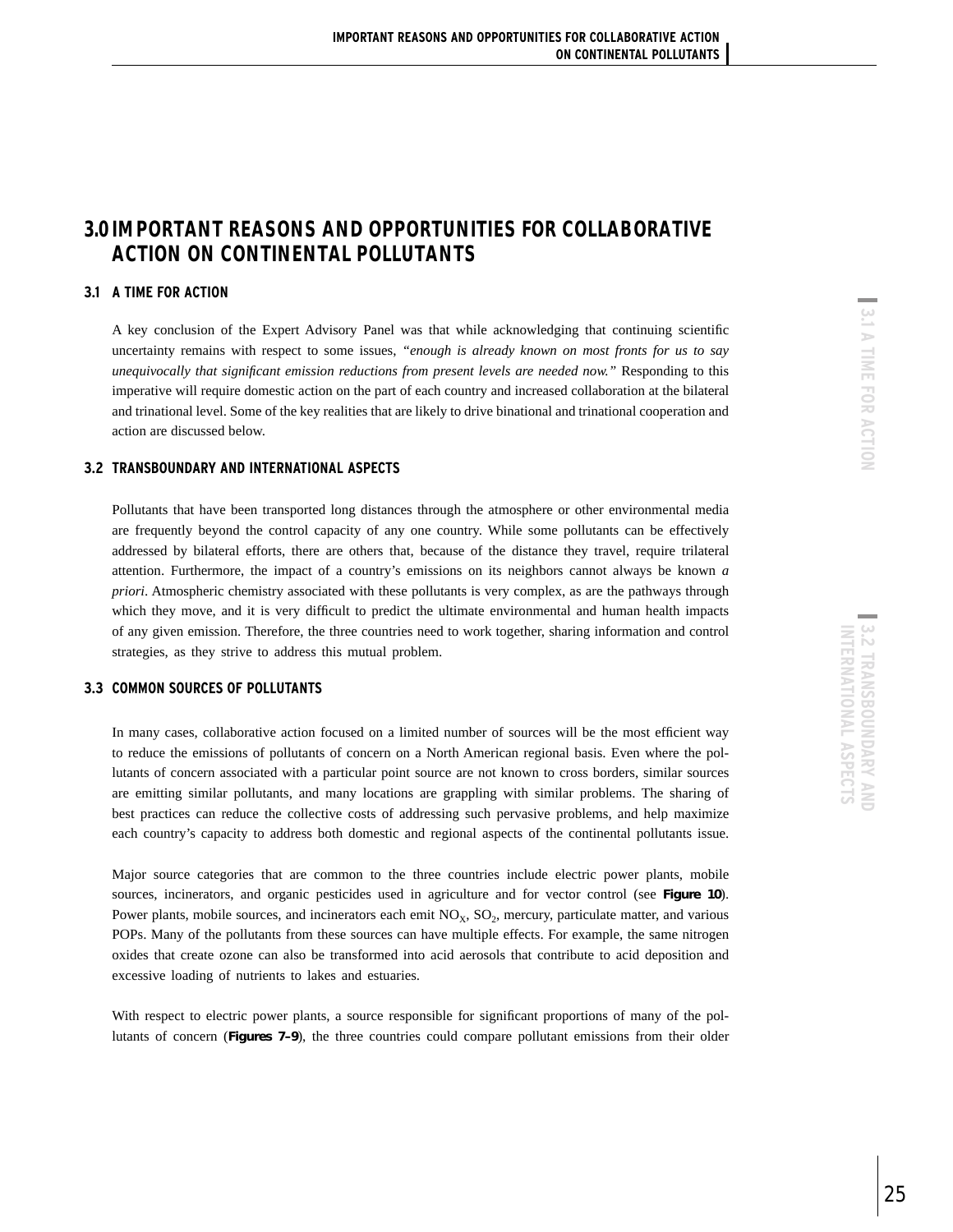# 3.0 IMPORTANT REASONS AND OPPORTUNITIES FOR COLLABORATIVE ACTION ON CONTINENTAL POLLUTANTS

## 3.1 A TIME FOR ACTION

A key conclusion of the Expert Advisory Panel was that while acknowledging that continuing scientific uncertainty remains with respect to some issues, *"enough is already known on most fronts for us to say unequivocally that significant emission reductions from present levels are needed now."* Responding to this imperative will require domestic action on the part of each country and increased collaboration at the bilateral and trinational level. Some of the key realities that are likely to drive binational and trinational cooperation and action are discussed below.

## 3.2 TRANSBOUNDARY AND INTERNATIONAL ASPECTS

Pollutants that have been transported long distances through the atmosphere or other environmental media are frequently beyond the control capacity of any one country. While some pollutants can be effectively addressed by bilateral efforts, there are others that, because of the distance they travel, require trilateral attention. Furthermore, the impact of a country's emissions on its neighbors cannot always be known *a priori*. Atmospheric chemistry associated with these pollutants is very complex, as are the pathways through which they move, and it is very difficult to predict the ultimate environmental and human health impacts of any given emission. Therefore, the three countries need to work together, sharing information and control strategies, as they strive to address this mutual problem.

## 3.3 COMMON SOURCES OF POLLUTANTS

In many cases, collaborative action focused on a limited number of sources will be the most efficient way to reduce the emissions of pollutants of concern on a North American regional basis. Even where the pollutants of concern associated with a particular point source are not known to cross borders, similar sources are emitting similar pollutants, and many locations are grappling with similar problems. The sharing of best practices can reduce the collective costs of addressing such pervasive problems, and help maximize each country's capacity to address both domestic and regional aspects of the continental pollutants issue.

Major source categories that are common to the three countries include electric power plants, mobile sources, incinerators, and organic pesticides used in agriculture and for vector control (see **Figure 10**). Power plants, mobile sources, and incinerators each emit $NO_X$, $SO_2$, mercury, particulate matter, and various POPs. Many of the pollutants from these sources can have multiple effects. For example, the same nitrogen oxides that create ozone can also be transformed into acid aerosols that contribute to acid deposition and excessive loading of nutrients to lakes and estuaries.

With respect to electric power plants, a source responsible for significant proportions of many of the pollutants of concern (**Figures 7–9**), the three countries could compare pollutant emissions from their older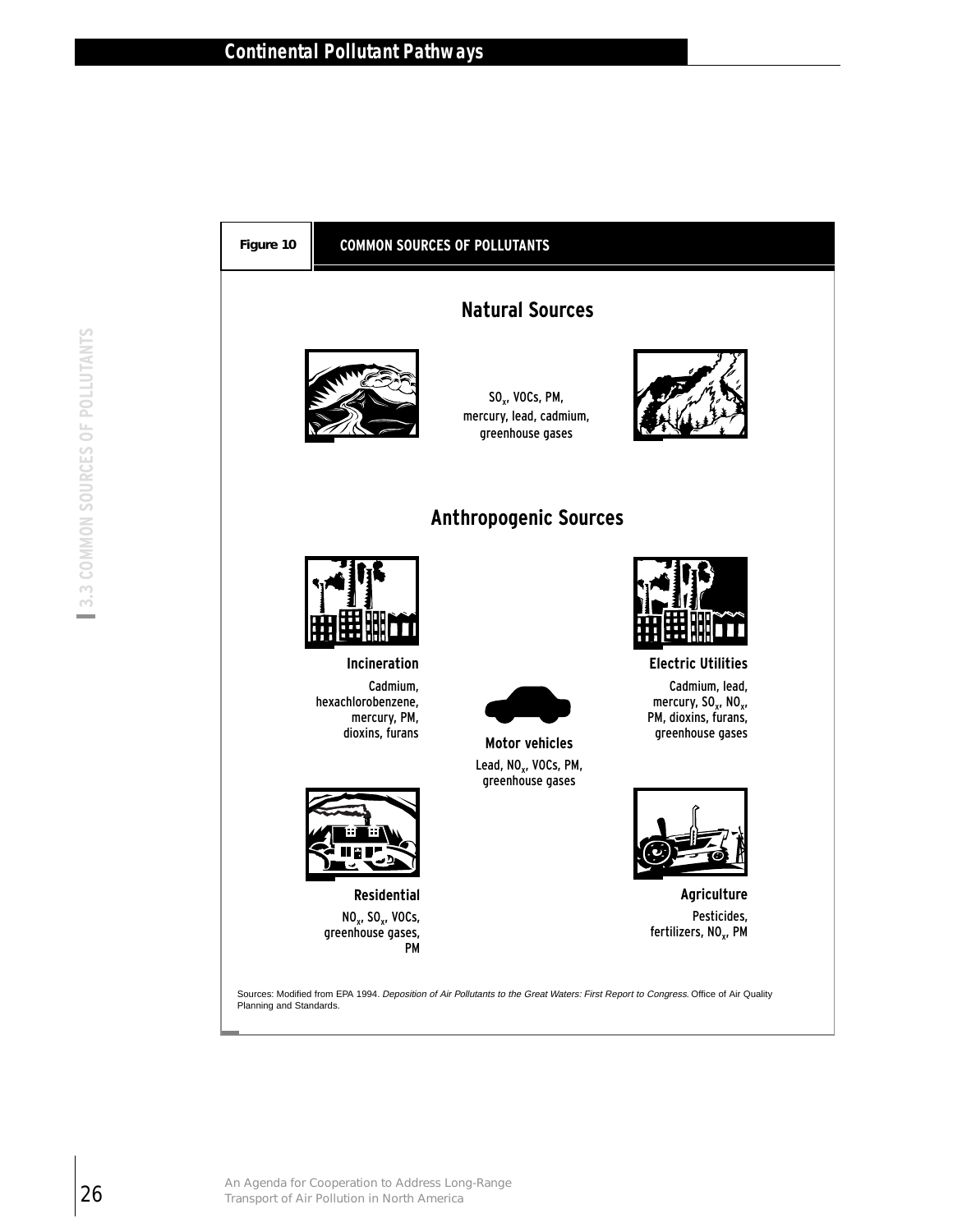**Figure 10** COMMON SOURCES OF POLLUTANTS

## Natural Sources

$SO_x$, VOCs, PM, mercury, lead, cadmium, greenhouse gases

## Anthropogenic Sources

**Incineration**
Cadmium, hexachlorobenzene, mercury, PM, dioxins, furans

**Electric Utilities**
Cadmium, lead, mercury, $SO_x$, $NO_x$, PM, dioxins, furans, greenhouse gases

**Motor vehicles**
Lead, $NO_x$, VOCs, PM, greenhouse gases

**Residential**
$NO_x$, $SO_x$, VOCs, greenhouse gases, PM

**Agriculture**
Pesticides, fertilizers, $NO_x$, PM

Sources: Modified from EPA 1994. *Deposition of Air Pollutants to the Great Waters: First Report to Congress.* Office of Air Quality Planning and Standards.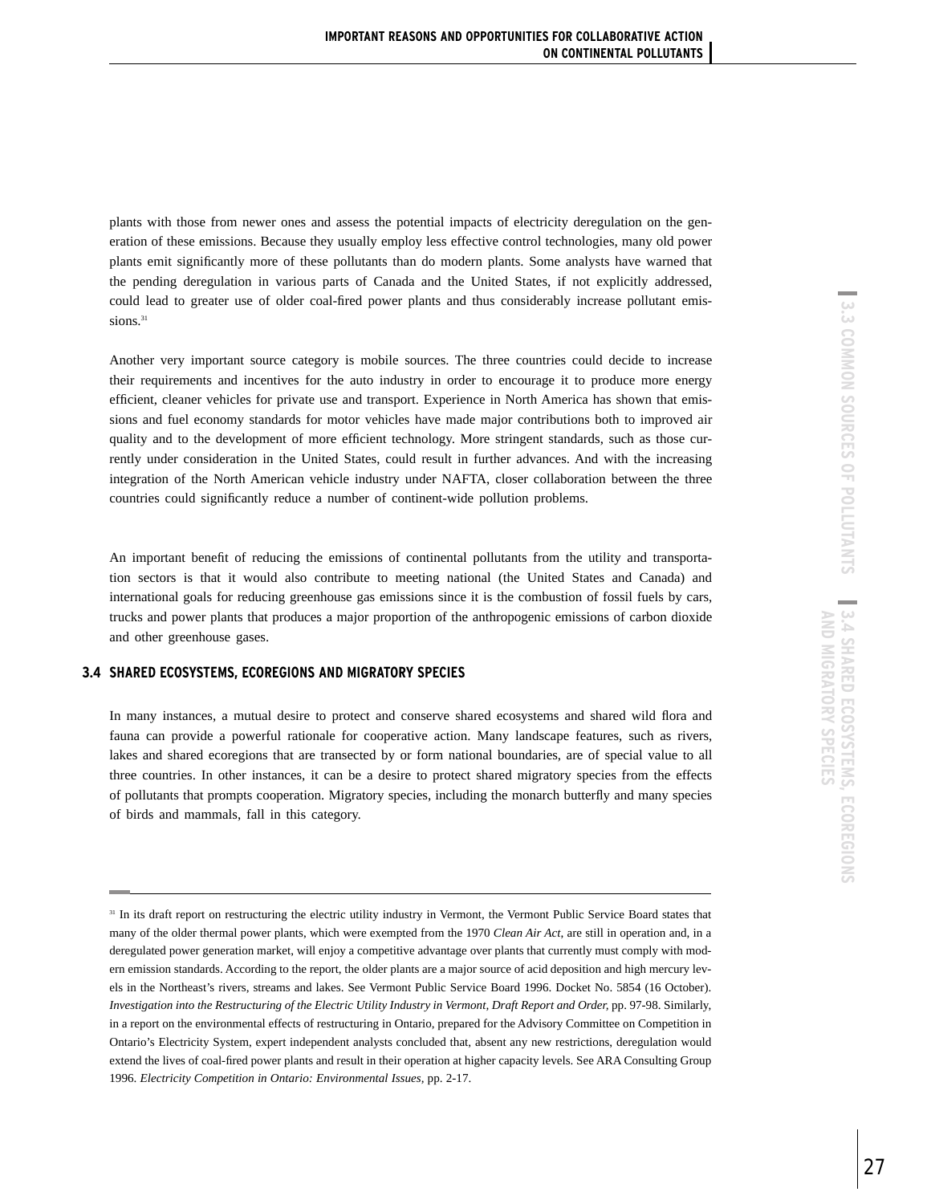plants with those from newer ones and assess the potential impacts of electricity deregulation on the generation of these emissions. Because they usually employ less effective control technologies, many old power plants emit significantly more of these pollutants than do modern plants. Some analysts have warned that the pending deregulation in various parts of Canada and the United States, if not explicitly addressed, could lead to greater use of older coal-fired power plants and thus considerably increase pollutant emissions.[31]

Another very important source category is mobile sources. The three countries could decide to increase their requirements and incentives for the auto industry in order to encourage it to produce more energy efficient, cleaner vehicles for private use and transport. Experience in North America has shown that emissions and fuel economy standards for motor vehicles have made major contributions both to improved air quality and to the development of more efficient technology. More stringent standards, such as those currently under consideration in the United States, could result in further advances. And with the increasing integration of the North American vehicle industry under NAFTA, closer collaboration between the three countries could significantly reduce a number of continent-wide pollution problems.

An important benefit of reducing the emissions of continental pollutants from the utility and transportation sectors is that it would also contribute to meeting national (the United States and Canada) and international goals for reducing greenhouse gas emissions since it is the combustion of fossil fuels by cars, trucks and power plants that produces a major proportion of the anthropogenic emissions of carbon dioxide and other greenhouse gases.

## 3.4 SHARED ECOSYSTEMS, ECOREGIONS AND MIGRATORY SPECIES

In many instances, a mutual desire to protect and conserve shared ecosystems and shared wild flora and fauna can provide a powerful rationale for cooperative action. Many landscape features, such as rivers, lakes and shared ecoregions that are transected by or form national boundaries, are of special value to all three countries. In other instances, it can be a desire to protect shared migratory species from the effects of pollutants that prompts cooperation. Migratory species, including the monarch butterfly and many species of birds and mammals, fall in this category.

---

[31] In its draft report on restructuring the electric utility industry in Vermont, the Vermont Public Service Board states that many of the older thermal power plants, which were exempted from the 1970 *Clean Air Act*, are still in operation and, in a deregulated power generation market, will enjoy a competitive advantage over plants that currently must comply with modern emission standards. According to the report, the older plants are a major source of acid deposition and high mercury levels in the Northeast's rivers, streams and lakes. See Vermont Public Service Board 1996. Docket No. 5854 (16 October). *Investigation into the Restructuring of the Electric Utility Industry in Vermont, Draft Report and Order,* pp. 97-98. Similarly, in a report on the environmental effects of restructuring in Ontario, prepared for the Advisory Committee on Competition in Ontario's Electricity System, expert independent analysts concluded that, absent any new restrictions, deregulation would extend the lives of coal-fired power plants and result in their operation at higher capacity levels. See ARA Consulting Group 1996. *Electricity Competition in Ontario: Environmental Issues*, pp. 2-17.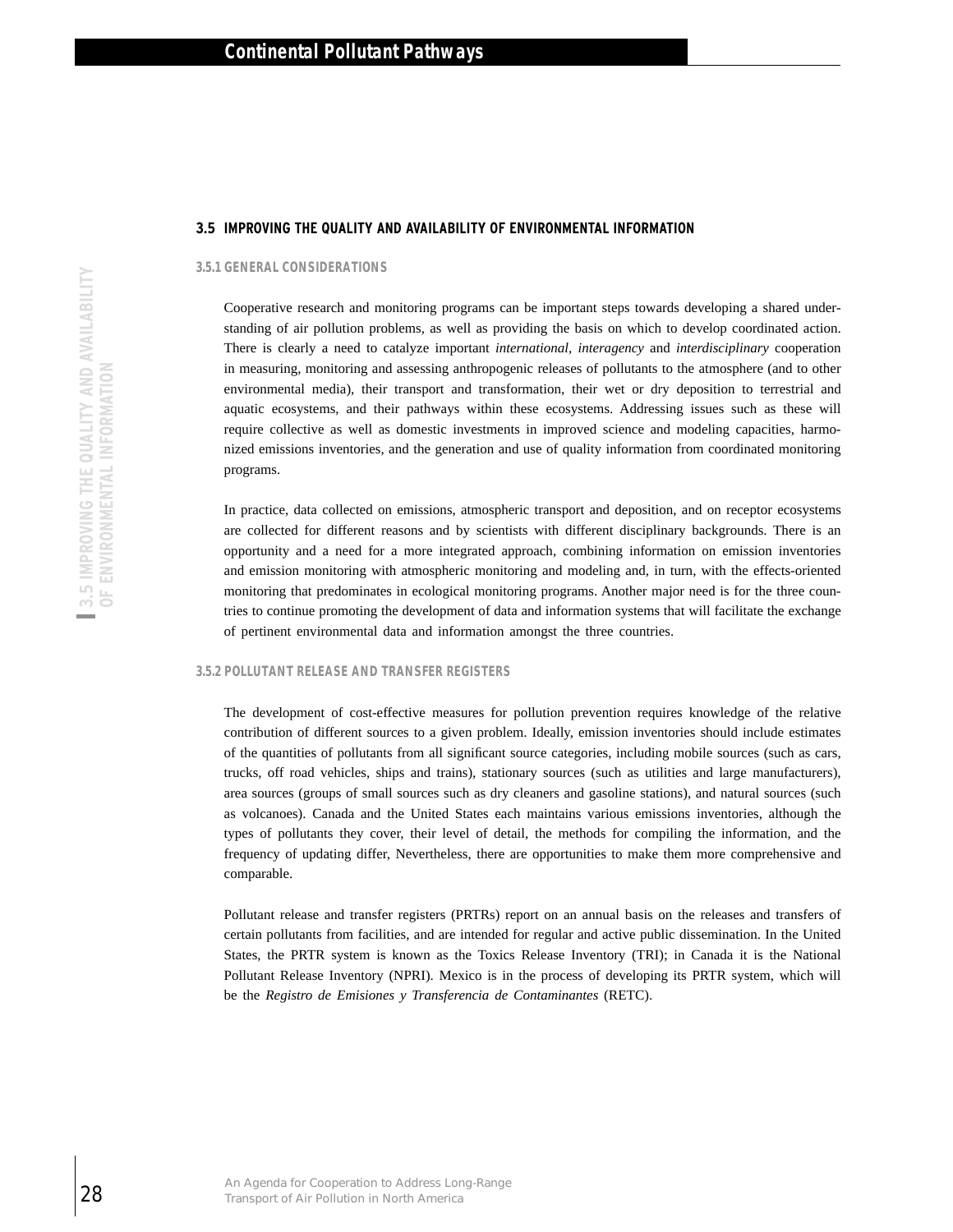## 3.5 IMPROVING THE QUALITY AND AVAILABILITY OF ENVIRONMENTAL INFORMATION

### 3.5.1 GENERAL CONSIDERATIONS

Cooperative research and monitoring programs can be important steps towards developing a shared understanding of air pollution problems, as well as providing the basis on which to develop coordinated action. There is clearly a need to catalyze important *international*, *interagency* and *interdisciplinary* cooperation in measuring, monitoring and assessing anthropogenic releases of pollutants to the atmosphere (and to other environmental media), their transport and transformation, their wet or dry deposition to terrestrial and aquatic ecosystems, and their pathways within these ecosystems. Addressing issues such as these will require collective as well as domestic investments in improved science and modeling capacities, harmonized emissions inventories, and the generation and use of quality information from coordinated monitoring programs.

In practice, data collected on emissions, atmospheric transport and deposition, and on receptor ecosystems are collected for different reasons and by scientists with different disciplinary backgrounds. There is an opportunity and a need for a more integrated approach, combining information on emission inventories and emission monitoring with atmospheric monitoring and modeling and, in turn, with the effects-oriented monitoring that predominates in ecological monitoring programs. Another major need is for the three countries to continue promoting the development of data and information systems that will facilitate the exchange of pertinent environmental data and information amongst the three countries.

### 3.5.2 POLLUTANT RELEASE AND TRANSFER REGISTERS

The development of cost-effective measures for pollution prevention requires knowledge of the relative contribution of different sources to a given problem. Ideally, emission inventories should include estimates of the quantities of pollutants from all significant source categories, including mobile sources (such as cars, trucks, off road vehicles, ships and trains), stationary sources (such as utilities and large manufacturers), area sources (groups of small sources such as dry cleaners and gasoline stations), and natural sources (such as volcanoes). Canada and the United States each maintains various emissions inventories, although the types of pollutants they cover, their level of detail, the methods for compiling the information, and the frequency of updating differ, Nevertheless, there are opportunities to make them more comprehensive and comparable.

Pollutant release and transfer registers (PRTRs) report on an annual basis on the releases and transfers of certain pollutants from facilities, and are intended for regular and active public dissemination. In the United States, the PRTR system is known as the Toxics Release Inventory (TRI); in Canada it is the National Pollutant Release Inventory (NPRI). Mexico is in the process of developing its PRTR system, which will be the *Registro de Emisiones y Transferencia de Contaminantes* (RETC).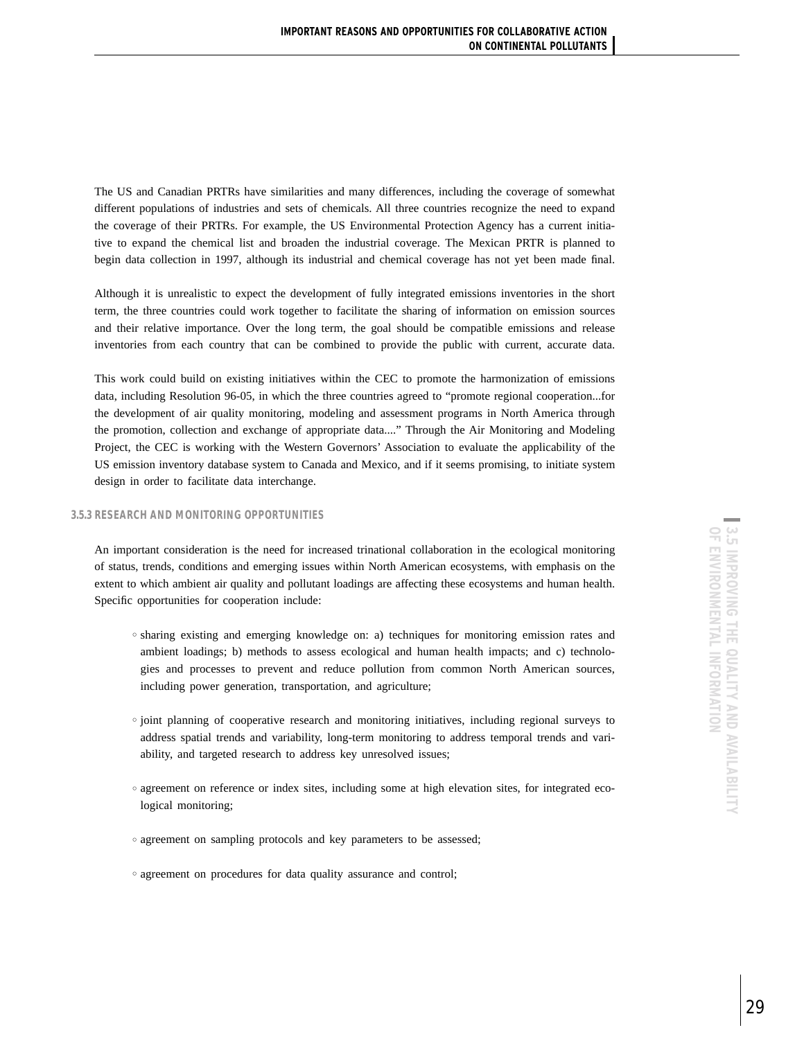The US and Canadian PRTRs have similarities and many differences, including the coverage of somewhat different populations of industries and sets of chemicals. All three countries recognize the need to expand the coverage of their PRTRs. For example, the US Environmental Protection Agency has a current initiative to expand the chemical list and broaden the industrial coverage. The Mexican PRTR is planned to begin data collection in 1997, although its industrial and chemical coverage has not yet been made final.

Although it is unrealistic to expect the development of fully integrated emissions inventories in the short term, the three countries could work together to facilitate the sharing of information on emission sources and their relative importance. Over the long term, the goal should be compatible emissions and release inventories from each country that can be combined to provide the public with current, accurate data.

This work could build on existing initiatives within the CEC to promote the harmonization of emissions data, including Resolution 96-05, in which the three countries agreed to "promote regional cooperation...for the development of air quality monitoring, modeling and assessment programs in North America through the promotion, collection and exchange of appropriate data...." Through the Air Monitoring and Modeling Project, the CEC is working with the Western Governors' Association to evaluate the applicability of the US emission inventory database system to Canada and Mexico, and if it seems promising, to initiate system design in order to facilitate data interchange.

### 3.5.3 RESEARCH AND MONITORING OPPORTUNITIES

An important consideration is the need for increased trinational collaboration in the ecological monitoring of status, trends, conditions and emerging issues within North American ecosystems, with emphasis on the extent to which ambient air quality and pollutant loadings are affecting these ecosystems and human health. Specific opportunities for cooperation include:

- sharing existing and emerging knowledge on: a) techniques for monitoring emission rates and ambient loadings; b) methods to assess ecological and human health impacts; and c) technologies and processes to prevent and reduce pollution from common North American sources, including power generation, transportation, and agriculture;
- joint planning of cooperative research and monitoring initiatives, including regional surveys to address spatial trends and variability, long-term monitoring to address temporal trends and variability, and targeted research to address key unresolved issues;
- agreement on reference or index sites, including some at high elevation sites, for integrated ecological monitoring;
- agreement on sampling protocols and key parameters to be assessed;
- agreement on procedures for data quality assurance and control;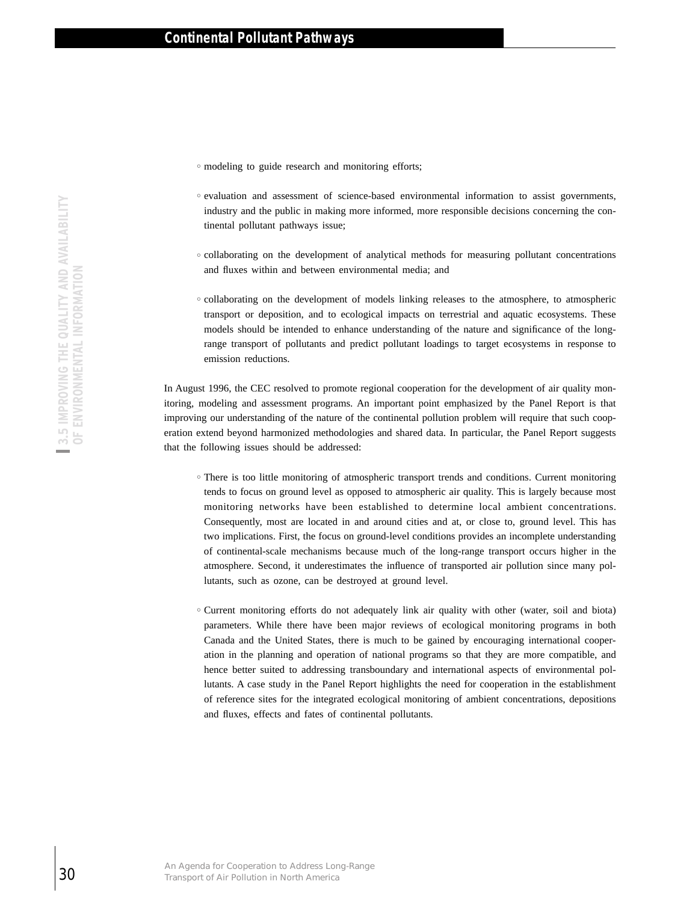- modeling to guide research and monitoring efforts;

- evaluation and assessment of science-based environmental information to assist governments, industry and the public in making more informed, more responsible decisions concerning the continental pollutant pathways issue;

- collaborating on the development of analytical methods for measuring pollutant concentrations and fluxes within and between environmental media; and

- collaborating on the development of models linking releases to the atmosphere, to atmospheric transport or deposition, and to ecological impacts on terrestrial and aquatic ecosystems. These models should be intended to enhance understanding of the nature and significance of the long-range transport of pollutants and predict pollutant loadings to target ecosystems in response to emission reductions.

In August 1996, the CEC resolved to promote regional cooperation for the development of air quality monitoring, modeling and assessment programs. An important point emphasized by the Panel Report is that improving our understanding of the nature of the continental pollution problem will require that such cooperation extend beyond harmonized methodologies and shared data. In particular, the Panel Report suggests that the following issues should be addressed:

- There is too little monitoring of atmospheric transport trends and conditions. Current monitoring tends to focus on ground level as opposed to atmospheric air quality. This is largely because most monitoring networks have been established to determine local ambient concentrations. Consequently, most are located in and around cities and at, or close to, ground level. This has two implications. First, the focus on ground-level conditions provides an incomplete understanding of continental-scale mechanisms because much of the long-range transport occurs higher in the atmosphere. Second, it underestimates the influence of transported air pollution since many pollutants, such as ozone, can be destroyed at ground level.

- Current monitoring efforts do not adequately link air quality with other (water, soil and biota) parameters. While there have been major reviews of ecological monitoring programs in both Canada and the United States, there is much to be gained by encouraging international cooperation in the planning and operation of national programs so that they are more compatible, and hence better suited to addressing transboundary and international aspects of environmental pollutants. A case study in the Panel Report highlights the need for cooperation in the establishment of reference sites for the integrated ecological monitoring of ambient concentrations, depositions and fluxes, effects and fates of continental pollutants.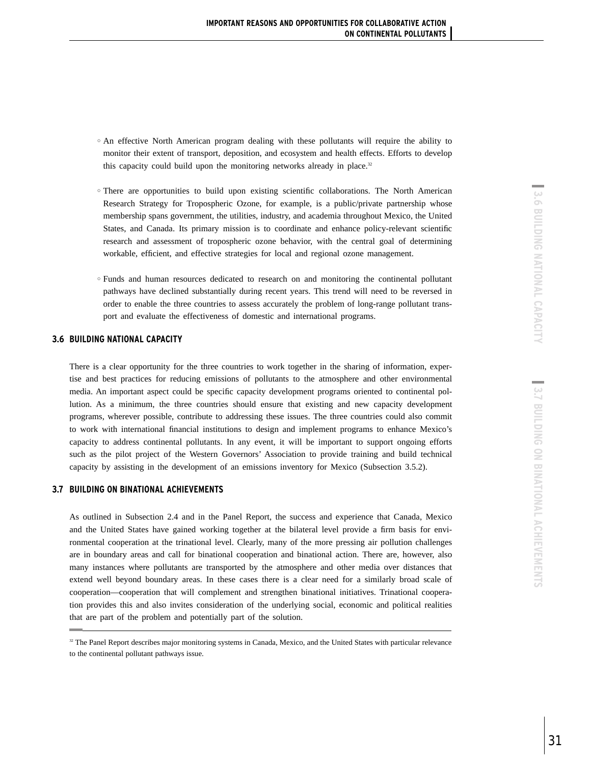- An effective North American program dealing with these pollutants will require the ability to monitor their extent of transport, deposition, and ecosystem and health effects. Efforts to develop this capacity could build upon the monitoring networks already in place.[32]

- There are opportunities to build upon existing scientific collaborations. The North American Research Strategy for Tropospheric Ozone, for example, is a public/private partnership whose membership spans government, the utilities, industry, and academia throughout Mexico, the United States, and Canada. Its primary mission is to coordinate and enhance policy-relevant scientific research and assessment of tropospheric ozone behavior, with the central goal of determining workable, efficient, and effective strategies for local and regional ozone management.

- Funds and human resources dedicated to research on and monitoring the continental pollutant pathways have declined substantially during recent years. This trend will need to be reversed in order to enable the three countries to assess accurately the problem of long-range pollutant transport and evaluate the effectiveness of domestic and international programs.

## 3.6 BUILDING NATIONAL CAPACITY

There is a clear opportunity for the three countries to work together in the sharing of information, expertise and best practices for reducing emissions of pollutants to the atmosphere and other environmental media. An important aspect could be specific capacity development programs oriented to continental pollution. As a minimum, the three countries should ensure that existing and new capacity development programs, wherever possible, contribute to addressing these issues. The three countries could also commit to work with international financial institutions to design and implement programs to enhance Mexico's capacity to address continental pollutants. In any event, it will be important to support ongoing efforts such as the pilot project of the Western Governors' Association to provide training and build technical capacity by assisting in the development of an emissions inventory for Mexico (Subsection 3.5.2).

## 3.7 BUILDING ON BINATIONAL ACHIEVEMENTS

As outlined in Subsection 2.4 and in the Panel Report, the success and experience that Canada, Mexico and the United States have gained working together at the bilateral level provide a firm basis for environmental cooperation at the trinational level. Clearly, many of the more pressing air pollution challenges are in boundary areas and call for binational cooperation and binational action. There are, however, also many instances where pollutants are transported by the atmosphere and other media over distances that extend well beyond boundary areas. In these cases there is a clear need for a similarly broad scale of cooperation—cooperation that will complement and strengthen binational initiatives. Trinational cooperation provides this and also invites consideration of the underlying social, economic and political realities that are part of the problem and potentially part of the solution.

[32] The Panel Report describes major monitoring systems in Canada, Mexico, and the United States with particular relevance to the continental pollutant pathways issue.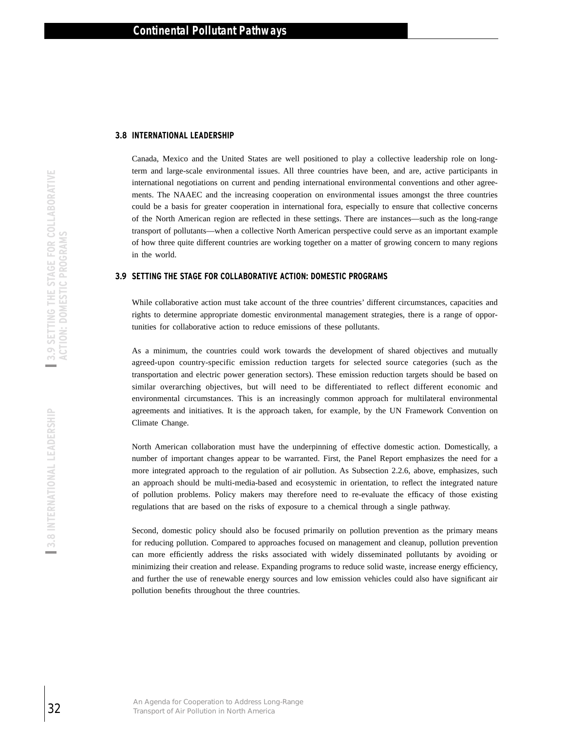### 3.8 INTERNATIONAL LEADERSHIP

Canada, Mexico and the United States are well positioned to play a collective leadership role on long-term and large-scale environmental issues. All three countries have been, and are, active participants in international negotiations on current and pending international environmental conventions and other agreements. The NAAEC and the increasing cooperation on environmental issues amongst the three countries could be a basis for greater cooperation in international fora, especially to ensure that collective concerns of the North American region are reflected in these settings. There are instances—such as the long-range transport of pollutants—when a collective North American perspective could serve as an important example of how three quite different countries are working together on a matter of growing concern to many regions in the world.

### 3.9 SETTING THE STAGE FOR COLLABORATIVE ACTION: DOMESTIC PROGRAMS

While collaborative action must take account of the three countries' different circumstances, capacities and rights to determine appropriate domestic environmental management strategies, there is a range of opportunities for collaborative action to reduce emissions of these pollutants.

As a minimum, the countries could work towards the development of shared objectives and mutually agreed-upon country-specific emission reduction targets for selected source categories (such as the transportation and electric power generation sectors). These emission reduction targets should be based on similar overarching objectives, but will need to be differentiated to reflect different economic and environmental circumstances. This is an increasingly common approach for multilateral environmental agreements and initiatives. It is the approach taken, for example, by the UN Framework Convention on Climate Change.

North American collaboration must have the underpinning of effective domestic action. Domestically, a number of important changes appear to be warranted. First, the Panel Report emphasizes the need for a more integrated approach to the regulation of air pollution. As Subsection 2.2.6, above, emphasizes, such an approach should be multi-media-based and ecosystemic in orientation, to reflect the integrated nature of pollution problems. Policy makers may therefore need to re-evaluate the efficacy of those existing regulations that are based on the risks of exposure to a chemical through a single pathway.

Second, domestic policy should also be focused primarily on pollution prevention as the primary means for reducing pollution. Compared to approaches focused on management and cleanup, pollution prevention can more efficiently address the risks associated with widely disseminated pollutants by avoiding or minimizing their creation and release. Expanding programs to reduce solid waste, increase energy efficiency, and further the use of renewable energy sources and low emission vehicles could also have significant air pollution benefits throughout the three countries.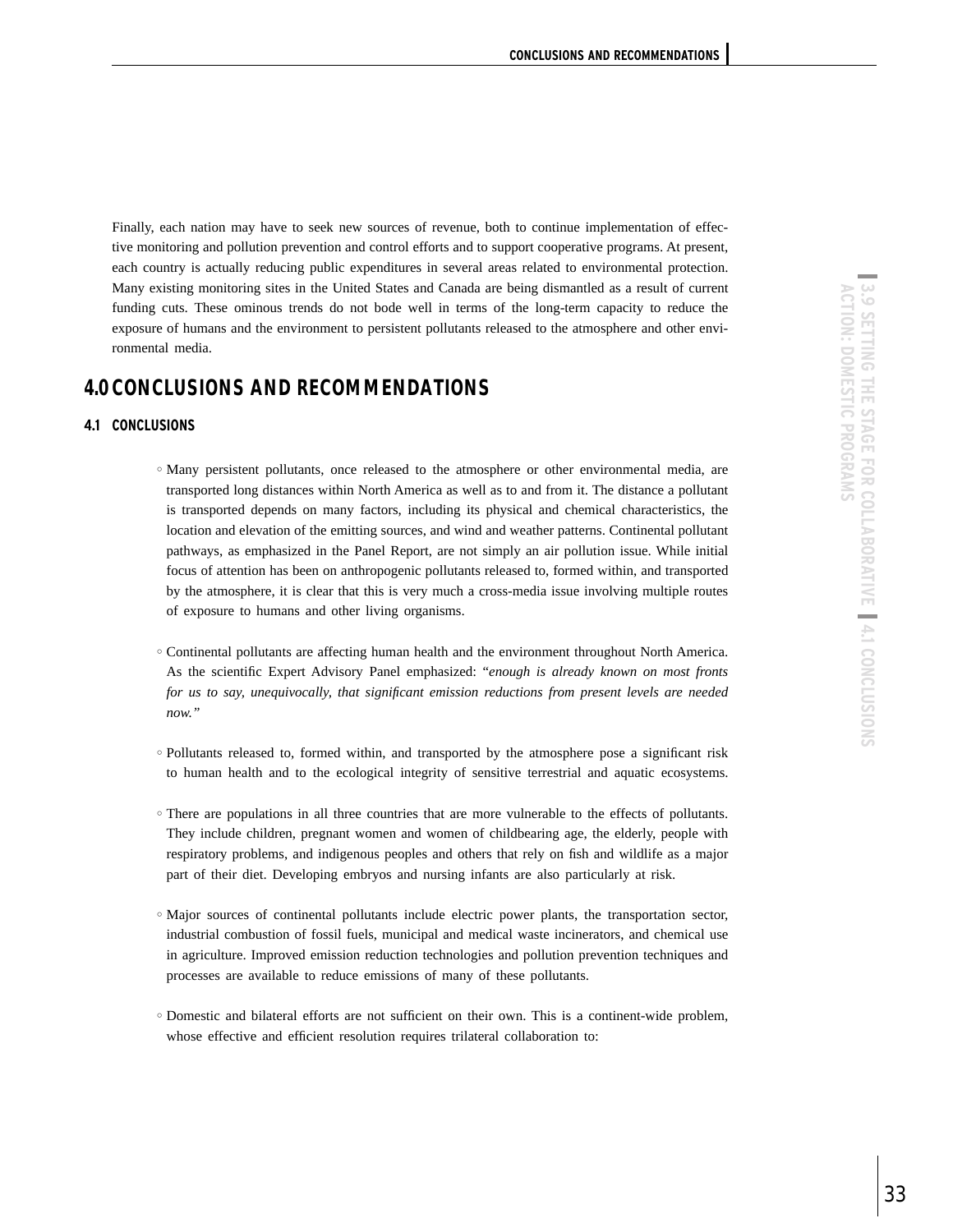Finally, each nation may have to seek new sources of revenue, both to continue implementation of effective monitoring and pollution prevention and control efforts and to support cooperative programs. At present, each country is actually reducing public expenditures in several areas related to environmental protection. Many existing monitoring sites in the United States and Canada are being dismantled as a result of current funding cuts. These ominous trends do not bode well in terms of the long-term capacity to reduce the exposure of humans and the environment to persistent pollutants released to the atmosphere and other environmental media.

# 4.0 CONCLUSIONS AND RECOMMENDATIONS

## 4.1 CONCLUSIONS

- Many persistent pollutants, once released to the atmosphere or other environmental media, are transported long distances within North America as well as to and from it. The distance a pollutant is transported depends on many factors, including its physical and chemical characteristics, the location and elevation of the emitting sources, and wind and weather patterns. Continental pollutant pathways, as emphasized in the Panel Report, are not simply an air pollution issue. While initial focus of attention has been on anthropogenic pollutants released to, formed within, and transported by the atmosphere, it is clear that this is very much a cross-media issue involving multiple routes of exposure to humans and other living organisms.

- Continental pollutants are affecting human health and the environment throughout North America. As the scientific Expert Advisory Panel emphasized: "*enough is already known on most fronts for us to say, unequivocally, that significant emission reductions from present levels are needed now.*"

- Pollutants released to, formed within, and transported by the atmosphere pose a significant risk to human health and to the ecological integrity of sensitive terrestrial and aquatic ecosystems.

- There are populations in all three countries that are more vulnerable to the effects of pollutants. They include children, pregnant women and women of childbearing age, the elderly, people with respiratory problems, and indigenous peoples and others that rely on fish and wildlife as a major part of their diet. Developing embryos and nursing infants are also particularly at risk.

- Major sources of continental pollutants include electric power plants, the transportation sector, industrial combustion of fossil fuels, municipal and medical waste incinerators, and chemical use in agriculture. Improved emission reduction technologies and pollution prevention techniques and processes are available to reduce emissions of many of these pollutants.

- Domestic and bilateral efforts are not sufficient on their own. This is a continent-wide problem, whose effective and efficient resolution requires trilateral collaboration to: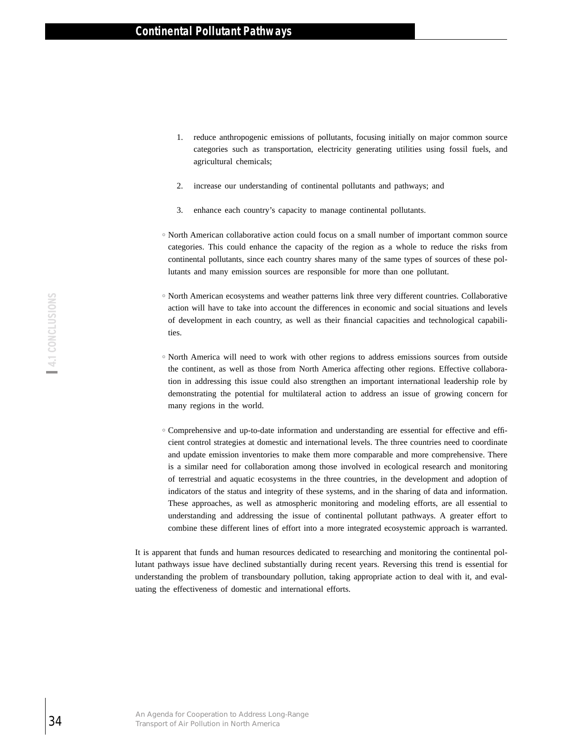1. reduce anthropogenic emissions of pollutants, focusing initially on major common source categories such as transportation, electricity generating utilities using fossil fuels, and agricultural chemicals;

2. increase our understanding of continental pollutants and pathways; and

3. enhance each country's capacity to manage continental pollutants.

- North American collaborative action could focus on a small number of important common source categories. This could enhance the capacity of the region as a whole to reduce the risks from continental pollutants, since each country shares many of the same types of sources of these pollutants and many emission sources are responsible for more than one pollutant.

- North American ecosystems and weather patterns link three very different countries. Collaborative action will have to take into account the differences in economic and social situations and levels of development in each country, as well as their financial capacities and technological capabilities.

- North America will need to work with other regions to address emissions sources from outside the continent, as well as those from North America affecting other regions. Effective collaboration in addressing this issue could also strengthen an important international leadership role by demonstrating the potential for multilateral action to address an issue of growing concern for many regions in the world.

- Comprehensive and up-to-date information and understanding are essential for effective and efficient control strategies at domestic and international levels. The three countries need to coordinate and update emission inventories to make them more comparable and more comprehensive. There is a similar need for collaboration among those involved in ecological research and monitoring of terrestrial and aquatic ecosystems in the three countries, in the development and adoption of indicators of the status and integrity of these systems, and in the sharing of data and information. These approaches, as well as atmospheric monitoring and modeling efforts, are all essential to understanding and addressing the issue of continental pollutant pathways. A greater effort to combine these different lines of effort into a more integrated ecosystemic approach is warranted.

It is apparent that funds and human resources dedicated to researching and monitoring the continental pollutant pathways issue have declined substantially during recent years. Reversing this trend is essential for understanding the problem of transboundary pollution, taking appropriate action to deal with it, and evaluating the effectiveness of domestic and international efforts.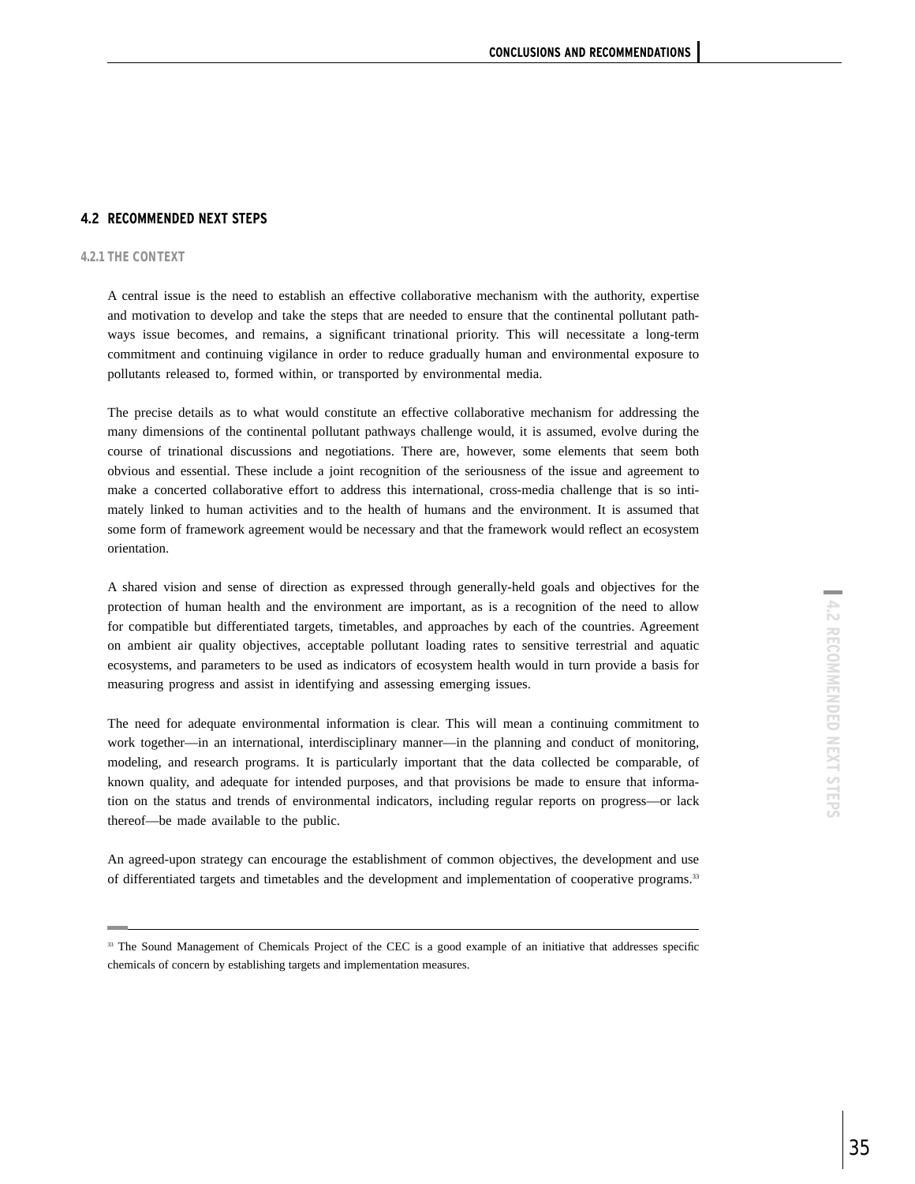## 4.2 RECOMMENDED NEXT STEPS

### 4.2.1 THE CONTEXT

A central issue is the need to establish an effective collaborative mechanism with the authority, expertise and motivation to develop and take the steps that are needed to ensure that the continental pollutant pathways issue becomes, and remains, a significant trinational priority. This will necessitate a long-term commitment and continuing vigilance in order to reduce gradually human and environmental exposure to pollutants released to, formed within, or transported by environmental media.

The precise details as to what would constitute an effective collaborative mechanism for addressing the many dimensions of the continental pollutant pathways challenge would, it is assumed, evolve during the course of trinational discussions and negotiations. There are, however, some elements that seem both obvious and essential. These include a joint recognition of the seriousness of the issue and agreement to make a concerted collaborative effort to address this international, cross-media challenge that is so intimately linked to human activities and to the health of humans and the environment. It is assumed that some form of framework agreement would be necessary and that the framework would reflect an ecosystem orientation.

A shared vision and sense of direction as expressed through generally-held goals and objectives for the protection of human health and the environment are important, as is a recognition of the need to allow for compatible but differentiated targets, timetables, and approaches by each of the countries. Agreement on ambient air quality objectives, acceptable pollutant loading rates to sensitive terrestrial and aquatic ecosystems, and parameters to be used as indicators of ecosystem health would in turn provide a basis for measuring progress and assist in identifying and assessing emerging issues.

The need for adequate environmental information is clear. This will mean a continuing commitment to work together—in an international, interdisciplinary manner—in the planning and conduct of monitoring, modeling, and research programs. It is particularly important that the data collected be comparable, of known quality, and adequate for intended purposes, and that provisions be made to ensure that information on the status and trends of environmental indicators, including regular reports on progress—or lack thereof—be made available to the public.

An agreed-upon strategy can encourage the establishment of common objectives, the development and use of differentiated targets and timetables and the development and implementation of cooperative programs.[33]

---

[33] The Sound Management of Chemicals Project of the CEC is a good example of an initiative that addresses specific chemicals of concern by establishing targets and implementation measures.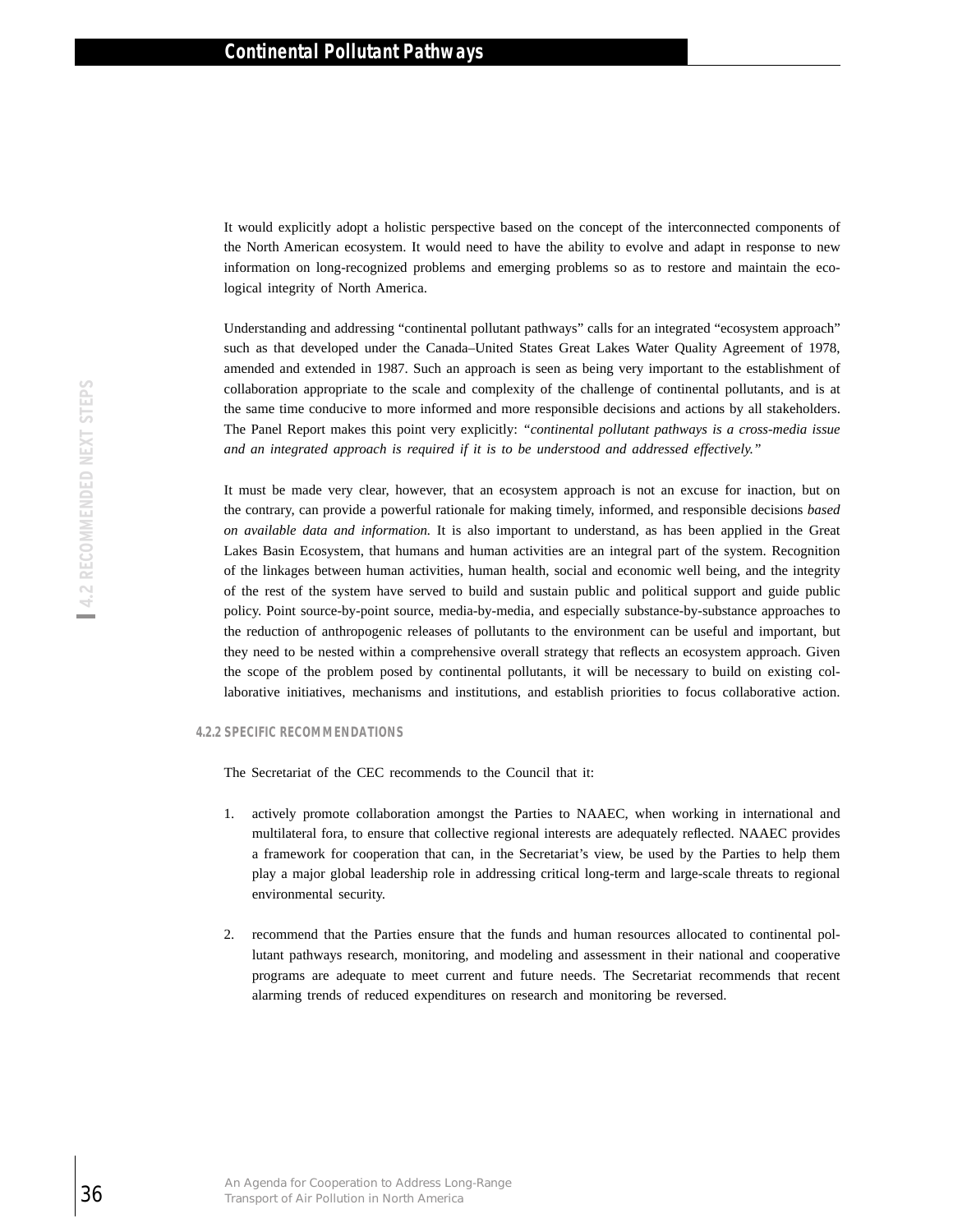It would explicitly adopt a holistic perspective based on the concept of the interconnected components of the North American ecosystem. It would need to have the ability to evolve and adapt in response to new information on long-recognized problems and emerging problems so as to restore and maintain the ecological integrity of North America.

Understanding and addressing "continental pollutant pathways" calls for an integrated "ecosystem approach" such as that developed under the Canada–United States Great Lakes Water Quality Agreement of 1978, amended and extended in 1987. Such an approach is seen as being very important to the establishment of collaboration appropriate to the scale and complexity of the challenge of continental pollutants, and is at the same time conducive to more informed and more responsible decisions and actions by all stakeholders. The Panel Report makes this point very explicitly: *"continental pollutant pathways is a cross-media issue and an integrated approach is required if it is to be understood and addressed effectively."*

It must be made very clear, however, that an ecosystem approach is not an excuse for inaction, but on the contrary, can provide a powerful rationale for making timely, informed, and responsible decisions *based on available data and information.* It is also important to understand, as has been applied in the Great Lakes Basin Ecosystem, that humans and human activities are an integral part of the system. Recognition of the linkages between human activities, human health, social and economic well being, and the integrity of the rest of the system have served to build and sustain public and political support and guide public policy. Point source-by-point source, media-by-media, and especially substance-by-substance approaches to the reduction of anthropogenic releases of pollutants to the environment can be useful and important, but they need to be nested within a comprehensive overall strategy that reflects an ecosystem approach. Given the scope of the problem posed by continental pollutants, it will be necessary to build on existing collaborative initiatives, mechanisms and institutions, and establish priorities to focus collaborative action.

#### 4.2.2 SPECIFIC RECOMMENDATIONS

The Secretariat of the CEC recommends to the Council that it:

1. actively promote collaboration amongst the Parties to NAAEC, when working in international and multilateral fora, to ensure that collective regional interests are adequately reflected. NAAEC provides a framework for cooperation that can, in the Secretariat's view, be used by the Parties to help them play a major global leadership role in addressing critical long-term and large-scale threats to regional environmental security.

2. recommend that the Parties ensure that the funds and human resources allocated to continental pollutant pathways research, monitoring, and modeling and assessment in their national and cooperative programs are adequate to meet current and future needs. The Secretariat recommends that recent alarming trends of reduced expenditures on research and monitoring be reversed.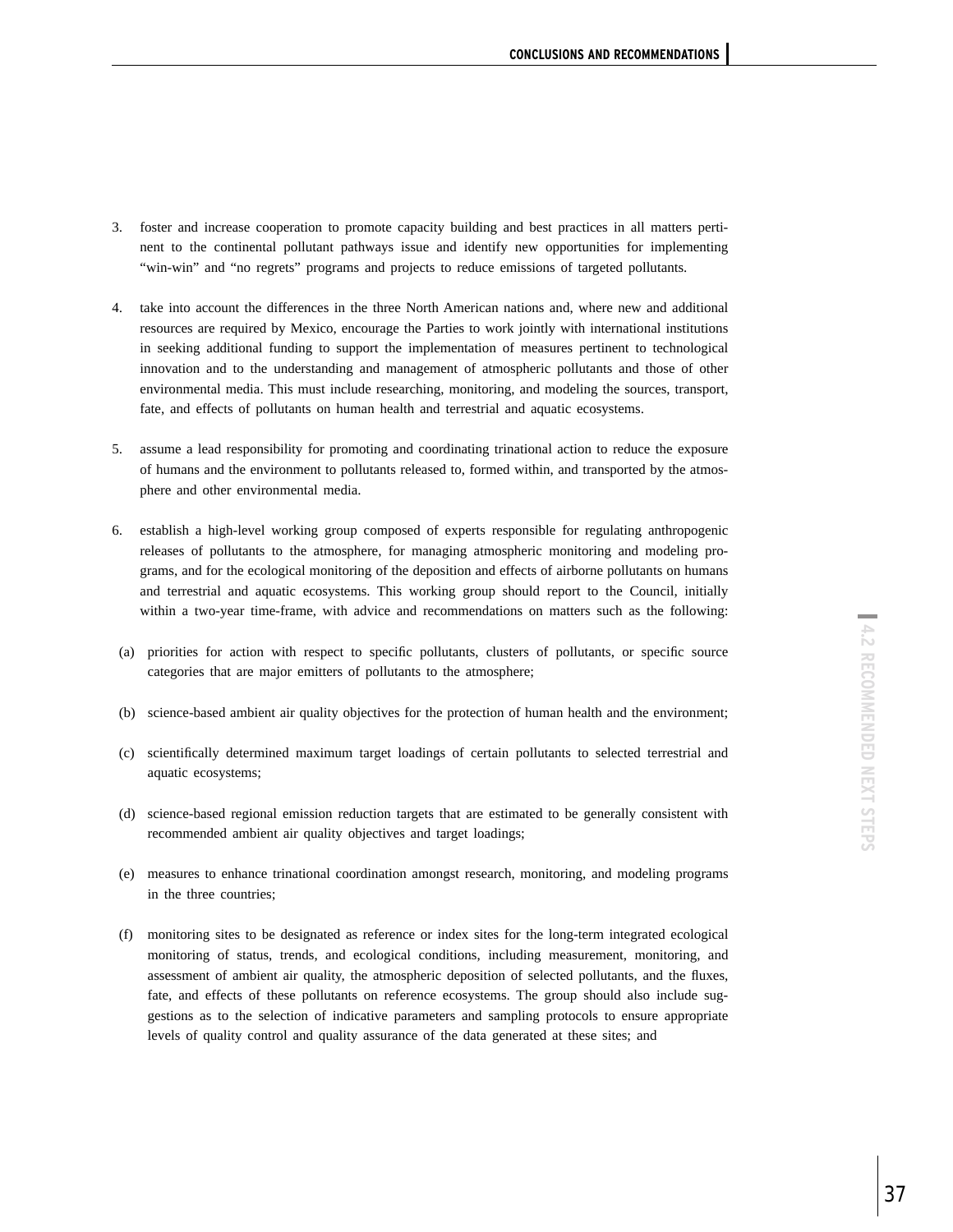3. foster and increase cooperation to promote capacity building and best practices in all matters pertinent to the continental pollutant pathways issue and identify new opportunities for implementing "win-win" and "no regrets" programs and projects to reduce emissions of targeted pollutants.

4. take into account the differences in the three North American nations and, where new and additional resources are required by Mexico, encourage the Parties to work jointly with international institutions in seeking additional funding to support the implementation of measures pertinent to technological innovation and to the understanding and management of atmospheric pollutants and those of other environmental media. This must include researching, monitoring, and modeling the sources, transport, fate, and effects of pollutants on human health and terrestrial and aquatic ecosystems.

5. assume a lead responsibility for promoting and coordinating trinational action to reduce the exposure of humans and the environment to pollutants released to, formed within, and transported by the atmosphere and other environmental media.

6. establish a high-level working group composed of experts responsible for regulating anthropogenic releases of pollutants to the atmosphere, for managing atmospheric monitoring and modeling programs, and for the ecological monitoring of the deposition and effects of airborne pollutants on humans and terrestrial and aquatic ecosystems. This working group should report to the Council, initially within a two-year time-frame, with advice and recommendations on matters such as the following:

   (a) priorities for action with respect to specific pollutants, clusters of pollutants, or specific source categories that are major emitters of pollutants to the atmosphere;

   (b) science-based ambient air quality objectives for the protection of human health and the environment;

   (c) scientifically determined maximum target loadings of certain pollutants to selected terrestrial and aquatic ecosystems;

   (d) science-based regional emission reduction targets that are estimated to be generally consistent with recommended ambient air quality objectives and target loadings;

   (e) measures to enhance trinational coordination amongst research, monitoring, and modeling programs in the three countries;

   (f) monitoring sites to be designated as reference or index sites for the long-term integrated ecological monitoring of status, trends, and ecological conditions, including measurement, monitoring, and assessment of ambient air quality, the atmospheric deposition of selected pollutants, and the fluxes, fate, and effects of these pollutants on reference ecosystems. The group should also include suggestions as to the selection of indicative parameters and sampling protocols to ensure appropriate levels of quality control and quality assurance of the data generated at these sites; and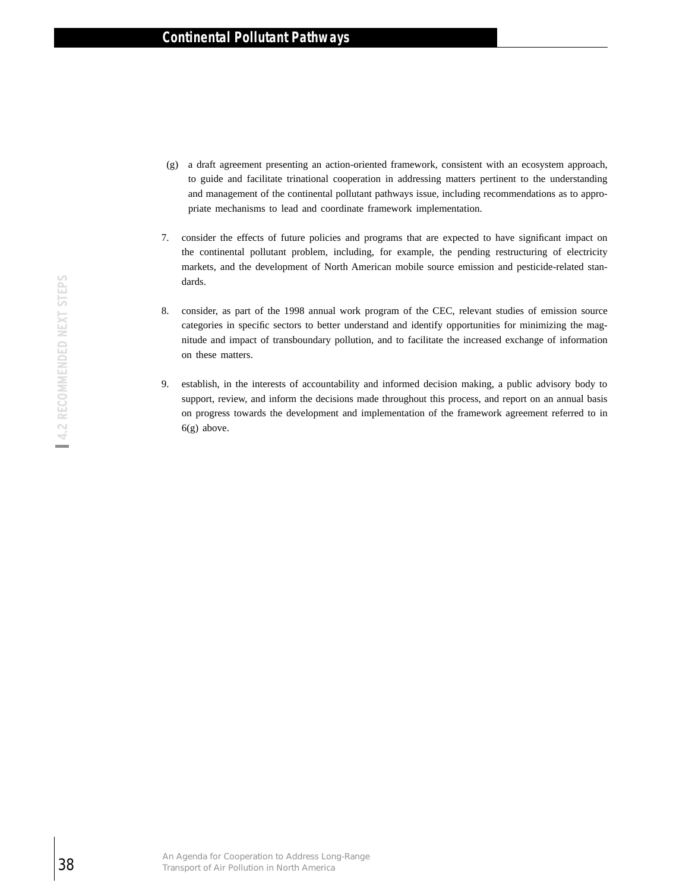(g) a draft agreement presenting an action-oriented framework, consistent with an ecosystem approach, to guide and facilitate trinational cooperation in addressing matters pertinent to the understanding and management of the continental pollutant pathways issue, including recommendations as to appropriate mechanisms to lead and coordinate framework implementation.

7. consider the effects of future policies and programs that are expected to have significant impact on the continental pollutant problem, including, for example, the pending restructuring of electricity markets, and the development of North American mobile source emission and pesticide-related standards.

8. consider, as part of the 1998 annual work program of the CEC, relevant studies of emission source categories in specific sectors to better understand and identify opportunities for minimizing the magnitude and impact of transboundary pollution, and to facilitate the increased exchange of information on these matters.

9. establish, in the interests of accountability and informed decision making, a public advisory body to support, review, and inform the decisions made throughout this process, and report on an annual basis on progress towards the development and implementation of the framework agreement referred to in 6(g) above.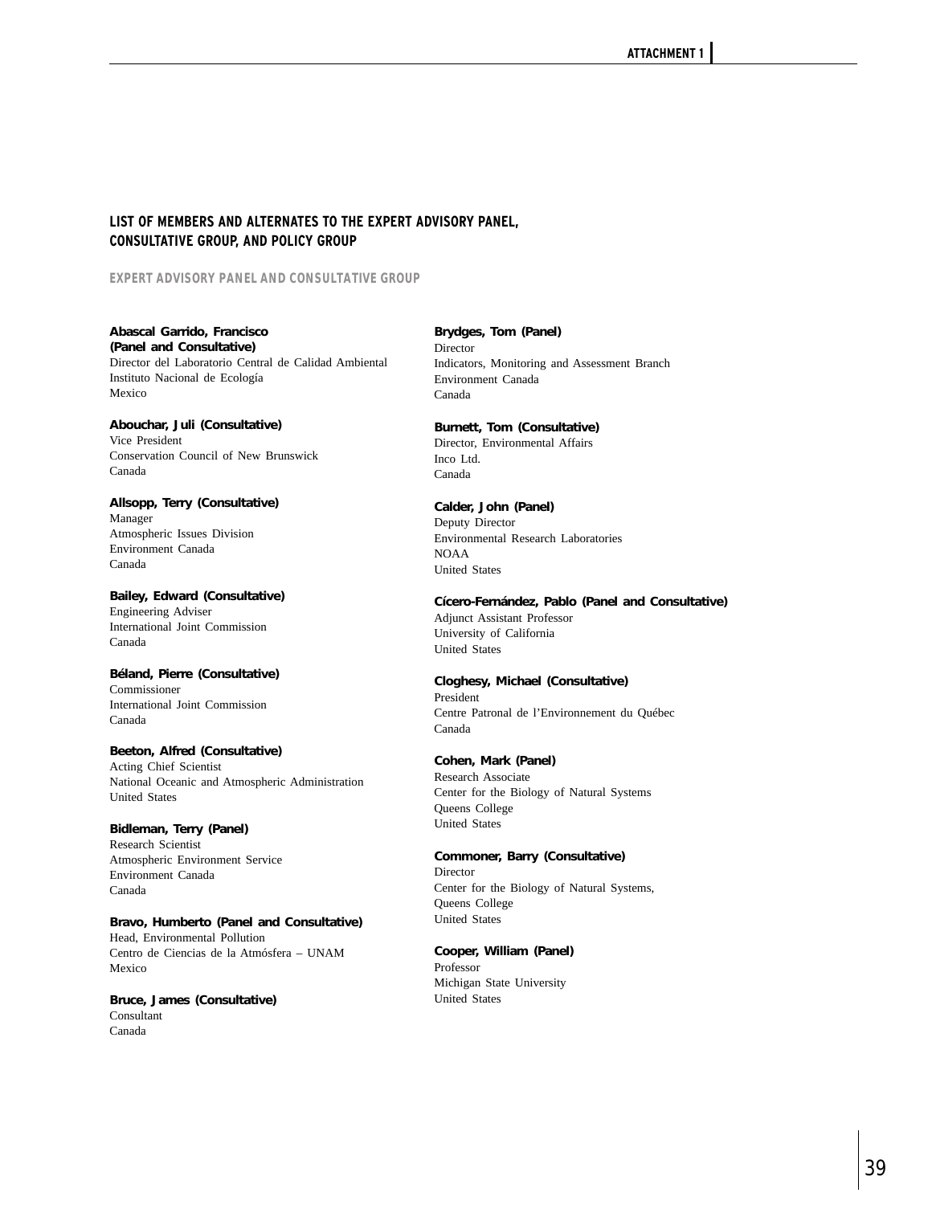## LIST OF MEMBERS AND ALTERNATES TO THE EXPERT ADVISORY PANEL, CONSULTATIVE GROUP, AND POLICY GROUP

### EXPERT ADVISORY PANEL AND CONSULTATIVE GROUP

**Abascal Garrido, Francisco (Panel and Consultative)**
Director del Laboratorio Central de Calidad Ambiental
Instituto Nacional de Ecología
Mexico

**Abouchar, Juli (Consultative)**
Vice President
Conservation Council of New Brunswick
Canada

**Allsopp, Terry (Consultative)**
Manager
Atmospheric Issues Division
Environment Canada
Canada

**Bailey, Edward (Consultative)**
Engineering Adviser
International Joint Commission
Canada

**Béland, Pierre (Consultative)**
Commissioner
International Joint Commission
Canada

**Beeton, Alfred (Consultative)**
Acting Chief Scientist
National Oceanic and Atmospheric Administration
United States

**Bidleman, Terry (Panel)**
Research Scientist
Atmospheric Environment Service
Environment Canada
Canada

**Bravo, Humberto (Panel and Consultative)**
Head, Environmental Pollution
Centro de Ciencias de la Atmósfera – UNAM
Mexico

**Bruce, James (Consultative)**
Consultant
Canada

**Brydges, Tom (Panel)**
Director
Indicators, Monitoring and Assessment Branch
Environment Canada
Canada

**Burnett, Tom (Consultative)**
Director, Environmental Affairs
Inco Ltd.
Canada

**Calder, John (Panel)**
Deputy Director
Environmental Research Laboratories
NOAA
United States

**Cícero-Fernández, Pablo (Panel and Consultative)**
Adjunct Assistant Professor
University of California
United States

**Cloghesy, Michael (Consultative)**
President
Centre Patronal de l'Environnement du Québec
Canada

**Cohen, Mark (Panel)**
Research Associate
Center for the Biology of Natural Systems
Queens College
United States

**Commoner, Barry (Consultative)**
Director
Center for the Biology of Natural Systems,
Queens College
United States

**Cooper, William (Panel)**
Professor
Michigan State University
United States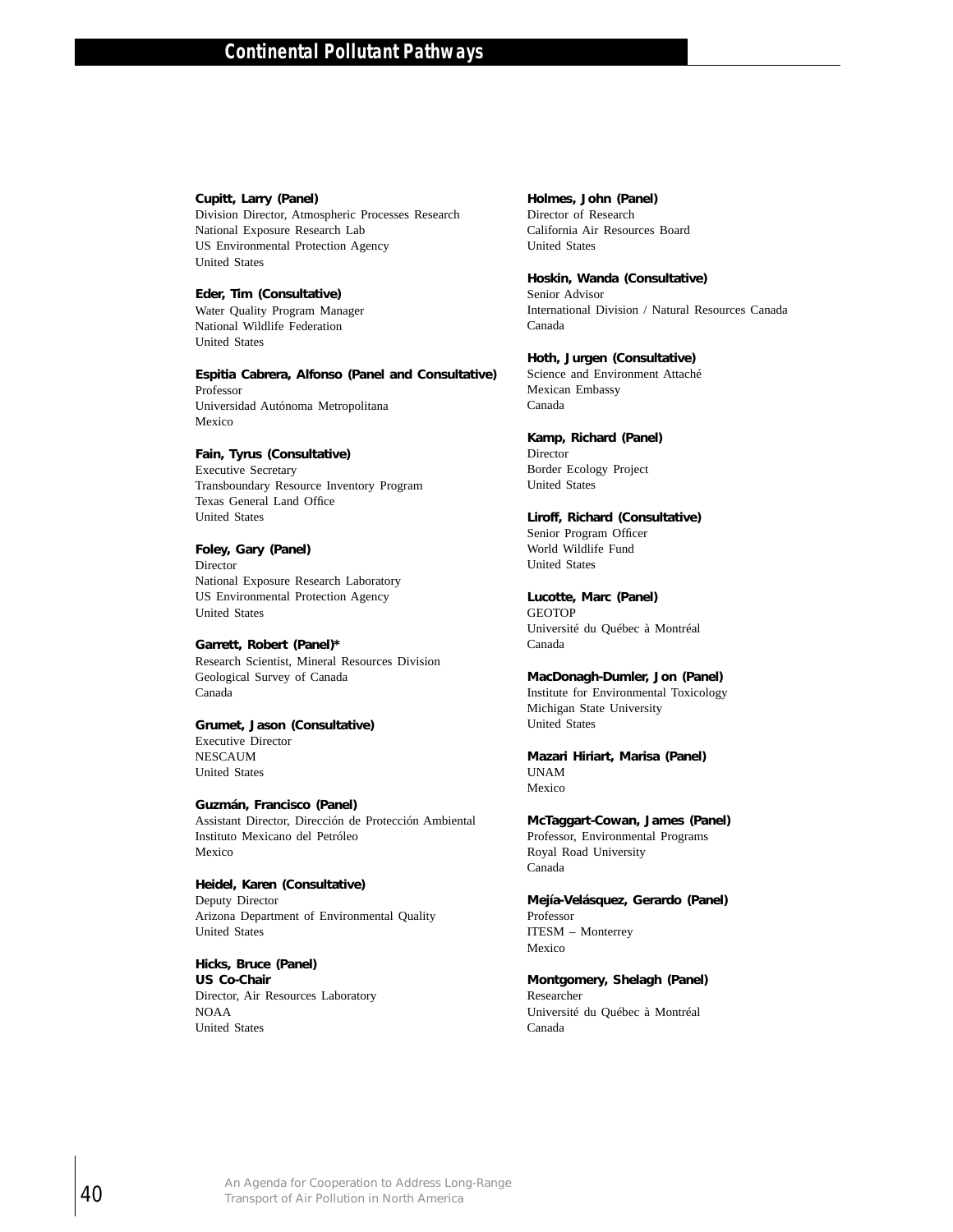**Cupitt, Larry (Panel)**
Division Director, Atmospheric Processes Research
National Exposure Research Lab
US Environmental Protection Agency
United States

**Eder, Tim (Consultative)**
Water Quality Program Manager
National Wildlife Federation
United States

**Espitia Cabrera, Alfonso (Panel and Consultative)**
Professor
Universidad Autónoma Metropolitana
Mexico

**Fain, Tyrus (Consultative)**
Executive Secretary
Transboundary Resource Inventory Program
Texas General Land Office
United States

**Foley, Gary (Panel)**
Director
National Exposure Research Laboratory
US Environmental Protection Agency
United States

**Garrett, Robert (Panel)***
Research Scientist, Mineral Resources Division
Geological Survey of Canada
Canada

**Grumet, Jason (Consultative)**
Executive Director
NESCAUM
United States

**Guzmán, Francisco (Panel)**
Assistant Director, Dirección de Protección Ambiental
Instituto Mexicano del Petróleo
Mexico

**Heidel, Karen (Consultative)**
Deputy Director
Arizona Department of Environmental Quality
United States

**Hicks, Bruce (Panel)**
**US Co-Chair**
Director, Air Resources Laboratory
NOAA
United States

**Holmes, John (Panel)**
Director of Research
California Air Resources Board
United States

**Hoskin, Wanda (Consultative)**
Senior Advisor
International Division / Natural Resources Canada
Canada

**Hoth, Jurgen (Consultative)**
Science and Environment Attaché
Mexican Embassy
Canada

**Kamp, Richard (Panel)**
Director
Border Ecology Project
United States

**Liroff, Richard (Consultative)**
Senior Program Officer
World Wildlife Fund
United States

**Lucotte, Marc (Panel)**
GEOTOP
Université du Québec à Montréal
Canada

**MacDonagh-Dumler, Jon (Panel)**
Institute for Environmental Toxicology
Michigan State University
United States

**Mazari Hiriart, Marisa (Panel)**
UNAM
Mexico

**McTaggart-Cowan, James (Panel)**
Professor, Environmental Programs
Royal Road University
Canada

**Mejía-Velásquez, Gerardo (Panel)**
Professor
ITESM – Monterrey
Mexico

**Montgomery, Shelagh (Panel)**
Researcher
Université du Québec à Montréal
Canada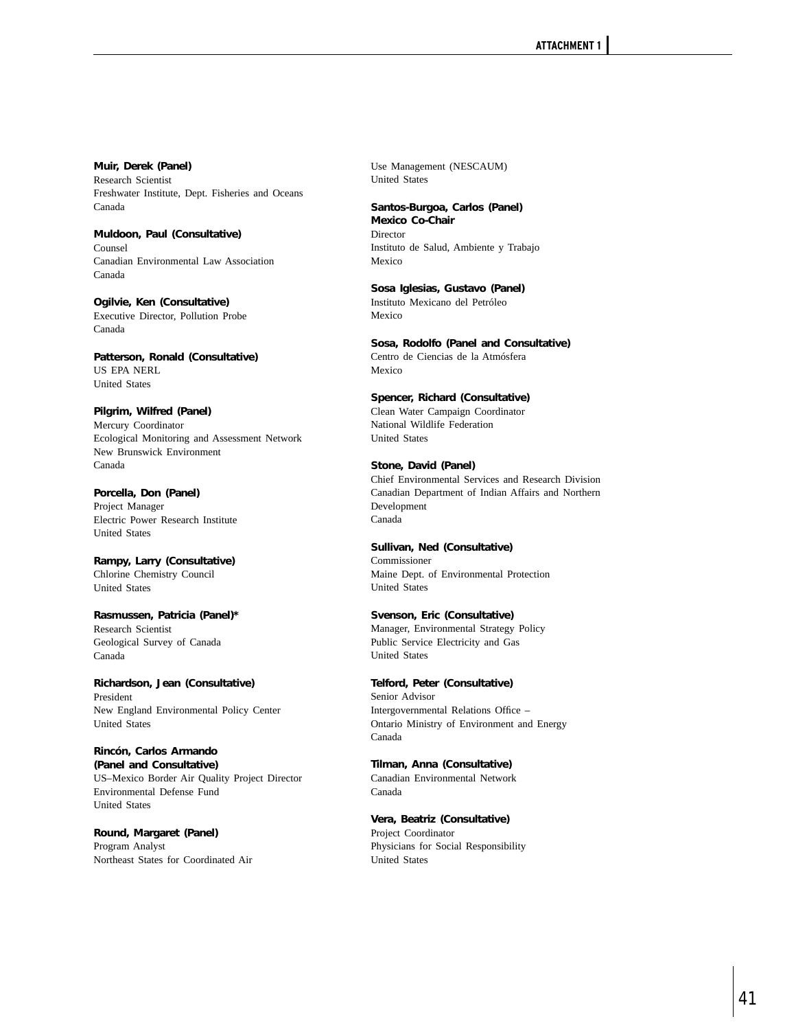**Muir, Derek (Panel)**
Research Scientist
Freshwater Institute, Dept. Fisheries and Oceans
Canada

**Muldoon, Paul (Consultative)**
Counsel
Canadian Environmental Law Association
Canada

**Ogilvie, Ken (Consultative)**
Executive Director, Pollution Probe
Canada

**Patterson, Ronald (Consultative)**
US EPA NERL
United States

**Pilgrim, Wilfred (Panel)**
Mercury Coordinator
Ecological Monitoring and Assessment Network
New Brunswick Environment
Canada

**Porcella, Don (Panel)**
Project Manager
Electric Power Research Institute
United States

**Rampy, Larry (Consultative)**
Chlorine Chemistry Council
United States

**Rasmussen, Patricia (Panel)***
Research Scientist
Geological Survey of Canada
Canada

**Richardson, Jean (Consultative)**
President
New England Environmental Policy Center
United States

**Rincón, Carlos Armando (Panel and Consultative)**
US–Mexico Border Air Quality Project Director
Environmental Defense Fund
United States

**Round, Margaret (Panel)**
Program Analyst
Northeast States for Coordinated Air Use Management (NESCAUM)
United States

**Santos-Burgoa, Carlos (Panel)**
**Mexico Co-Chair**
Director
Instituto de Salud, Ambiente y Trabajo
Mexico

**Sosa Iglesias, Gustavo (Panel)**
Instituto Mexicano del Petróleo
Mexico

**Sosa, Rodolfo (Panel and Consultative)**
Centro de Ciencias de la Atmósfera
Mexico

**Spencer, Richard (Consultative)**
Clean Water Campaign Coordinator
National Wildlife Federation
United States

**Stone, David (Panel)**
Chief Environmental Services and Research Division
Canadian Department of Indian Affairs and Northern Development
Canada

**Sullivan, Ned (Consultative)**
Commissioner
Maine Dept. of Environmental Protection
United States

**Svenson, Eric (Consultative)**
Manager, Environmental Strategy Policy
Public Service Electricity and Gas
United States

**Telford, Peter (Consultative)**
Senior Advisor
Intergovernmental Relations Office –
Ontario Ministry of Environment and Energy
Canada

**Tilman, Anna (Consultative)**
Canadian Environmental Network
Canada

**Vera, Beatriz (Consultative)**
Project Coordinator
Physicians for Social Responsibility
United States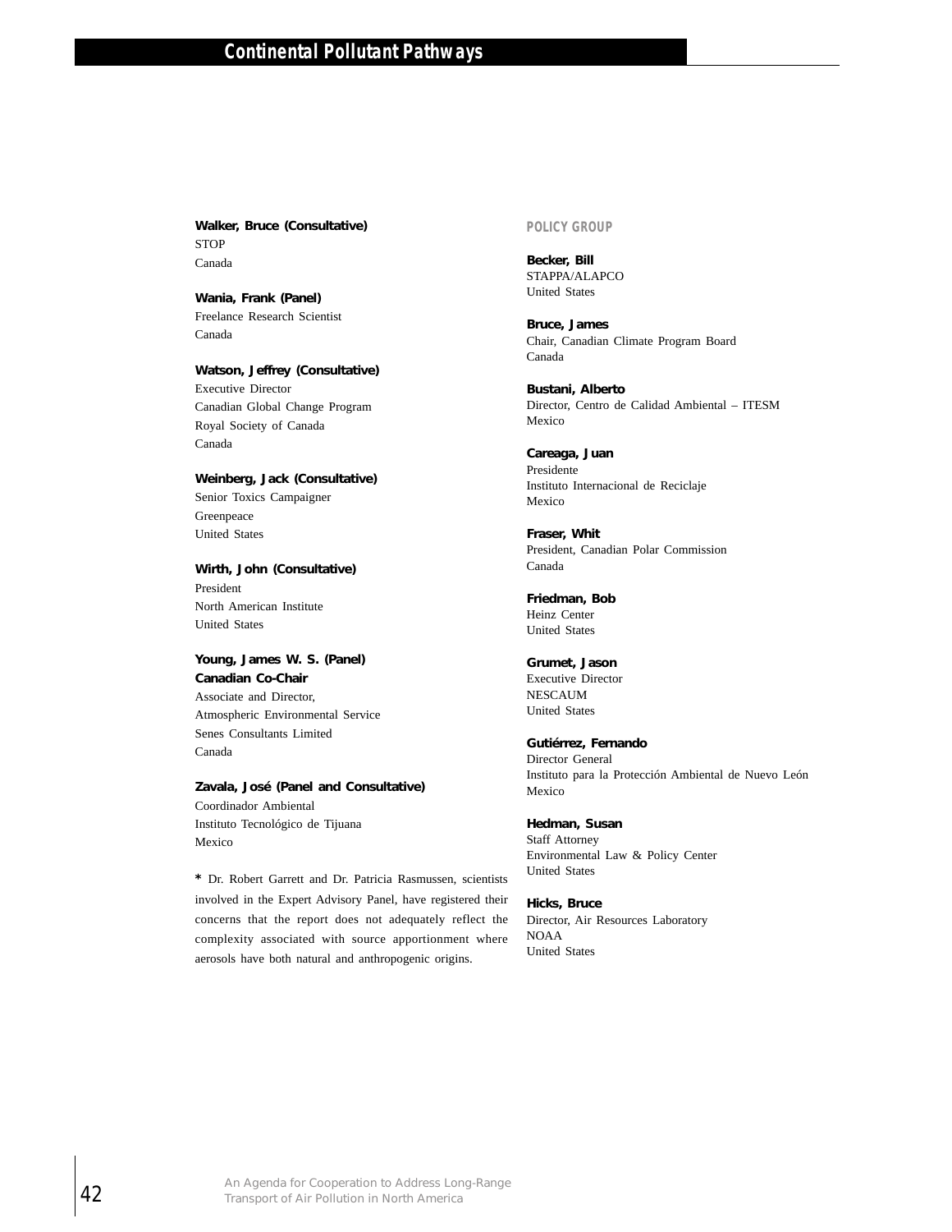**Walker, Bruce (Consultative)**
STOP
Canada

**Wania, Frank (Panel)**
Freelance Research Scientist
Canada

**Watson, Jeffrey (Consultative)**
Executive Director
Canadian Global Change Program
Royal Society of Canada
Canada

**Weinberg, Jack (Consultative)**
Senior Toxics Campaigner
Greenpeace
United States

**Wirth, John (Consultative)**
President
North American Institute
United States

**Young, James W. S. (Panel)**
**Canadian Co-Chair**
Associate and Director,
Atmospheric Environmental Service
Senes Consultants Limited
Canada

**Zavala, José (Panel and Consultative)**
Coordinador Ambiental
Instituto Tecnológico de Tijuana
Mexico

**\*** Dr. Robert Garrett and Dr. Patricia Rasmussen, scientists involved in the Expert Advisory Panel, have registered their concerns that the report does not adequately reflect the complexity associated with source apportionment where aerosols have both natural and anthropogenic origins.

### POLICY GROUP

**Becker, Bill**
STAPPA/ALAPCO
United States

**Bruce, James**
Chair, Canadian Climate Program Board
Canada

**Bustani, Alberto**
Director, Centro de Calidad Ambiental – ITESM
Mexico

**Careaga, Juan**
Presidente
Instituto Internacional de Reciclaje
Mexico

**Fraser, Whit**
President, Canadian Polar Commission
Canada

**Friedman, Bob**
Heinz Center
United States

**Grumet, Jason**
Executive Director
NESCAUM
United States

**Gutiérrez, Fernando**
Director General
Instituto para la Protección Ambiental de Nuevo León
Mexico

**Hedman, Susan**
Staff Attorney
Environmental Law & Policy Center
United States

**Hicks, Bruce**
Director, Air Resources Laboratory
NOAA
United States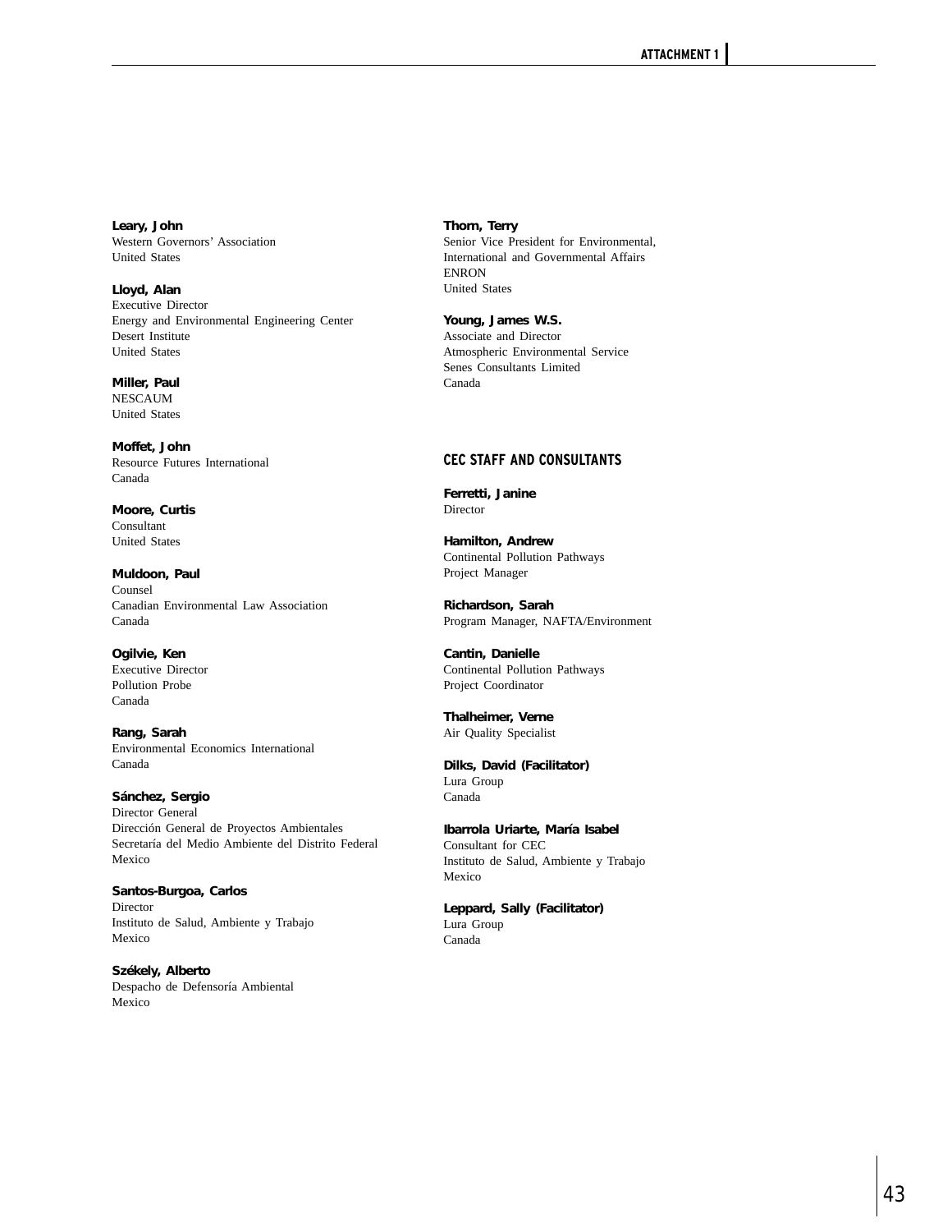**Leary, John**
Western Governors' Association
United States

**Lloyd, Alan**
Executive Director
Energy and Environmental Engineering Center
Desert Institute
United States

**Miller, Paul**
NESCAUM
United States

**Moffet, John**
Resource Futures International
Canada

**Moore, Curtis**
Consultant
United States

**Muldoon, Paul**
Counsel
Canadian Environmental Law Association
Canada

**Ogilvie, Ken**
Executive Director
Pollution Probe
Canada

**Rang, Sarah**
Environmental Economics International
Canada

**Sánchez, Sergio**
Director General
Dirección General de Proyectos Ambientales
Secretaría del Medio Ambiente del Distrito Federal
Mexico

**Santos-Burgoa, Carlos**
Director
Instituto de Salud, Ambiente y Trabajo
Mexico

**Székely, Alberto**
Despacho de Defensoría Ambiental
Mexico

**Thorn, Terry**
Senior Vice President for Environmental, International and Governmental Affairs
ENRON
United States

**Young, James W.S.**
Associate and Director
Atmospheric Environmental Service
Senes Consultants Limited
Canada

## CEC STAFF AND CONSULTANTS

**Ferretti, Janine**
Director

**Hamilton, Andrew**
Continental Pollution Pathways
Project Manager

**Richardson, Sarah**
Program Manager, NAFTA/Environment

**Cantin, Danielle**
Continental Pollution Pathways
Project Coordinator

**Thalheimer, Verne**
Air Quality Specialist

**Dilks, David (Facilitator)**
Lura Group
Canada

**Ibarrola Uriarte, María Isabel**
Consultant for CEC
Instituto de Salud, Ambiente y Trabajo
Mexico

**Leppard, Sally (Facilitator)**
Lura Group
Canada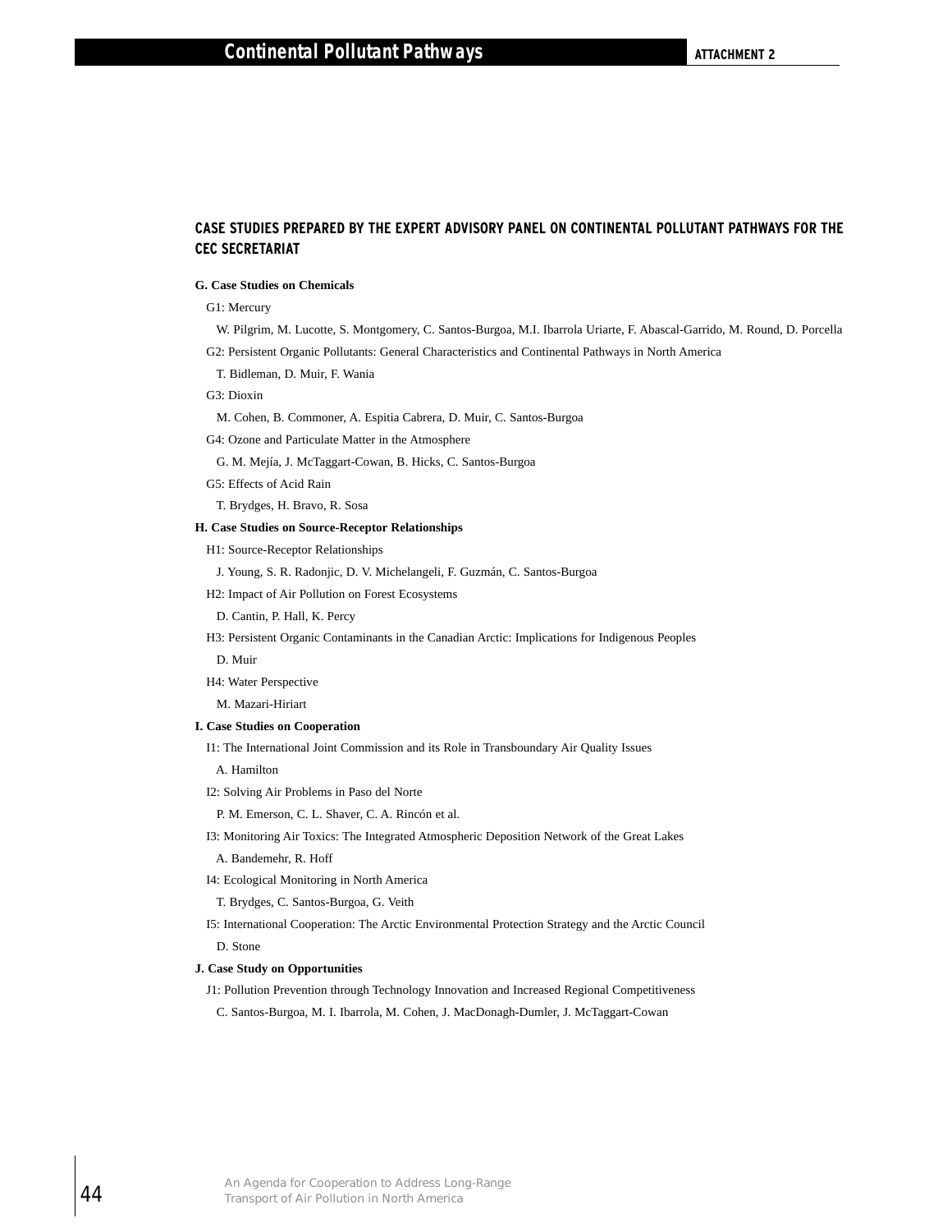## CASE STUDIES PREPARED BY THE EXPERT ADVISORY PANEL ON CONTINENTAL POLLUTANT PATHWAYS FOR THE CEC SECRETARIAT

**G. Case Studies on Chemicals**

G1: Mercury

W. Pilgrim, M. Lucotte, S. Montgomery, C. Santos-Burgoa, M.I. Ibarrola Uriarte, F. Abascal-Garrido, M. Round, D. Porcella

G2: Persistent Organic Pollutants: General Characteristics and Continental Pathways in North America

T. Bidleman, D. Muir, F. Wania

G3: Dioxin

M. Cohen, B. Commoner, A. Espitia Cabrera, D. Muir, C. Santos-Burgoa

G4: Ozone and Particulate Matter in the Atmosphere

G. M. Mejía, J. McTaggart-Cowan, B. Hicks, C. Santos-Burgoa

G5: Effects of Acid Rain

T. Brydges, H. Bravo, R. Sosa

**H. Case Studies on Source-Receptor Relationships**

H1: Source-Receptor Relationships

J. Young, S. R. Radonjic, D. V. Michelangeli, F. Guzmán, C. Santos-Burgoa

H2: Impact of Air Pollution on Forest Ecosystems

D. Cantin, P. Hall, K. Percy

H3: Persistent Organic Contaminants in the Canadian Arctic: Implications for Indigenous Peoples

D. Muir

H4: Water Perspective

M. Mazari-Hiriart

**I. Case Studies on Cooperation**

I1: The International Joint Commission and its Role in Transboundary Air Quality Issues

A. Hamilton

I2: Solving Air Problems in Paso del Norte

P. M. Emerson, C. L. Shaver, C. A. Rincón et al.

I3: Monitoring Air Toxics: The Integrated Atmospheric Deposition Network of the Great Lakes

A. Bandemehr, R. Hoff

I4: Ecological Monitoring in North America

T. Brydges, C. Santos-Burgoa, G. Veith

I5: International Cooperation: The Arctic Environmental Protection Strategy and the Arctic Council

D. Stone

**J. Case Study on Opportunities**

J1: Pollution Prevention through Technology Innovation and Increased Regional Competitiveness

C. Santos-Burgoa, M. I. Ibarrola, M. Cohen, J. MacDonagh-Dumler, J. McTaggart-Cowan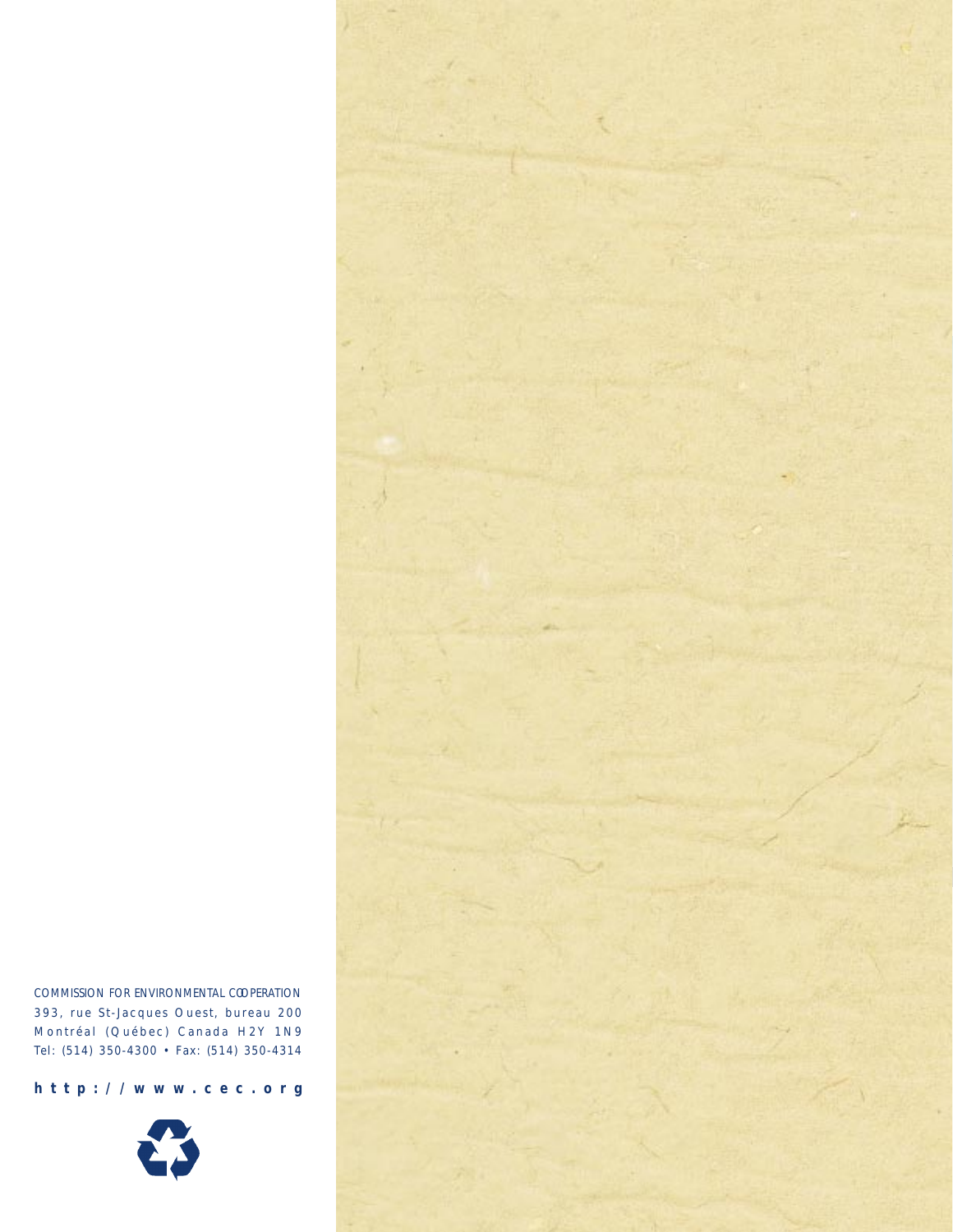COMMISSION FOR ENVIRONMENTAL COOPERATION
393, rue St-Jacques Ouest, bureau 200
Montréal (Québec) Canada H2Y 1N9
Tel: (514) 350-4300 • Fax: (514) 350-4314

**http://www.cec.org**